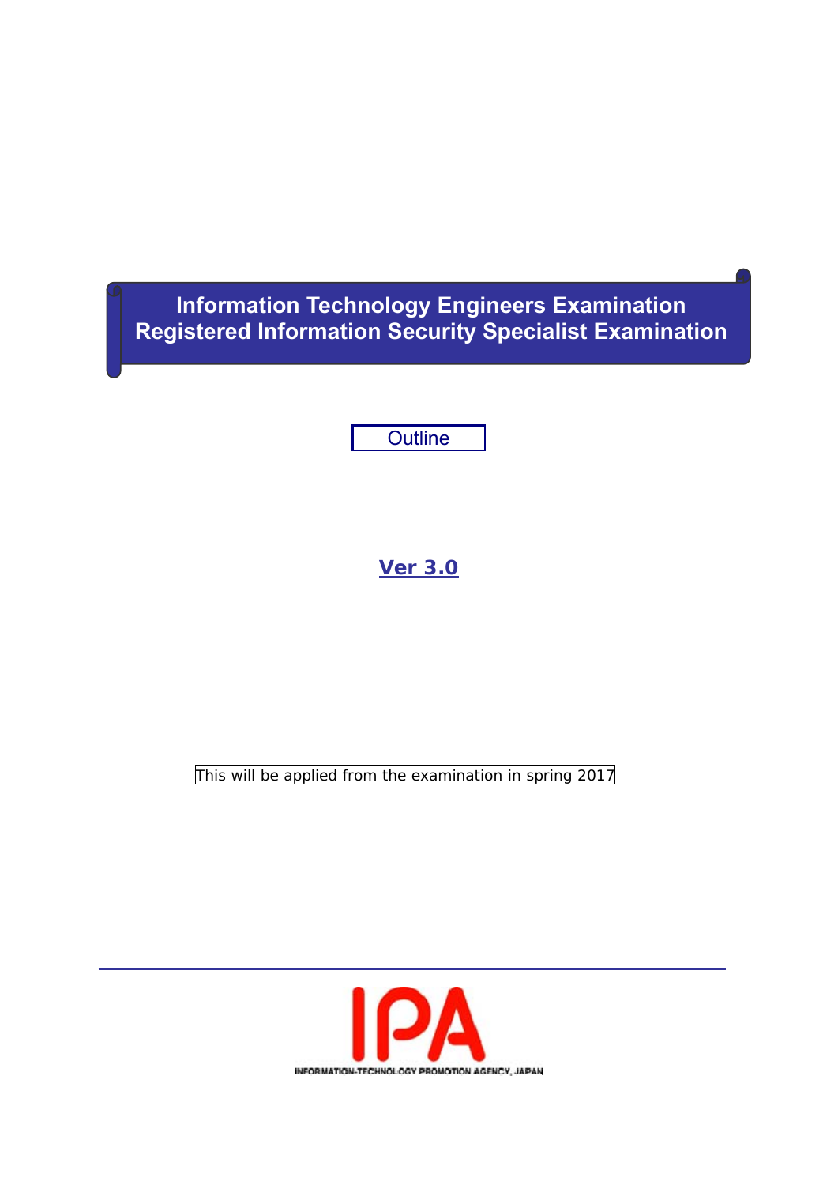# Information Technology Engineers Examination
# Registered Information Security Specialist Examination

**Outline**

**Ver 3.0**

This will be applied from the examination in spring 2017

IPA

INFORMATION-TECHNOLOGY PROMOTION AGENCY, JAPAN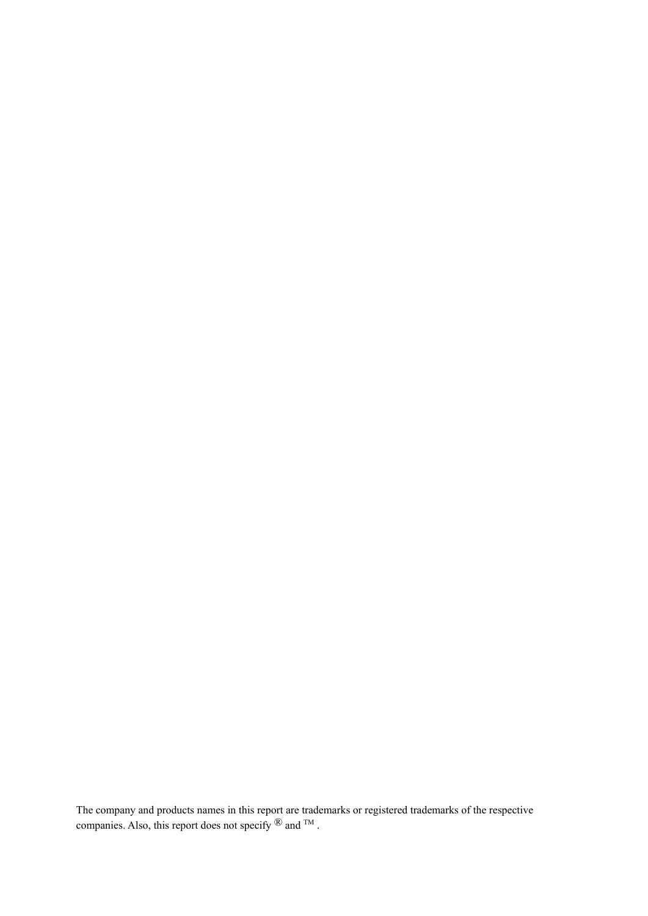The company and products names in this report are trademarks or registered trademarks of the respective companies. Also, this report does not specify ® and ™ .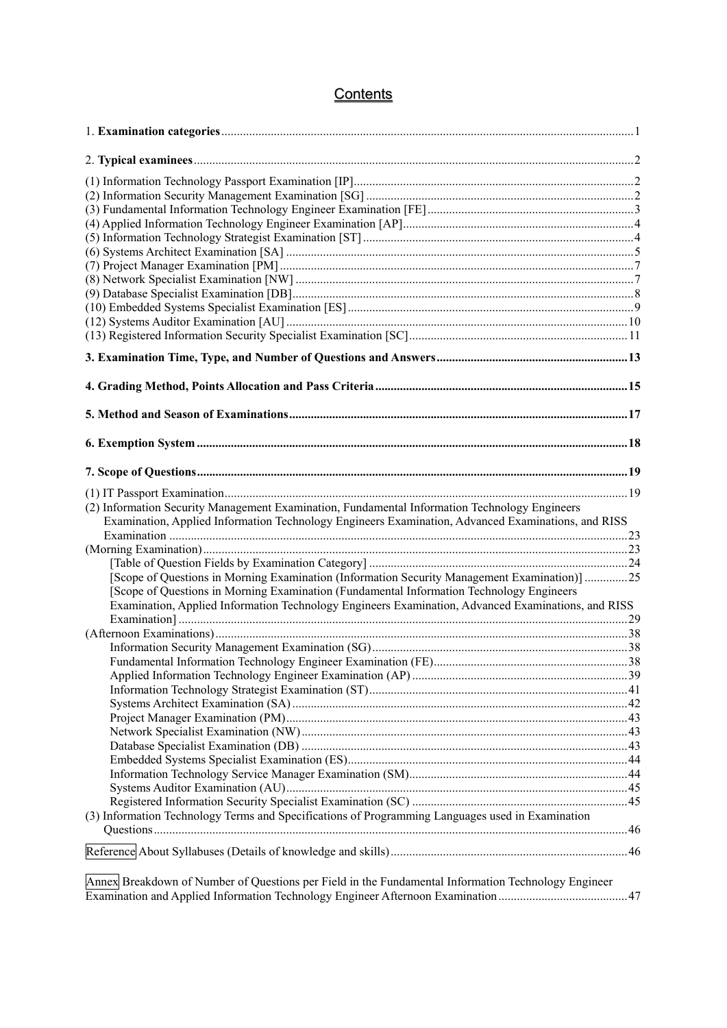# Contents

1. **Examination categories** .......... 1

2. **Typical examinees** .......... 2

(1) Information Technology Passport Examination [IP] .......... 2
(2) Information Security Management Examination [SG] .......... 2
(3) Fundamental Information Technology Engineer Examination [FE] .......... 3
(4) Applied Information Technology Engineer Examination [AP] .......... 4
(5) Information Technology Strategist Examination [ST] .......... 4
(6) Systems Architect Examination [SA] .......... 5
(7) Project Manager Examination [PM] .......... 7
(8) Network Specialist Examination [NW] .......... 7
(9) Database Specialist Examination [DB] .......... 8
(10) Embedded Systems Specialist Examination [ES] .......... 9
(12) Systems Auditor Examination [AU] .......... 10
(13) Registered Information Security Specialist Examination [SC] .......... 11

**3. Examination Time, Type, and Number of Questions and Answers** .......... 13

**4. Grading Method, Points Allocation and Pass Criteria** .......... 15

**5. Method and Season of Examinations** .......... 17

**6. Exemption System** .......... 18

**7. Scope of Questions** .......... 19

(1) IT Passport Examination .......... 19
(2) Information Security Management Examination, Fundamental Information Technology Engineers Examination, Applied Information Technology Engineers Examination, Advanced Examinations, and RISS Examination .......... 23
(Morning Examination) .......... 23
- [Table of Question Fields by Examination Category] .......... 24
- [Scope of Questions in Morning Examination (Information Security Management Examination)] .......... 25
- [Scope of Questions in Morning Examination (Fundamental Information Technology Engineers Examination, Applied Information Technology Engineers Examination, Advanced Examinations, and RISS Examination] .......... 29

(Afternoon Examinations) .......... 38
- Information Security Management Examination (SG) .......... 38
- Fundamental Information Technology Engineer Examination (FE) .......... 38
- Applied Information Technology Engineer Examination (AP) .......... 39
- Information Technology Strategist Examination (ST) .......... 41
- Systems Architect Examination (SA) .......... 42
- Project Manager Examination (PM) .......... 43
- Network Specialist Examination (NW) .......... 43
- Database Specialist Examination (DB) .......... 43
- Embedded Systems Specialist Examination (ES) .......... 44
- Information Technology Service Manager Examination (SM) .......... 44
- Systems Auditor Examination (AU) .......... 45
- Registered Information Security Specialist Examination (SC) .......... 45

(3) Information Technology Terms and Specifications of Programming Languages used in Examination Questions .......... 46

Reference About Syllabuses (Details of knowledge and skills) .......... 46

Annex Breakdown of Number of Questions per Field in the Fundamental Information Technology Engineer Examination and Applied Information Technology Engineer Afternoon Examination .......... 47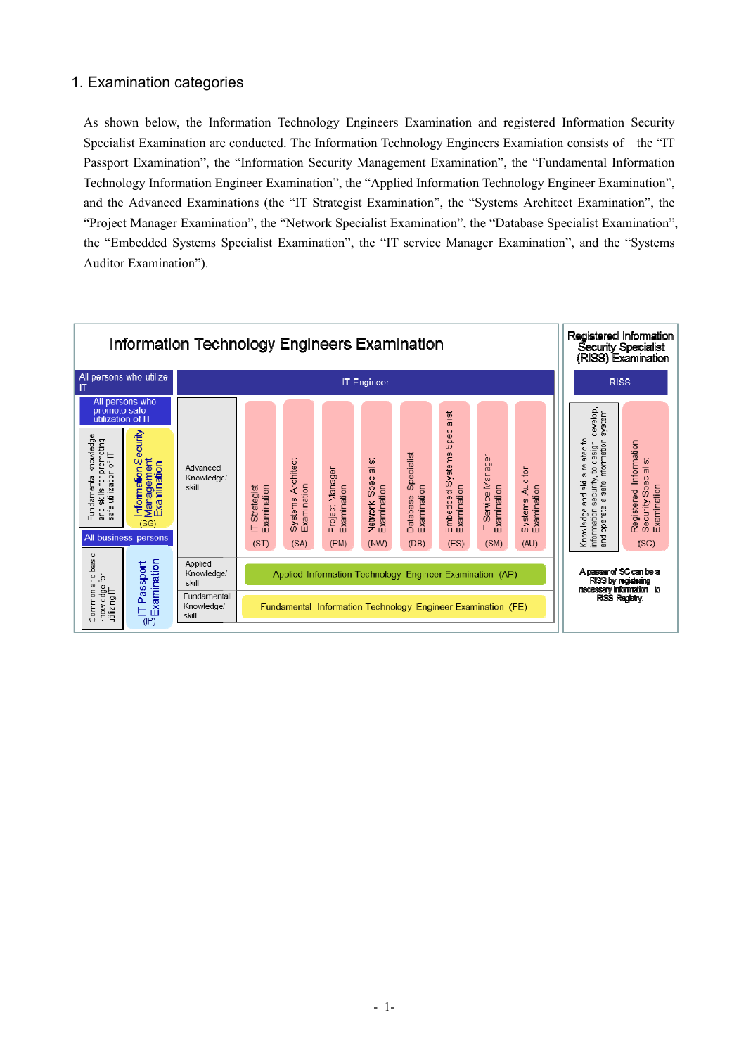## 1. Examination categories

As shown below, the Information Technology Engineers Examination and registered Information Security Specialist Examination are conducted. The Information Technology Engineers Examination consists of the "IT Passport Examination", the "Information Security Management Examination", the "Fundamental Information Technology Information Engineer Examination", the "Applied Information Technology Engineer Examination", and the Advanced Examinations (the "IT Strategist Examination", the "Systems Architect Examination", the "Project Manager Examination", the "Network Specialist Examination", the "Database Specialist Examination", the "Embedded Systems Specialist Examination", the "IT service Manager Examination", and the "Systems Auditor Examination").

**Information Technology Engineers Examination**

| All persons who utilize IT | | IT Engineer | | | | | | | | |
|---|---|---|---|---|---|---|---|---|---|---|
| **All persons who promote safe utilization of IT** | | | | | | | | | | |
| Fundamental knowledge and skills for promoting safe utilization of IT | Information Security Management Examination (SG) | Advanced Knowledge/ skill | IT Strategist Examination (ST) | Systems Architect Examination (SA) | Project Manager Examination (PM) | Network Specialist Examination (NW) | Database Specialist Examination (DB) | Embedded Systems Specialist Examination (ES) | IT Service Manager Examination (SM) | Systems Auditor Examination (AU) |
| **All business persons** | | | | | | | | | | |
| Common and basic knowledge for utilizing IT | IT Passport Examination (IP) | Applied Knowledge/ skill | Applied Information Technology Engineer Examination (AP) | | | | | | | |
| | | Fundamental Knowledge/ skill | Fundamental Information Technology Engineer Examination (FE) | | | | | | | |

**Registered Information Security Specialist (RISS) Examination**

| RISS | |
|---|---|
| Knowledge and skills related to information security, to design, develop, and operate a safe information system | Registered Information Security Specialist Examination (SC) |

A passer of SC can be a RISS by registering necessary information to RISS Registry.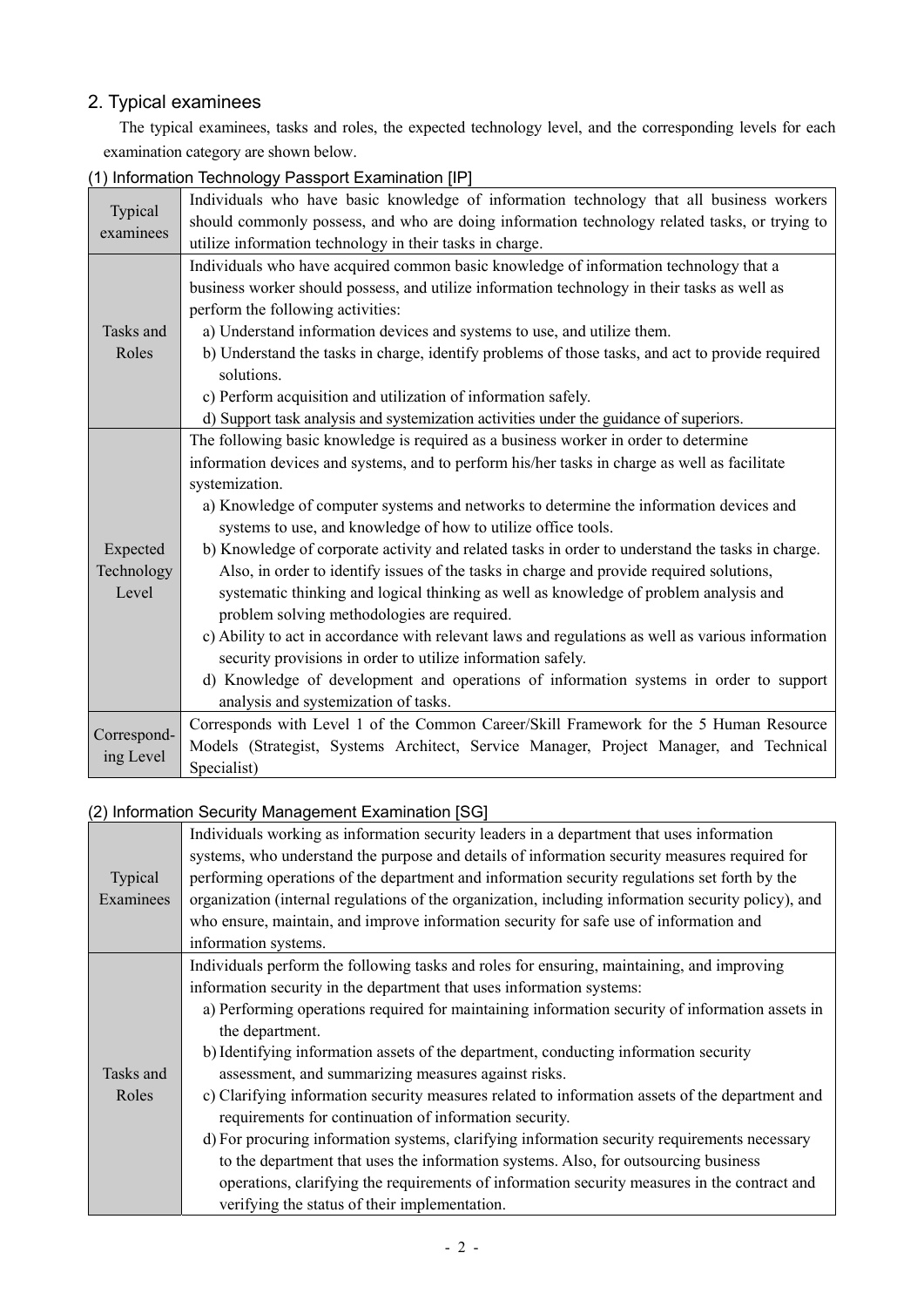## 2. Typical examinees

The typical examinees, tasks and roles, the expected technology level, and the corresponding levels for each examination category are shown below.

### (1) Information Technology Passport Examination [IP]

| | |
|---|---|
| Typical examinees | Individuals who have basic knowledge of information technology that all business workers should commonly possess, and who are doing information technology related tasks, or trying to utilize information technology in their tasks in charge. |
| Tasks and Roles | Individuals who have acquired common basic knowledge of information technology that a business worker should possess, and utilize information technology in their tasks as well as perform the following activities:<br>a) Understand information devices and systems to use, and utilize them.<br>b) Understand the tasks in charge, identify problems of those tasks, and act to provide required solutions.<br>c) Perform acquisition and utilization of information safely.<br>d) Support task analysis and systemization activities under the guidance of superiors. |
| Expected Technology Level | The following basic knowledge is required as a business worker in order to determine information devices and systems, and to perform his/her tasks in charge as well as facilitate systemization.<br>a) Knowledge of computer systems and networks to determine the information devices and systems to use, and knowledge of how to utilize office tools.<br>b) Knowledge of corporate activity and related tasks in order to understand the tasks in charge. Also, in order to identify issues of the tasks in charge and provide required solutions, systematic thinking and logical thinking as well as knowledge of problem analysis and problem solving methodologies are required.<br>c) Ability to act in accordance with relevant laws and regulations as well as various information security provisions in order to utilize information safely.<br>d) Knowledge of development and operations of information systems in order to support analysis and systemization of tasks. |
| Corresponding Level | Corresponds with Level 1 of the Common Career/Skill Framework for the 5 Human Resource Models (Strategist, Systems Architect, Service Manager, Project Manager, and Technical Specialist) |

### (2) Information Security Management Examination [SG]

| | |
|---|---|
| Typical Examinees | Individuals working as information security leaders in a department that uses information systems, who understand the purpose and details of information security measures required for performing operations of the department and information security regulations set forth by the organization (internal regulations of the organization, including information security policy), and who ensure, maintain, and improve information security for safe use of information and information systems. |
| Tasks and Roles | Individuals perform the following tasks and roles for ensuring, maintaining, and improving information security in the department that uses information systems:<br>a) Performing operations required for maintaining information security of information assets in the department.<br>b) Identifying information assets of the department, conducting information security assessment, and summarizing measures against risks.<br>c) Clarifying information security measures related to information assets of the department and requirements for continuation of information security.<br>d) For procuring information systems, clarifying information security requirements necessary to the department that uses the information systems. Also, for outsourcing business operations, clarifying the requirements of information security measures in the contract and verifying the status of their implementation. |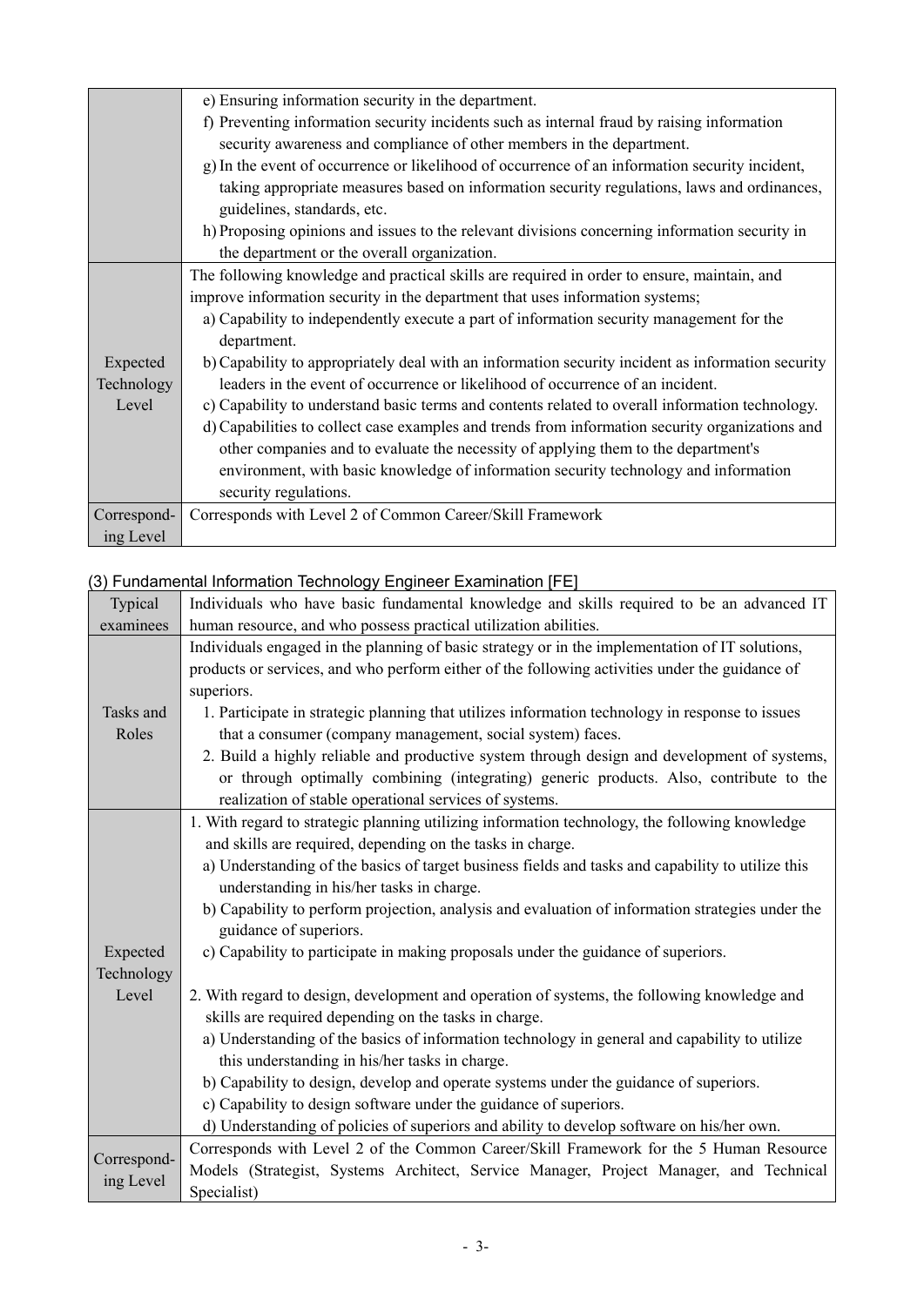| | |
|---|---|
| | e) Ensuring information security in the department.<br>f) Preventing information security incidents such as internal fraud by raising information security awareness and compliance of other members in the department.<br>g) In the event of occurrence or likelihood of occurrence of an information security incident, taking appropriate measures based on information security regulations, laws and ordinances, guidelines, standards, etc.<br>h) Proposing opinions and issues to the relevant divisions concerning information security in the department or the overall organization. |
| Expected Technology Level | The following knowledge and practical skills are required in order to ensure, maintain, and improve information security in the department that uses information systems;<br>a) Capability to independently execute a part of information security management for the department.<br>b) Capability to appropriately deal with an information security incident as information security leaders in the event of occurrence or likelihood of occurrence of an incident.<br>c) Capability to understand basic terms and contents related to overall information technology.<br>d) Capabilities to collect case examples and trends from information security organizations and other companies and to evaluate the necessity of applying them to the department's environment, with basic knowledge of information security technology and information security regulations. |
| Corresponding Level | Corresponds with Level 2 of Common Career/Skill Framework |

(3) Fundamental Information Technology Engineer Examination [FE]

| | |
|---|---|
| Typical examinees | Individuals who have basic fundamental knowledge and skills required to be an advanced IT human resource, and who possess practical utilization abilities. |
| Tasks and Roles | Individuals engaged in the planning of basic strategy or in the implementation of IT solutions, products or services, and who perform either of the following activities under the guidance of superiors.<br>1. Participate in strategic planning that utilizes information technology in response to issues that a consumer (company management, social system) faces.<br>2. Build a highly reliable and productive system through design and development of systems, or through optimally combining (integrating) generic products. Also, contribute to the realization of stable operational services of systems. |
| Expected Technology Level | 1. With regard to strategic planning utilizing information technology, the following knowledge and skills are required, depending on the tasks in charge.<br>a) Understanding of the basics of target business fields and tasks and capability to utilize this understanding in his/her tasks in charge.<br>b) Capability to perform projection, analysis and evaluation of information strategies under the guidance of superiors.<br>c) Capability to participate in making proposals under the guidance of superiors.<br><br>2. With regard to design, development and operation of systems, the following knowledge and skills are required depending on the tasks in charge.<br>a) Understanding of the basics of information technology in general and capability to utilize this understanding in his/her tasks in charge.<br>b) Capability to design, develop and operate systems under the guidance of superiors.<br>c) Capability to design software under the guidance of superiors.<br>d) Understanding of policies of superiors and ability to develop software on his/her own. |
| Corresponding Level | Corresponds with Level 2 of the Common Career/Skill Framework for the 5 Human Resource Models (Strategist, Systems Architect, Service Manager, Project Manager, and Technical Specialist) |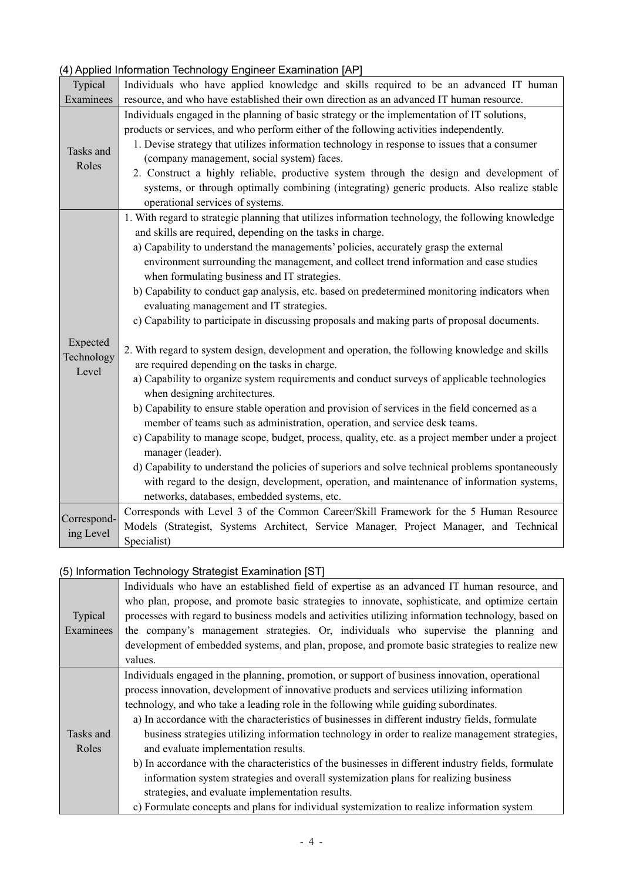### (4) Applied Information Technology Engineer Examination [AP]

| | |
|---|---|
| Typical Examinees | Individuals who have applied knowledge and skills required to be an advanced IT human resource, and who have established their own direction as an advanced IT human resource. |
| Tasks and Roles | Individuals engaged in the planning of basic strategy or the implementation of IT solutions, products or services, and who perform either of the following activities independently.<br>1. Devise strategy that utilizes information technology in response to issues that a consumer (company management, social system) faces.<br>2. Construct a highly reliable, productive system through the design and development of systems, or through optimally combining (integrating) generic products. Also realize stable operational services of systems. |
| Expected Technology Level | 1. With regard to strategic planning that utilizes information technology, the following knowledge and skills are required, depending on the tasks in charge.<br>a) Capability to understand the managements' policies, accurately grasp the external environment surrounding the management, and collect trend information and case studies when formulating business and IT strategies.<br>b) Capability to conduct gap analysis, etc. based on predetermined monitoring indicators when evaluating management and IT strategies.<br>c) Capability to participate in discussing proposals and making parts of proposal documents.<br><br>2. With regard to system design, development and operation, the following knowledge and skills are required depending on the tasks in charge.<br>a) Capability to organize system requirements and conduct surveys of applicable technologies when designing architectures.<br>b) Capability to ensure stable operation and provision of services in the field concerned as a member of teams such as administration, operation, and service desk teams.<br>c) Capability to manage scope, budget, process, quality, etc. as a project member under a project manager (leader).<br>d) Capability to understand the policies of superiors and solve technical problems spontaneously with regard to the design, development, operation, and maintenance of information systems, networks, databases, embedded systems, etc. |
| Correspond-ing Level | Corresponds with Level 3 of the Common Career/Skill Framework for the 5 Human Resource Models (Strategist, Systems Architect, Service Manager, Project Manager, and Technical Specialist) |

### (5) Information Technology Strategist Examination [ST]

| | |
|---|---|
| Typical Examinees | Individuals who have an established field of expertise as an advanced IT human resource, and who plan, propose, and promote basic strategies to innovate, sophisticate, and optimize certain processes with regard to business models and activities utilizing information technology, based on the company's management strategies. Or, individuals who supervise the planning and development of embedded systems, and plan, propose, and promote basic strategies to realize new values. |
| Tasks and Roles | Individuals engaged in the planning, promotion, or support of business innovation, operational process innovation, development of innovative products and services utilizing information technology, and who take a leading role in the following while guiding subordinates.<br>a) In accordance with the characteristics of businesses in different industry fields, formulate business strategies utilizing information technology in order to realize management strategies, and evaluate implementation results.<br>b) In accordance with the characteristics of the businesses in different industry fields, formulate information system strategies and overall systemization plans for realizing business strategies, and evaluate implementation results.<br>c) Formulate concepts and plans for individual systemization to realize information system |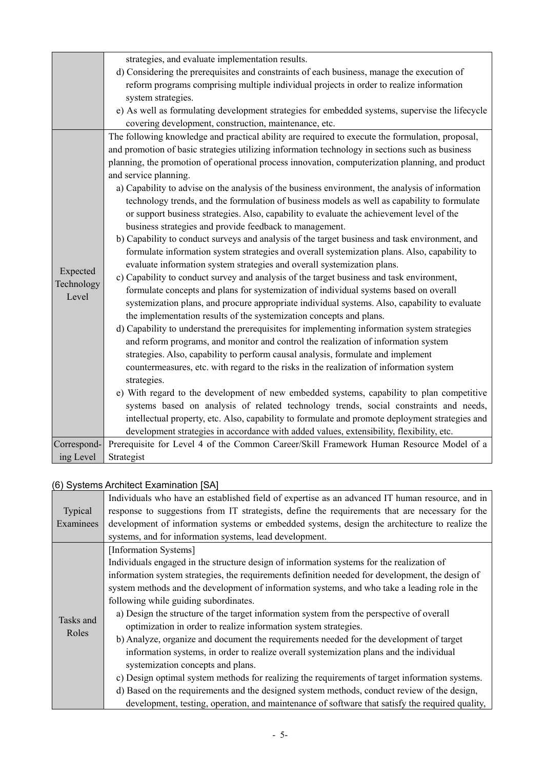| | |
|---|---|
| | strategies, and evaluate implementation results.<br>d) Considering the prerequisites and constraints of each business, manage the execution of reform programs comprising multiple individual projects in order to realize information system strategies.<br>e) As well as formulating development strategies for embedded systems, supervise the lifecycle covering development, construction, maintenance, etc. |
| Expected Technology Level | The following knowledge and practical ability are required to execute the formulation, proposal, and promotion of basic strategies utilizing information technology in sections such as business planning, the promotion of operational process innovation, computerization planning, and product and service planning.<br>a) Capability to advise on the analysis of the business environment, the analysis of information technology trends, and the formulation of business models as well as capability to formulate or support business strategies. Also, capability to evaluate the achievement level of the business strategies and provide feedback to management.<br>b) Capability to conduct surveys and analysis of the target business and task environment, and formulate information system strategies and overall systemization plans. Also, capability to evaluate information system strategies and overall systemization plans.<br>c) Capability to conduct survey and analysis of the target business and task environment, formulate concepts and plans for systemization of individual systems based on overall systemization plans, and procure appropriate individual systems. Also, capability to evaluate the implementation results of the systemization concepts and plans.<br>d) Capability to understand the prerequisites for implementing information system strategies and reform programs, and monitor and control the realization of information system strategies. Also, capability to perform causal analysis, formulate and implement countermeasures, etc. with regard to the risks in the realization of information system strategies.<br>e) With regard to the development of new embedded systems, capability to plan competitive systems based on analysis of related technology trends, social constraints and needs, intellectual property, etc. Also, capability to formulate and promote deployment strategies and development strategies in accordance with added values, extensibility, flexibility, etc. |
| Corresponding Level | Prerequisite for Level 4 of the Common Career/Skill Framework Human Resource Model of a Strategist |

## (6) Systems Architect Examination [SA]

| | |
|---|---|
| Typical Examinees | Individuals who have an established field of expertise as an advanced IT human resource, and in response to suggestions from IT strategists, define the requirements that are necessary for the development of information systems or embedded systems, design the architecture to realize the systems, and for information systems, lead development. |
| Tasks and Roles | [Information Systems]<br>Individuals engaged in the structure design of information systems for the realization of information system strategies, the requirements definition needed for development, the design of system methods and the development of information systems, and who take a leading role in the following while guiding subordinates.<br>a) Design the structure of the target information system from the perspective of overall optimization in order to realize information system strategies.<br>b) Analyze, organize and document the requirements needed for the development of target information systems, in order to realize overall systemization plans and the individual systemization concepts and plans.<br>c) Design optimal system methods for realizing the requirements of target information systems.<br>d) Based on the requirements and the designed system methods, conduct review of the design, development, testing, operation, and maintenance of software that satisfy the required quality, |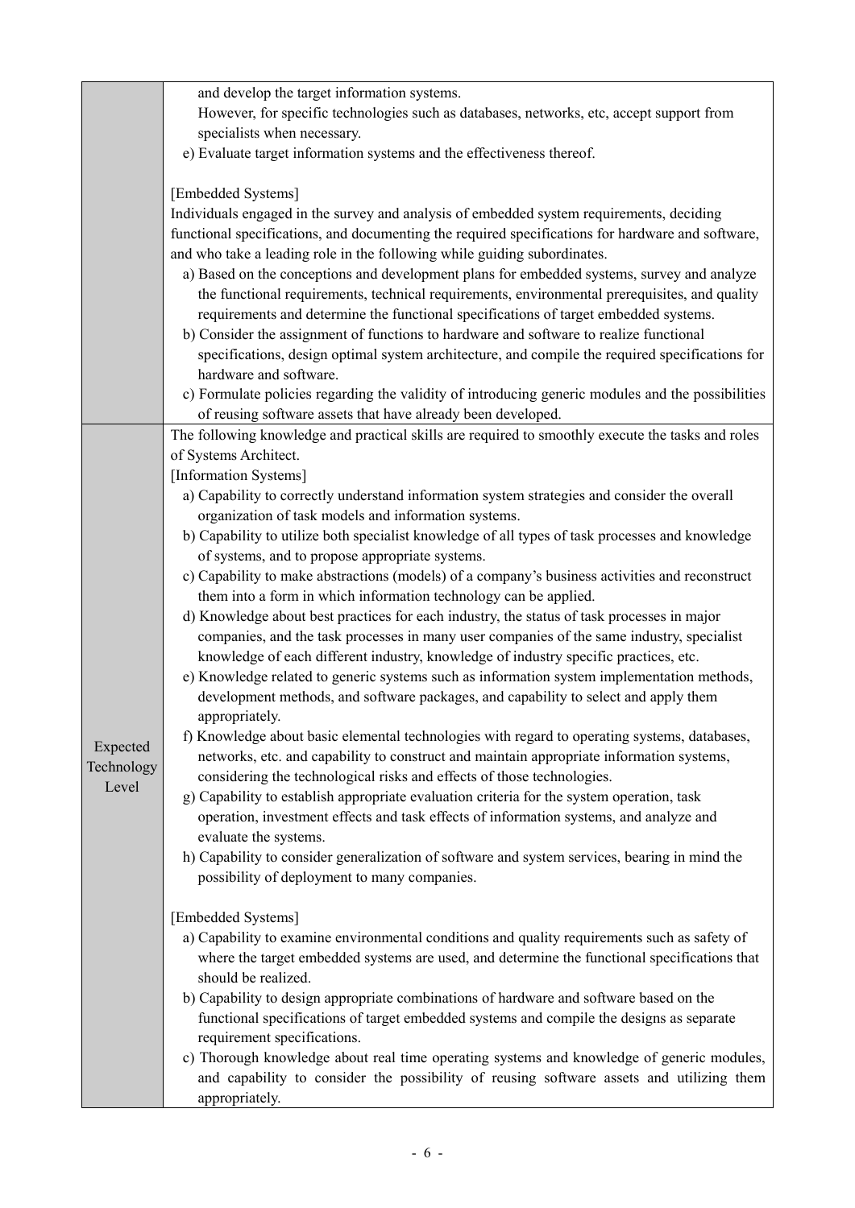| | |
|---|---|
| | and develop the target information systems.<br>However, for specific technologies such as databases, networks, etc, accept support from specialists when necessary.<br>e) Evaluate target information systems and the effectiveness thereof.<br><br>[Embedded Systems]<br>Individuals engaged in the survey and analysis of embedded system requirements, deciding functional specifications, and documenting the required specifications for hardware and software, and who take a leading role in the following while guiding subordinates.<br>a) Based on the conceptions and development plans for embedded systems, survey and analyze the functional requirements, technical requirements, environmental prerequisites, and quality requirements and determine the functional specifications of target embedded systems.<br>b) Consider the assignment of functions to hardware and software to realize functional specifications, design optimal system architecture, and compile the required specifications for hardware and software.<br>c) Formulate policies regarding the validity of introducing generic modules and the possibilities of reusing software assets that have already been developed. |
| Expected Technology Level | The following knowledge and practical skills are required to smoothly execute the tasks and roles of Systems Architect.<br>[Information Systems]<br>a) Capability to correctly understand information system strategies and consider the overall organization of task models and information systems.<br>b) Capability to utilize both specialist knowledge of all types of task processes and knowledge of systems, and to propose appropriate systems.<br>c) Capability to make abstractions (models) of a company's business activities and reconstruct them into a form in which information technology can be applied.<br>d) Knowledge about best practices for each industry, the status of task processes in major companies, and the task processes in many user companies of the same industry, specialist knowledge of each different industry, knowledge of industry specific practices, etc.<br>e) Knowledge related to generic systems such as information system implementation methods, development methods, and software packages, and capability to select and apply them appropriately.<br>f) Knowledge about basic elemental technologies with regard to operating systems, databases, networks, etc. and capability to construct and maintain appropriate information systems, considering the technological risks and effects of those technologies.<br>g) Capability to establish appropriate evaluation criteria for the system operation, task operation, investment effects and task effects of information systems, and analyze and evaluate the systems.<br>h) Capability to consider generalization of software and system services, bearing in mind the possibility of deployment to many companies.<br><br>[Embedded Systems]<br>a) Capability to examine environmental conditions and quality requirements such as safety of where the target embedded systems are used, and determine the functional specifications that should be realized.<br>b) Capability to design appropriate combinations of hardware and software based on the functional specifications of target embedded systems and compile the designs as separate requirement specifications.<br>c) Thorough knowledge about real time operating systems and knowledge of generic modules, and capability to consider the possibility of reusing software assets and utilizing them appropriately. |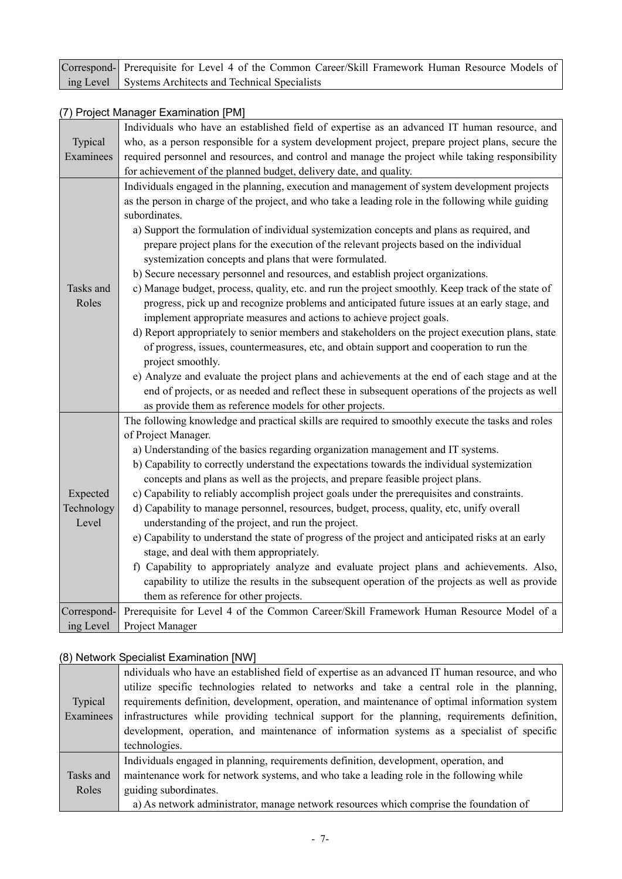| Corresponding Level | Prerequisite for Level 4 of the Common Career/Skill Framework Human Resource Models of Systems Architects and Technical Specialists |
|---|---|

### (7) Project Manager Examination [PM]

| | |
|---|---|
| Typical Examinees | Individuals who have an established field of expertise as an advanced IT human resource, and who, as a person responsible for a system development project, prepare project plans, secure the required personnel and resources, and control and manage the project while taking responsibility for achievement of the planned budget, delivery date, and quality. |
| Tasks and Roles | Individuals engaged in the planning, execution and management of system development projects as the person in charge of the project, and who take a leading role in the following while guiding subordinates.<br>a) Support the formulation of individual systemization concepts and plans as required, and prepare project plans for the execution of the relevant projects based on the individual systemization concepts and plans that were formulated.<br>b) Secure necessary personnel and resources, and establish project organizations.<br>c) Manage budget, process, quality, etc. and run the project smoothly. Keep track of the state of progress, pick up and recognize problems and anticipated future issues at an early stage, and implement appropriate measures and actions to achieve project goals.<br>d) Report appropriately to senior members and stakeholders on the project execution plans, state of progress, issues, countermeasures, etc, and obtain support and cooperation to run the project smoothly.<br>e) Analyze and evaluate the project plans and achievements at the end of each stage and at the end of projects, or as needed and reflect these in subsequent operations of the projects as well as provide them as reference models for other projects. |
| Expected Technology Level | The following knowledge and practical skills are required to smoothly execute the tasks and roles of Project Manager.<br>a) Understanding of the basics regarding organization management and IT systems.<br>b) Capability to correctly understand the expectations towards the individual systemization concepts and plans as well as the projects, and prepare feasible project plans.<br>c) Capability to reliably accomplish project goals under the prerequisites and constraints.<br>d) Capability to manage personnel, resources, budget, process, quality, etc, unify overall understanding of the project, and run the project.<br>e) Capability to understand the state of progress of the project and anticipated risks at an early stage, and deal with them appropriately.<br>f) Capability to appropriately analyze and evaluate project plans and achievements. Also, capability to utilize the results in the subsequent operation of the projects as well as provide them as reference for other projects. |
| Corresponding Level | Prerequisite for Level 4 of the Common Career/Skill Framework Human Resource Model of a Project Manager |

### (8) Network Specialist Examination [NW]

| | |
|---|---|
| Typical Examinees | ndividuals who have an established field of expertise as an advanced IT human resource, and who utilize specific technologies related to networks and take a central role in the planning, requirements definition, development, operation, and maintenance of optimal information system infrastructures while providing technical support for the planning, requirements definition, development, operation, and maintenance of information systems as a specialist of specific technologies. |
| Tasks and Roles | Individuals engaged in planning, requirements definition, development, operation, and maintenance work for network systems, and who take a leading role in the following while guiding subordinates.<br>a) As network administrator, manage network resources which comprise the foundation of |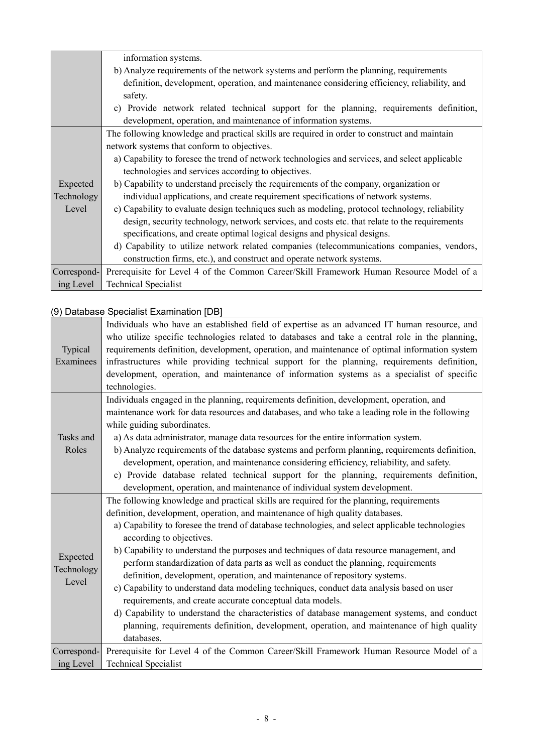| | |
|---|---|
| | information systems.<br>b) Analyze requirements of the network systems and perform the planning, requirements definition, development, operation, and maintenance considering efficiency, reliability, and safety.<br>c) Provide network related technical support for the planning, requirements definition, development, operation, and maintenance of information systems. |
| Expected Technology Level | The following knowledge and practical skills are required in order to construct and maintain network systems that conform to objectives.<br>a) Capability to foresee the trend of network technologies and services, and select applicable technologies and services according to objectives.<br>b) Capability to understand precisely the requirements of the company, organization or individual applications, and create requirement specifications of network systems.<br>c) Capability to evaluate design techniques such as modeling, protocol technology, reliability design, security technology, network services, and costs etc. that relate to the requirements specifications, and create optimal logical designs and physical designs.<br>d) Capability to utilize network related companies (telecommunications companies, vendors, construction firms, etc.), and construct and operate network systems. |
| Corresponding Level | Prerequisite for Level 4 of the Common Career/Skill Framework Human Resource Model of a Technical Specialist |

(9) Database Specialist Examination [DB]

| | |
|---|---|
| Typical Examinees | Individuals who have an established field of expertise as an advanced IT human resource, and who utilize specific technologies related to databases and take a central role in the planning, requirements definition, development, operation, and maintenance of optimal information system infrastructures while providing technical support for the planning, requirements definition, development, operation, and maintenance of information systems as a specialist of specific technologies. |
| Tasks and Roles | Individuals engaged in the planning, requirements definition, development, operation, and maintenance work for data resources and databases, and who take a leading role in the following while guiding subordinates.<br>a) As data administrator, manage data resources for the entire information system.<br>b) Analyze requirements of the database systems and perform planning, requirements definition, development, operation, and maintenance considering efficiency, reliability, and safety.<br>c) Provide database related technical support for the planning, requirements definition, development, operation, and maintenance of individual system development. |
| Expected Technology Level | The following knowledge and practical skills are required for the planning, requirements definition, development, operation, and maintenance of high quality databases.<br>a) Capability to foresee the trend of database technologies, and select applicable technologies according to objectives.<br>b) Capability to understand the purposes and techniques of data resource management, and perform standardization of data parts as well as conduct the planning, requirements definition, development, operation, and maintenance of repository systems.<br>c) Capability to understand data modeling techniques, conduct data analysis based on user requirements, and create accurate conceptual data models.<br>d) Capability to understand the characteristics of database management systems, and conduct planning, requirements definition, development, operation, and maintenance of high quality databases. |
| Corresponding Level | Prerequisite for Level 4 of the Common Career/Skill Framework Human Resource Model of a Technical Specialist |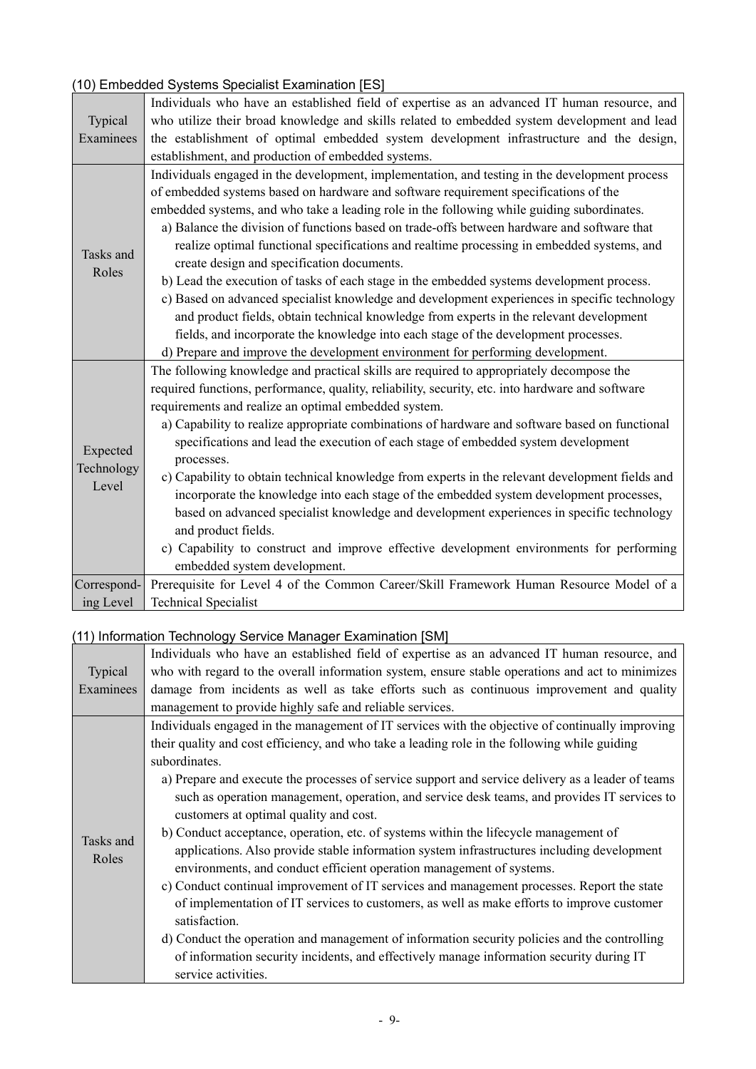(10) Embedded Systems Specialist Examination [ES]

| | |
|---|---|
| Typical Examinees | Individuals who have an established field of expertise as an advanced IT human resource, and who utilize their broad knowledge and skills related to embedded system development and lead the establishment of optimal embedded system development infrastructure and the design, establishment, and production of embedded systems. |
| Tasks and Roles | Individuals engaged in the development, implementation, and testing in the development process of embedded systems based on hardware and software requirement specifications of the embedded systems, and who take a leading role in the following while guiding subordinates.<br>a) Balance the division of functions based on trade-offs between hardware and software that realize optimal functional specifications and realtime processing in embedded systems, and create design and specification documents.<br>b) Lead the execution of tasks of each stage in the embedded systems development process.<br>c) Based on advanced specialist knowledge and development experiences in specific technology and product fields, obtain technical knowledge from experts in the relevant development fields, and incorporate the knowledge into each stage of the development processes.<br>d) Prepare and improve the development environment for performing development. |
| Expected Technology Level | The following knowledge and practical skills are required to appropriately decompose the required functions, performance, quality, reliability, security, etc. into hardware and software requirements and realize an optimal embedded system.<br>a) Capability to realize appropriate combinations of hardware and software based on functional specifications and lead the execution of each stage of embedded system development processes.<br>c) Capability to obtain technical knowledge from experts in the relevant development fields and incorporate the knowledge into each stage of the embedded system development processes, based on advanced specialist knowledge and development experiences in specific technology and product fields.<br>c) Capability to construct and improve effective development environments for performing embedded system development. |
| Corresponding Level | Prerequisite for Level 4 of the Common Career/Skill Framework Human Resource Model of a Technical Specialist |

(11) Information Technology Service Manager Examination [SM]

| | |
|---|---|
| Typical Examinees | Individuals who have an established field of expertise as an advanced IT human resource, and who with regard to the overall information system, ensure stable operations and act to minimizes damage from incidents as well as take efforts such as continuous improvement and quality management to provide highly safe and reliable services. |
| Tasks and Roles | Individuals engaged in the management of IT services with the objective of continually improving their quality and cost efficiency, and who take a leading role in the following while guiding subordinates.<br>a) Prepare and execute the processes of service support and service delivery as a leader of teams such as operation management, operation, and service desk teams, and provides IT services to customers at optimal quality and cost.<br>b) Conduct acceptance, operation, etc. of systems within the lifecycle management of applications. Also provide stable information system infrastructures including development environments, and conduct efficient operation management of systems.<br>c) Conduct continual improvement of IT services and management processes. Report the state of implementation of IT services to customers, as well as make efforts to improve customer satisfaction.<br>d) Conduct the operation and management of information security policies and the controlling of information security incidents, and effectively manage information security during IT service activities. |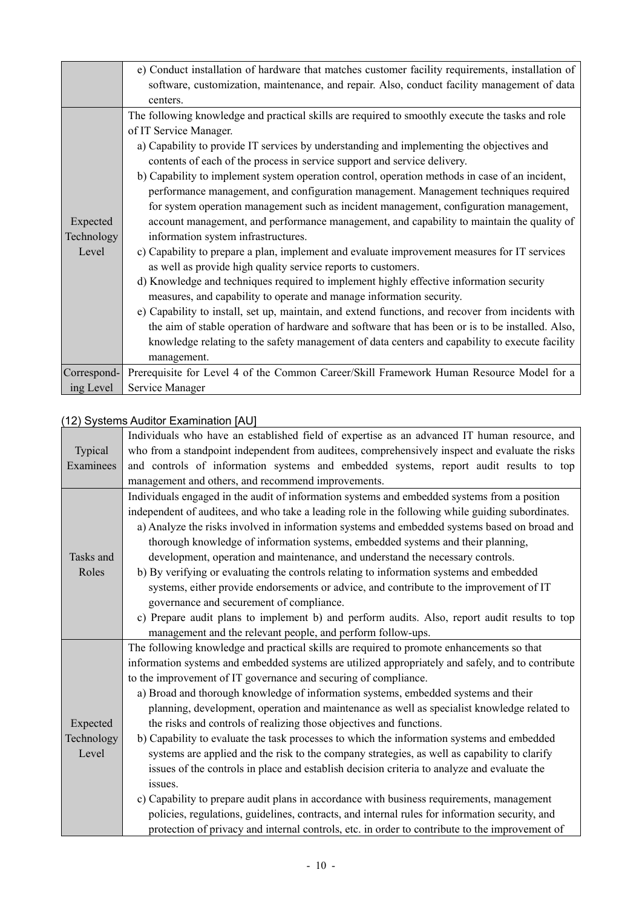| | |
|---|---|
| | e) Conduct installation of hardware that matches customer facility requirements, installation of software, customization, maintenance, and repair. Also, conduct facility management of data centers. |
| Expected Technology Level | The following knowledge and practical skills are required to smoothly execute the tasks and role of IT Service Manager.<br>a) Capability to provide IT services by understanding and implementing the objectives and contents of each of the process in service support and service delivery.<br>b) Capability to implement system operation control, operation methods in case of an incident, performance management, and configuration management. Management techniques required for system operation management such as incident management, configuration management, account management, and performance management, and capability to maintain the quality of information system infrastructures.<br>c) Capability to prepare a plan, implement and evaluate improvement measures for IT services as well as provide high quality service reports to customers.<br>d) Knowledge and techniques required to implement highly effective information security measures, and capability to operate and manage information security.<br>e) Capability to install, set up, maintain, and extend functions, and recover from incidents with the aim of stable operation of hardware and software that has been or is to be installed. Also, knowledge relating to the safety management of data centers and capability to execute facility management. |
| Corresponding Level | Prerequisite for Level 4 of the Common Career/Skill Framework Human Resource Model for a Service Manager |

(12) Systems Auditor Examination [AU]

| | |
|---|---|
| Typical Examinees | Individuals who have an established field of expertise as an advanced IT human resource, and who from a standpoint independent from auditees, comprehensively inspect and evaluate the risks and controls of information systems and embedded systems, report audit results to top management and others, and recommend improvements. |
| Tasks and Roles | Individuals engaged in the audit of information systems and embedded systems from a position independent of auditees, and who take a leading role in the following while guiding subordinates.<br>a) Analyze the risks involved in information systems and embedded systems based on broad and thorough knowledge of information systems, embedded systems and their planning, development, operation and maintenance, and understand the necessary controls.<br>b) By verifying or evaluating the controls relating to information systems and embedded systems, either provide endorsements or advice, and contribute to the improvement of IT governance and securement of compliance.<br>c) Prepare audit plans to implement b) and perform audits. Also, report audit results to top management and the relevant people, and perform follow-ups. |
| Expected Technology Level | The following knowledge and practical skills are required to promote enhancements so that information systems and embedded systems are utilized appropriately and safely, and to contribute to the improvement of IT governance and securing of compliance.<br>a) Broad and thorough knowledge of information systems, embedded systems and their planning, development, operation and maintenance as well as specialist knowledge related to the risks and controls of realizing those objectives and functions.<br>b) Capability to evaluate the task processes to which the information systems and embedded systems are applied and the risk to the company strategies, as well as capability to clarify issues of the controls in place and establish decision criteria to analyze and evaluate the issues.<br>c) Capability to prepare audit plans in accordance with business requirements, management policies, regulations, guidelines, contracts, and internal rules for information security, and protection of privacy and internal controls, etc. in order to contribute to the improvement of |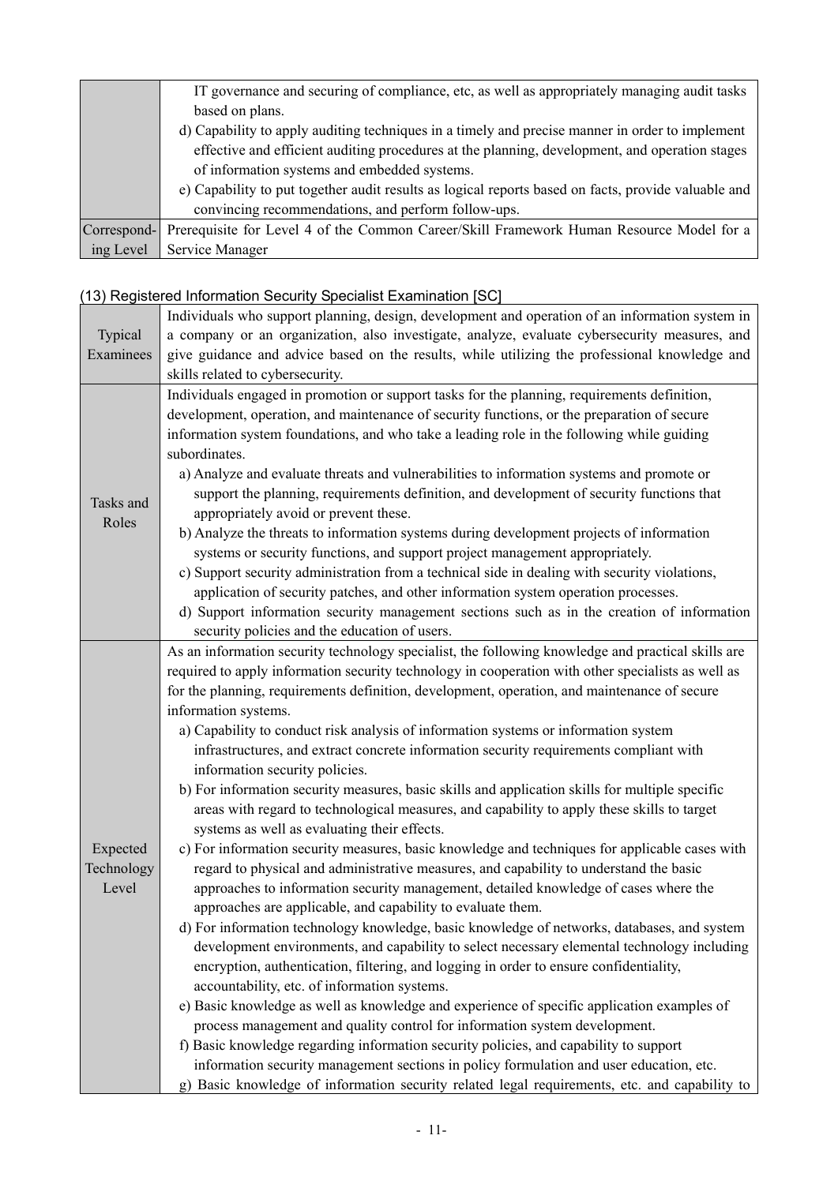| | |
|---|---|
| | IT governance and securing of compliance, etc, as well as appropriately managing audit tasks based on plans.<br>d) Capability to apply auditing techniques in a timely and precise manner in order to implement effective and efficient auditing procedures at the planning, development, and operation stages of information systems and embedded systems.<br>e) Capability to put together audit results as logical reports based on facts, provide valuable and convincing recommendations, and perform follow-ups. |
| Corresponding Level | Prerequisite for Level 4 of the Common Career/Skill Framework Human Resource Model for a Service Manager |

### (13) Registered Information Security Specialist Examination [SC]

| | |
|---|---|
| Typical Examinees | Individuals who support planning, design, development and operation of an information system in a company or an organization, also investigate, analyze, evaluate cybersecurity measures, and give guidance and advice based on the results, while utilizing the professional knowledge and skills related to cybersecurity. |
| Tasks and Roles | Individuals engaged in promotion or support tasks for the planning, requirements definition, development, operation, and maintenance of security functions, or the preparation of secure information system foundations, and who take a leading role in the following while guiding subordinates.<br>a) Analyze and evaluate threats and vulnerabilities to information systems and promote or support the planning, requirements definition, and development of security functions that appropriately avoid or prevent these.<br>b) Analyze the threats to information systems during development projects of information systems or security functions, and support project management appropriately.<br>c) Support security administration from a technical side in dealing with security violations, application of security patches, and other information system operation processes.<br>d) Support information security management sections such as in the creation of information security policies and the education of users. |
| Expected Technology Level | As an information security technology specialist, the following knowledge and practical skills are required to apply information security technology in cooperation with other specialists as well as for the planning, requirements definition, development, operation, and maintenance of secure information systems.<br>a) Capability to conduct risk analysis of information systems or information system infrastructures, and extract concrete information security requirements compliant with information security policies.<br>b) For information security measures, basic skills and application skills for multiple specific areas with regard to technological measures, and capability to apply these skills to target systems as well as evaluating their effects.<br>c) For information security measures, basic knowledge and techniques for applicable cases with regard to physical and administrative measures, and capability to understand the basic approaches to information security management, detailed knowledge of cases where the approaches are applicable, and capability to evaluate them.<br>d) For information technology knowledge, basic knowledge of networks, databases, and system development environments, and capability to select necessary elemental technology including encryption, authentication, filtering, and logging in order to ensure confidentiality, accountability, etc. of information systems.<br>e) Basic knowledge as well as knowledge and experience of specific application examples of process management and quality control for information system development.<br>f) Basic knowledge regarding information security policies, and capability to support information security management sections in policy formulation and user education, etc.<br>g) Basic knowledge of information security related legal requirements, etc. and capability to |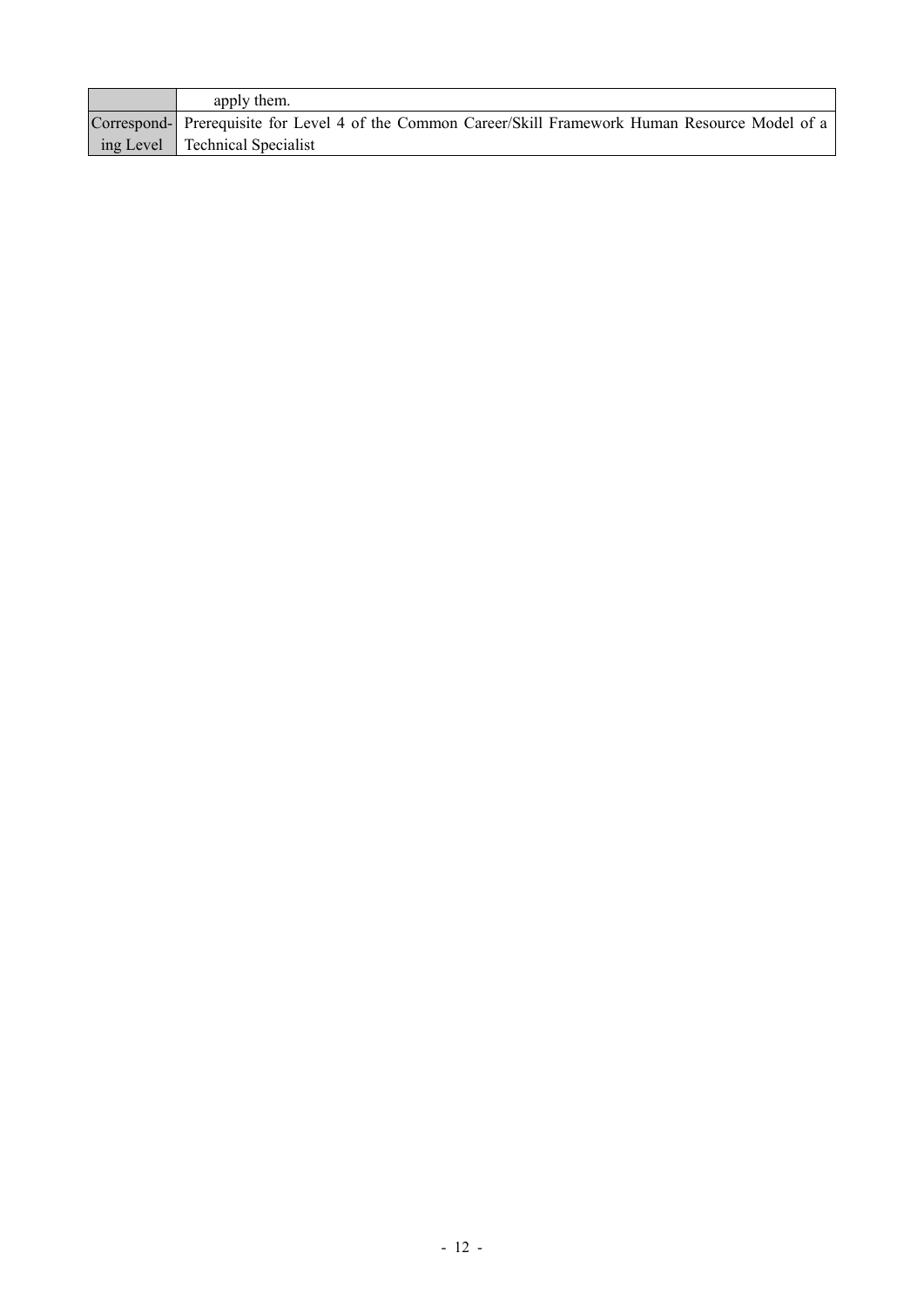| | |
|---|---|
| | apply them. |
| Corresponding Level | Prerequisite for Level 4 of the Common Career/Skill Framework Human Resource Model of a Technical Specialist |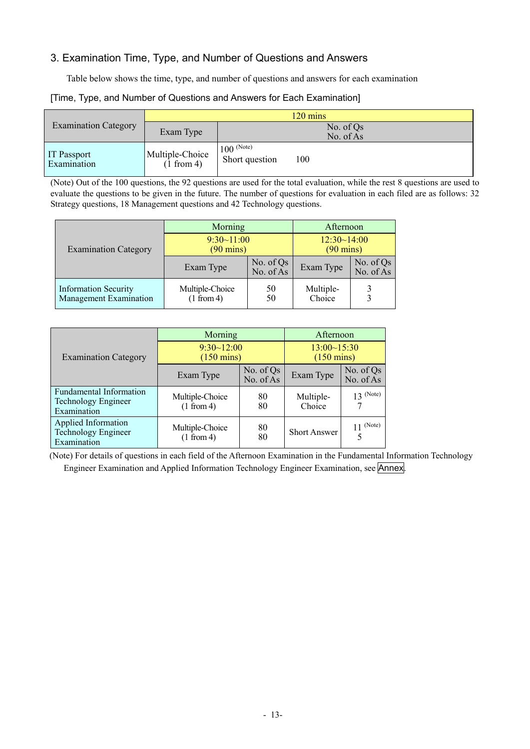## 3. Examination Time, Type, and Number of Questions and Answers

Table below shows the time, type, and number of questions and answers for each examination

[Time, Type, and Number of Questions and Answers for Each Examination]

| Examination Category | 120 mins | |
|---|---|---|
| | Exam Type | No. of Qs<br>No. of As |
| IT Passport Examination | Multiple-Choice<br>(1 from 4) | 100 (Note)<br>Short question 100 |

(Note) Out of the 100 questions, the 92 questions are used for the total evaluation, while the rest 8 questions are used to evaluate the questions to be given in the future. The number of questions for evaluation in each filed are as follows: 32 Strategy questions, 18 Management questions and 42 Technology questions.

| Examination Category | Morning | | Afternoon | |
|---|---|---|---|---|
| | 9:30~11:00<br>(90 mins) | | 12:30~14:00<br>(90 mins) | |
| | Exam Type | No. of Qs<br>No. of As | Exam Type | No. of Qs<br>No. of As |
| Information Security Management Examination | Multiple-Choice<br>(1 from 4) | 50<br>50 | Multiple-Choice | 3<br>3 |

| Examination Category | Morning | | Afternoon | |
|---|---|---|---|---|
| | 9:30~12:00<br>(150 mins) | | 13:00~15:30<br>(150 mins) | |
| | Exam Type | No. of Qs<br>No. of As | Exam Type | No. of Qs<br>No. of As |
| Fundamental Information Technology Engineer Examination | Multiple-Choice<br>(1 from 4) | 80<br>80 | Multiple-Choice | 13 (Note)<br>7 |
| Applied Information Technology Engineer Examination | Multiple-Choice<br>(1 from 4) | 80<br>80 | Short Answer | 11 (Note)<br>5 |

(Note) For details of questions in each field of the Afternoon Examination in the Fundamental Information Technology Engineer Examination and Applied Information Technology Engineer Examination, see Annex.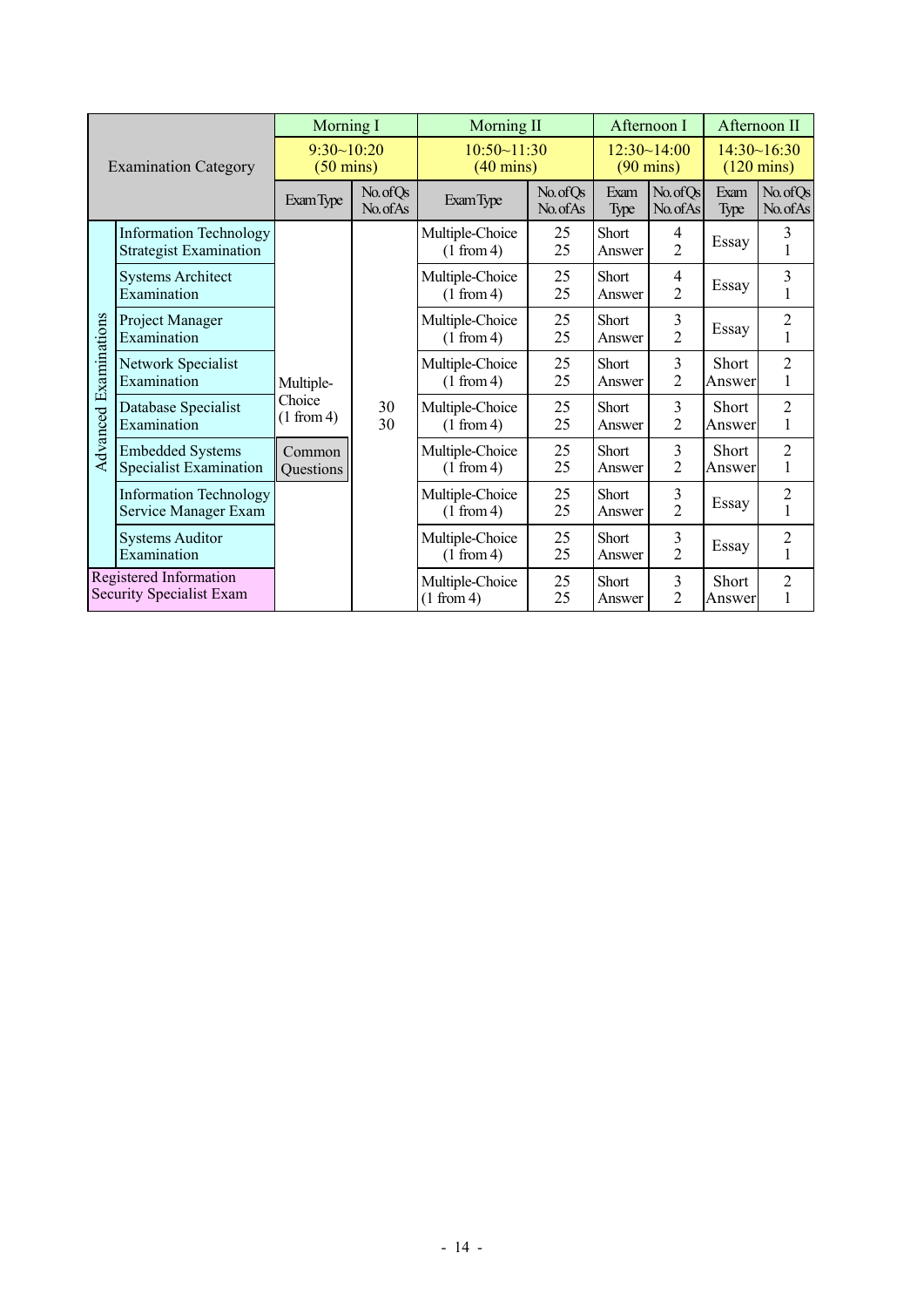| Examination Category | | Morning I | | Morning II | | Afternoon I | | Afternoon II | |
|---|---|---|---|---|---|---|---|---|---|
| | | 9:30~10:20 (50 mins) | | 10:50~11:30 (40 mins) | | 12:30~14:00 (90 mins) | | 14:30~16:30 (120 mins) | |
| | | Exam Type | No. of Qs No. of As | Exam Type | No. of Qs No. of As | Exam Type | No. of Qs No. of As | Exam Type | No. of Qs No. of As |
| Advanced Examinations | Information Technology Strategist Examination | Multiple-Choice (1 from 4) Common Questions | 30 30 | Multiple-Choice (1 from 4) | 25 25 | Short Answer | 4 2 | Essay | 3 1 |
| | Systems Architect Examination | | | Multiple-Choice (1 from 4) | 25 25 | Short Answer | 4 2 | Essay | 3 1 |
| | Project Manager Examination | | | Multiple-Choice (1 from 4) | 25 25 | Short Answer | 3 2 | Essay | 2 1 |
| | Network Specialist Examination | | | Multiple-Choice (1 from 4) | 25 25 | Short Answer | 3 2 | Short Answer | 2 1 |
| | Database Specialist Examination | | | Multiple-Choice (1 from 4) | 25 25 | Short Answer | 3 2 | Short Answer | 2 1 |
| | Embedded Systems Specialist Examination | | | Multiple-Choice (1 from 4) | 25 25 | Short Answer | 3 2 | Short Answer | 2 1 |
| | Information Technology Service Manager Exam | | | Multiple-Choice (1 from 4) | 25 25 | Short Answer | 3 2 | Essay | 2 1 |
| | Systems Auditor Examination | | | Multiple-Choice (1 from 4) | 25 25 | Short Answer | 3 2 | Essay | 2 1 |
| Registered Information Security Specialist Exam | | | | Multiple-Choice (1 from 4) | 25 25 | Short Answer | 3 2 | Short Answer | 2 1 |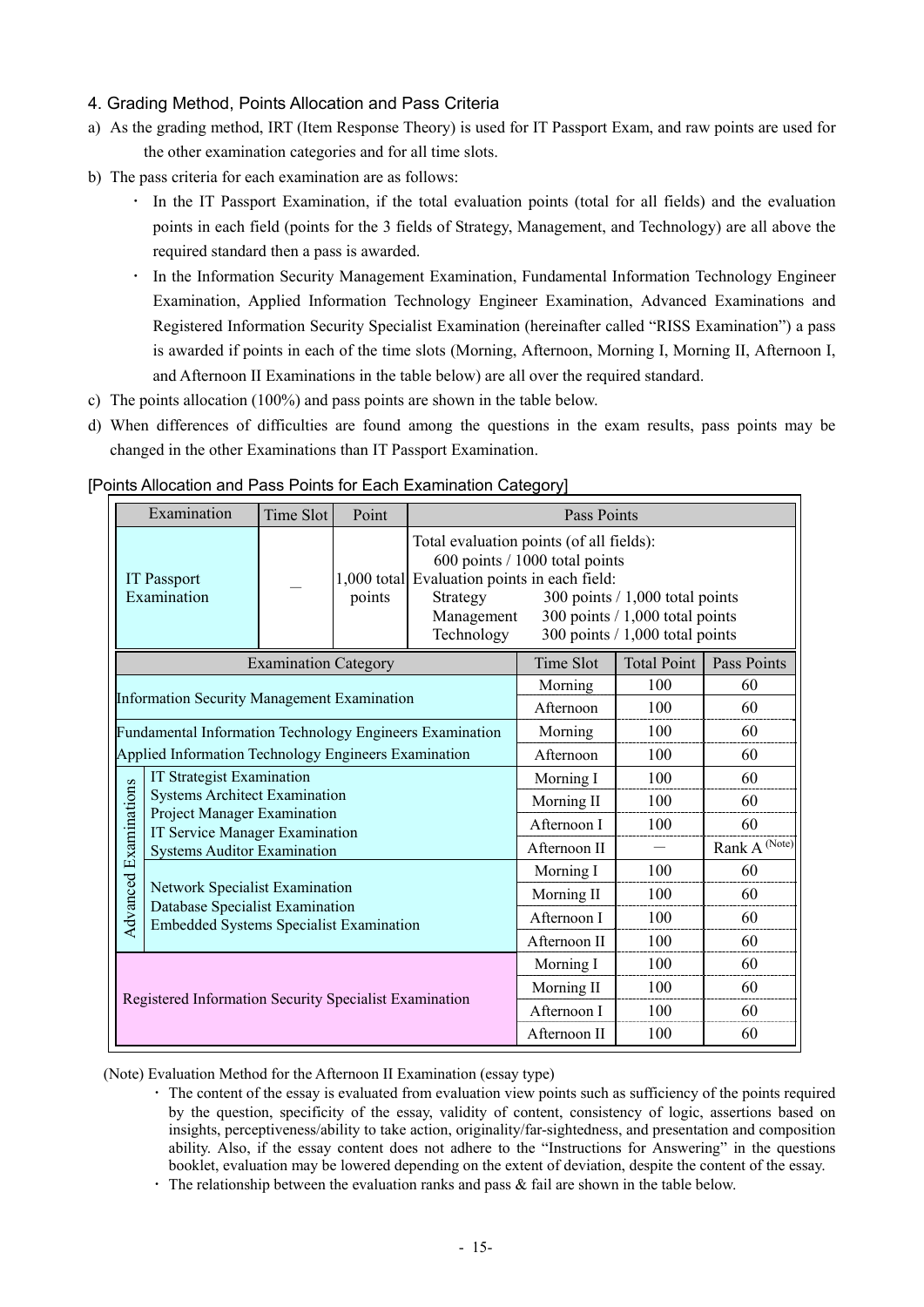## 4. Grading Method, Points Allocation and Pass Criteria

a) As the grading method, IRT (Item Response Theory) is used for IT Passport Exam, and raw points are used for the other examination categories and for all time slots.

b) The pass criteria for each examination are as follows:

- In the IT Passport Examination, if the total evaluation points (total for all fields) and the evaluation points in each field (points for the 3 fields of Strategy, Management, and Technology) are all above the required standard then a pass is awarded.
- In the Information Security Management Examination, Fundamental Information Technology Engineer Examination, Applied Information Technology Engineer Examination, Advanced Examinations and Registered Information Security Specialist Examination (hereinafter called "RISS Examination") a pass is awarded if points in each of the time slots (Morning, Afternoon, Morning I, Morning II, Afternoon I, and Afternoon II Examinations in the table below) are all over the required standard.

c) The points allocation (100%) and pass points are shown in the table below.

d) When differences of difficulties are found among the questions in the exam results, pass points may be changed in the other Examinations than IT Passport Examination.

[Points Allocation and Pass Points for Each Examination Category]

| Examination | Time Slot | Point | Pass Points |
|---|---|---|---|
| IT Passport Examination | — | 1,000 total points | Total evaluation points (of all fields): 600 points / 1000 total points<br>Evaluation points in each field:<br>Strategy 300 points / 1,000 total points<br>Management 300 points / 1,000 total points<br>Technology 300 points / 1,000 total points |

| Examination Category | | Time Slot | Total Point | Pass Points |
|---|---|---|---|---|
| Information Security Management Examination | | Morning | 100 | 60 |
| | | Afternoon | 100 | 60 |
| Fundamental Information Technology Engineers Examination<br>Applied Information Technology Engineers Examination | | Morning | 100 | 60 |
| | | Afternoon | 100 | 60 |
| Advanced Examinations | IT Strategist Examination<br>Systems Architect Examination<br>Project Manager Examination<br>IT Service Manager Examination<br>Systems Auditor Examination | Morning I | 100 | 60 |
| | | Morning II | 100 | 60 |
| | | Afternoon I | 100 | 60 |
| | | Afternoon II | — | Rank A (Note) |
| | Network Specialist Examination<br>Database Specialist Examination<br>Embedded Systems Specialist Examination | Morning I | 100 | 60 |
| | | Morning II | 100 | 60 |
| | | Afternoon I | 100 | 60 |
| | | Afternoon II | 100 | 60 |
| Registered Information Security Specialist Examination | | Morning I | 100 | 60 |
| | | Morning II | 100 | 60 |
| | | Afternoon I | 100 | 60 |
| | | Afternoon II | 100 | 60 |

(Note) Evaluation Method for the Afternoon II Examination (essay type)

- The content of the essay is evaluated from evaluation view points such as sufficiency of the points required by the question, specificity of the essay, validity of content, consistency of logic, assertions based on insights, perceptiveness/ability to take action, originality/far-sightedness, and presentation and composition ability. Also, if the essay content does not adhere to the "Instructions for Answering" in the questions booklet, evaluation may be lowered depending on the extent of deviation, despite the content of the essay.
- The relationship between the evaluation ranks and pass & fail are shown in the table below.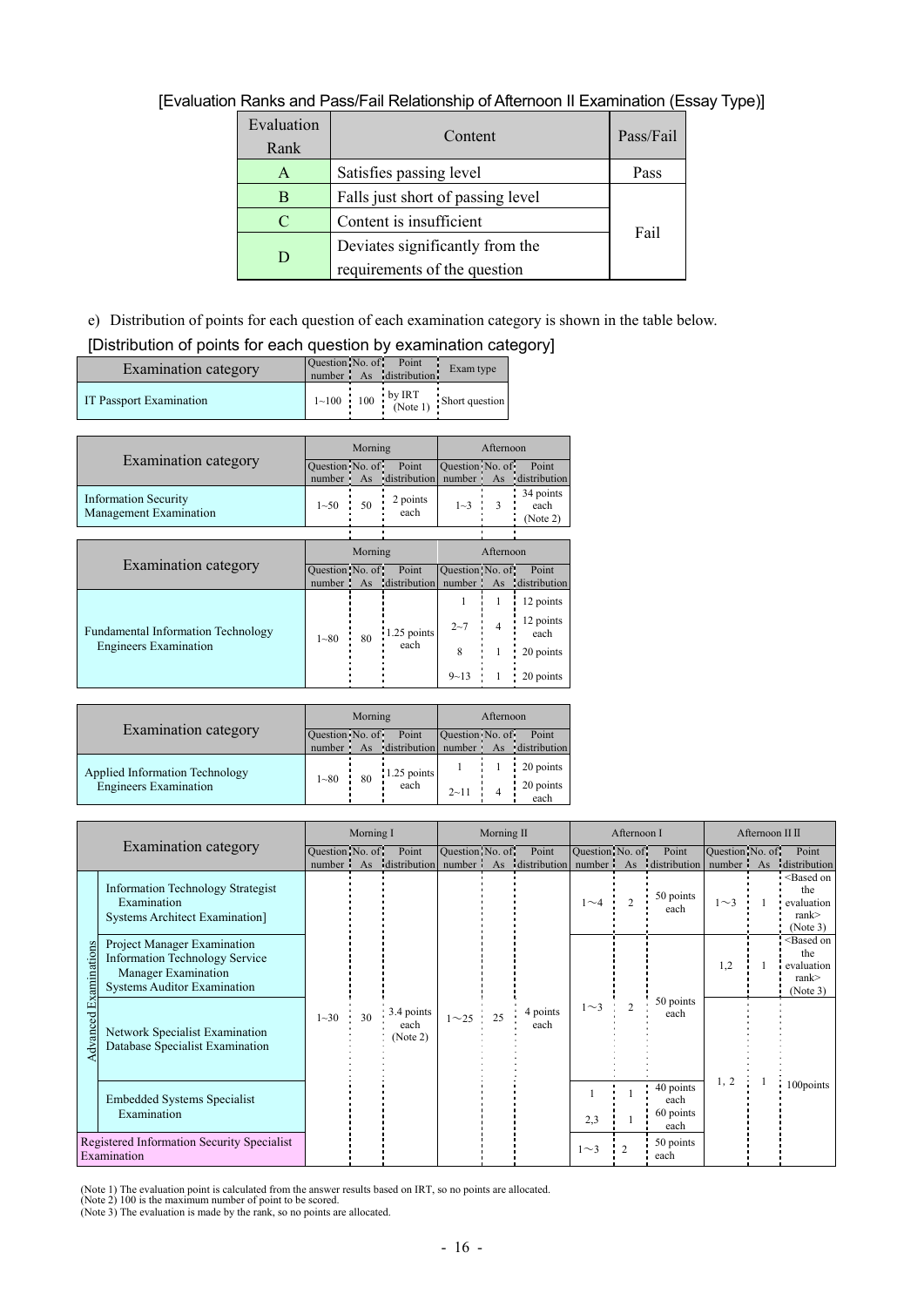[Evaluation Ranks and Pass/Fail Relationship of Afternoon II Examination (Essay Type)]

| Evaluation Rank | Content | Pass/Fail |
|---|---|---|
| A | Satisfies passing level | Pass |
| B | Falls just short of passing level | Fail |
| C | Content is insufficient | |
| D | Deviates significantly from the requirements of the question | |

e) Distribution of points for each question of each examination category is shown in the table below.

[Distribution of points for each question by examination category]

| Examination category | Question number | No. of As | Point distribution | Exam type |
|---|---|---|---|---|
| IT Passport Examination | 1~100 | 100 | by IRT (Note 1) | Short question |

| Examination category | Morning | | | Afternoon | | |
|---|---|---|---|---|---|---|
| | Question number | No. of As | Point distribution | Question number | No. of As | Point distribution |
| Information Security Management Examination | 1~50 | 50 | 2 points each | 1~3 | 3 | 34 points each (Note 2) |

| Examination category | Morning | | | Afternoon | | |
|---|---|---|---|---|---|---|
| | Question number | No. of As | Point distribution | Question number | No. of As | Point distribution |
| Fundamental Information Technology Engineers Examination | 1~80 | 80 | 1.25 points each | 1 | 1 | 12 points |
| | | | | 2~7 | 4 | 12 points each |
| | | | | 8 | 1 | 20 points |
| | | | | 9~13 | 1 | 20 points |

| Examination category | Morning | | | Afternoon | | |
|---|---|---|---|---|---|---|
| | Question number | No. of As | Point distribution | Question number | No. of As | Point distribution |
| Applied Information Technology Engineers Examination | 1~80 | 80 | 1.25 points each | 1 | 1 | 20 points |
| | | | | 2~11 | 4 | 20 points each |

| | Examination category | Morning I | | | Morning II | | | Afternoon I | | | Afternoon II | | |
|---|---|---|---|---|---|---|---|---|---|---|---|---|---|
| | | Question number | No. of As | Point distribution | Question number | No. of As | Point distribution | Question number | No. of As | Point distribution | Question number | No. of As | Point distribution |
| Advanced Examinations | Information Technology Strategist Examination<br>Systems Architect Examination] | 1~30 | 30 | 3.4 points each (Note 2) | 1~25 | 25 | 4 points each | 1~4 | 2 | 50 points each | 1~3 | 1 | <Based on the evaluation rank> (Note 3) |
| | Project Manager Examination<br>Information Technology Service Manager Examination<br>Systems Auditor Examination | | | | | | | 1~3 | 2 | 50 points each | 1,2 | 1 | <Based on the evaluation rank> (Note 3) |
| | Network Specialist Examination<br>Database Specialist Examination | | | | | | | | | | 1, 2 | 1 | 100points |
| | Embedded Systems Specialist Examination | | | | | | | 1 | 1 | 40 points each | | | |
| | | | | | | | | 2,3 | 1 | 60 points each | | | |
| Registered Information Security Specialist Examination | | | | | | | | 1~3 | 2 | 50 points each | | | |

(Note 1) The evaluation point is calculated from the answer results based on IRT, so no points are allocated.
(Note 2) 100 is the maximum number of point to be scored.
(Note 3) The evaluation is made by the rank, so no points are allocated.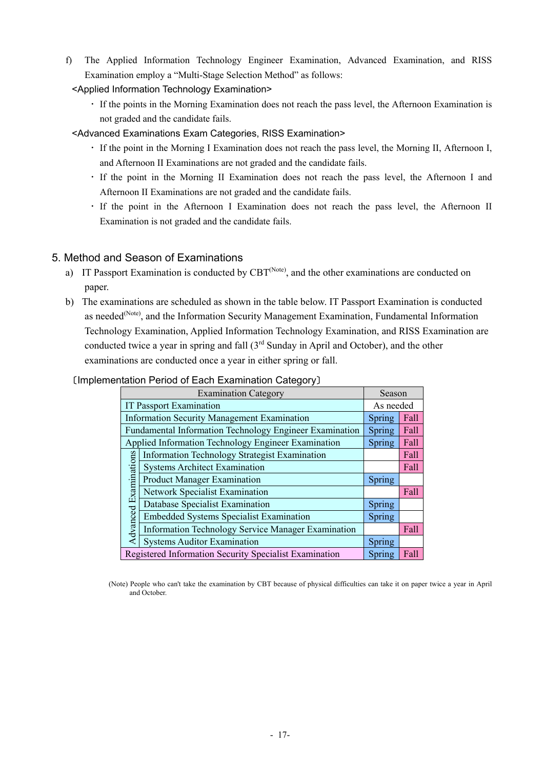f) The Applied Information Technology Engineer Examination, Advanced Examination, and RISS Examination employ a "Multi-Stage Selection Method" as follows:

<Applied Information Technology Examination>

- If the points in the Morning Examination does not reach the pass level, the Afternoon Examination is not graded and the candidate fails.

<Advanced Examinations Exam Categories, RISS Examination>

- If the point in the Morning I Examination does not reach the pass level, the Morning II, Afternoon I, and Afternoon II Examinations are not graded and the candidate fails.
- If the point in the Morning II Examination does not reach the pass level, the Afternoon I and Afternoon II Examinations are not graded and the candidate fails.
- If the point in the Afternoon I Examination does not reach the pass level, the Afternoon II Examination is not graded and the candidate fails.

## 5. Method and Season of Examinations

a) IT Passport Examination is conducted by CBT(Note), and the other examinations are conducted on paper.

b) The examinations are scheduled as shown in the table below. IT Passport Examination is conducted as needed(Note), and the Information Security Management Examination, Fundamental Information Technology Examination, Applied Information Technology Examination, and RISS Examination are conducted twice a year in spring and fall (3rd Sunday in April and October), and the other examinations are conducted once a year in either spring or fall.

〔Implementation Period of Each Examination Category〕

| Examination Category | | Season | |
|---|---|---|---|
| IT Passport Examination | | As needed | |
| Information Security Management Examination | | Spring | Fall |
| Fundamental Information Technology Engineer Examination | | Spring | Fall |
| Applied Information Technology Engineer Examination | | Spring | Fall |
| Advanced Examinations | Information Technology Strategist Examination | | Fall |
| | Systems Architect Examination | | Fall |
| | Product Manager Examination | Spring | |
| | Network Specialist Examination | | Fall |
| | Database Specialist Examination | Spring | |
| | Embedded Systems Specialist Examination | Spring | |
| | Information Technology Service Manager Examination | | Fall |
| | Systems Auditor Examination | Spring | |
| Registered Information Security Specialist Examination | | Spring | Fall |

(Note) People who can't take the examination by CBT because of physical difficulties can take it on paper twice a year in April and October.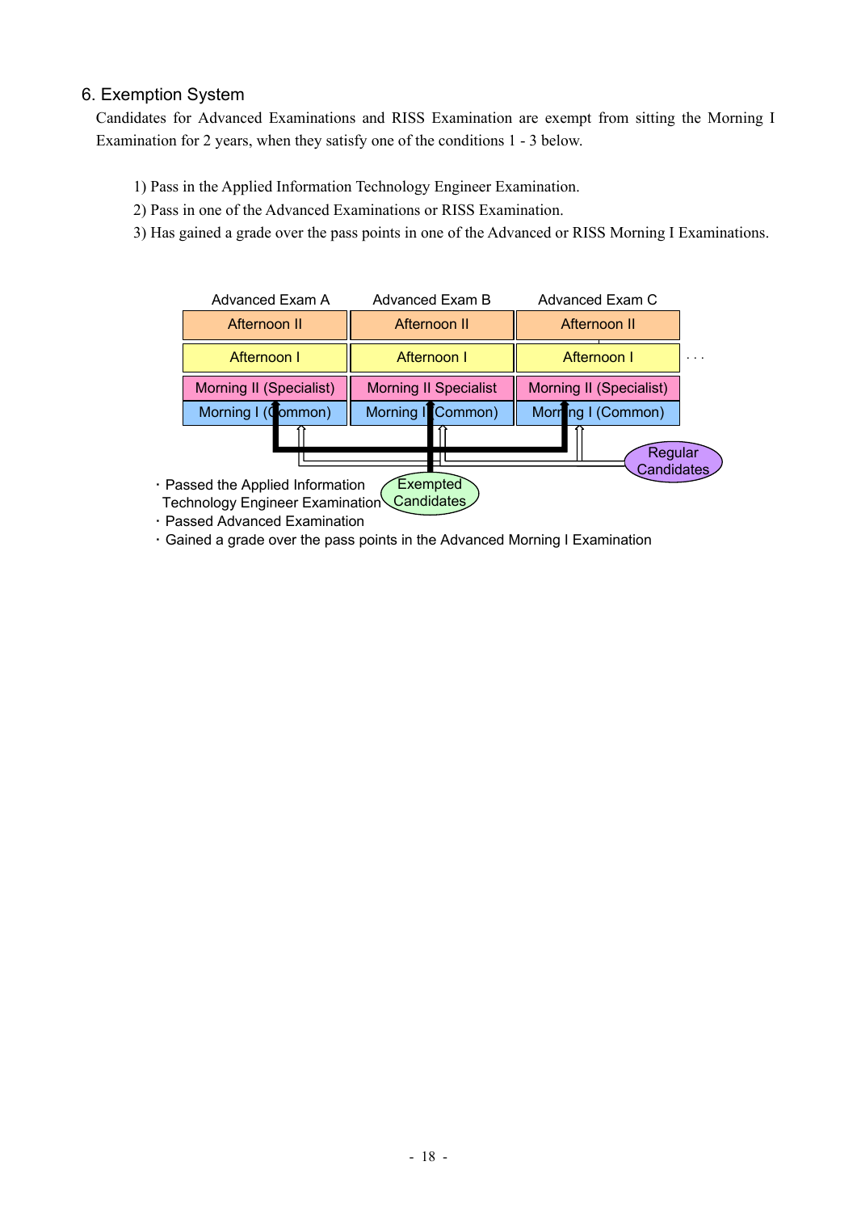## 6. Exemption System

Candidates for Advanced Examinations and RISS Examination are exempt from sitting the Morning I Examination for 2 years, when they satisfy one of the conditions 1 - 3 below.

1) Pass in the Applied Information Technology Engineer Examination.
2) Pass in one of the Advanced Examinations or RISS Examination.
3) Has gained a grade over the pass points in one of the Advanced or RISS Morning I Examinations.

| Advanced Exam A | Advanced Exam B | Advanced Exam C | |
|---|---|---|---|
| Afternoon II | Afternoon II | Afternoon II | |
| Afternoon I | Afternoon I | Afternoon I | ・・・ |
| Morning II (Specialist) | Morning II Specialist | Morning II (Specialist) | |
| Morning I (Common) | Morning I (Common) | Morning I (Common) | |

Regular Candidates

Exempted Candidates

- Passed the Applied Information Technology Engineer Examination
- Passed Advanced Examination
- Gained a grade over the pass points in the Advanced Morning I Examination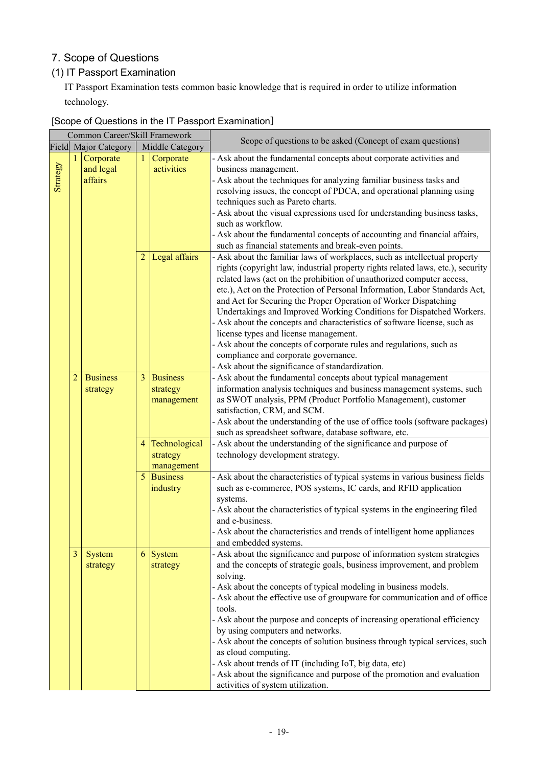## 7. Scope of Questions

### (1) IT Passport Examination

IT Passport Examination tests common basic knowledge that is required in order to utilize information technology.

[Scope of Questions in the IT Passport Examination]

| Common Career/Skill Framework | | | | | Scope of questions to be asked (Concept of exam questions) |
|---|---|---|---|---|---|
| Field | Major Category | | Middle Category | | |
| Strategy | 1 | Corporate and legal affairs | 1 | Corporate activities | - Ask about the fundamental concepts about corporate activities and business management.<br>- Ask about the techniques for analyzing familiar business tasks and resolving issues, the concept of PDCA, and operational planning using techniques such as Pareto charts.<br>- Ask about the visual expressions used for understanding business tasks, such as workflow.<br>- Ask about the fundamental concepts of accounting and financial affairs, such as financial statements and break-even points. |
| | | | 2 | Legal affairs | - Ask about the familiar laws of workplaces, such as intellectual property rights (copyright law, industrial property rights related laws, etc.), security related laws (act on the prohibition of unauthorized computer access, etc.), Act on the Protection of Personal Information, Labor Standards Act, and Act for Securing the Proper Operation of Worker Dispatching Undertakings and Improved Working Conditions for Dispatched Workers.<br>- Ask about the concepts and characteristics of software license, such as license types and license management.<br>- Ask about the concepts of corporate rules and regulations, such as compliance and corporate governance.<br>- Ask about the significance of standardization. |
| | 2 | Business strategy | 3 | Business strategy management | - Ask about the fundamental concepts about typical management information analysis techniques and business management systems, such as SWOT analysis, PPM (Product Portfolio Management), customer satisfaction, CRM, and SCM.<br>- Ask about the understanding of the use of office tools (software packages) such as spreadsheet software, database software, etc. |
| | | | 4 | Technological strategy management | - Ask about the understanding of the significance and purpose of technology development strategy. |
| | | | 5 | Business industry | - Ask about the characteristics of typical systems in various business fields such as e-commerce, POS systems, IC cards, and RFID application systems.<br>- Ask about the characteristics of typical systems in the engineering filed and e-business.<br>- Ask about the characteristics and trends of intelligent home appliances and embedded systems. |
| | 3 | System strategy | 6 | System strategy | - Ask about the significance and purpose of information system strategies and the concepts of strategic goals, business improvement, and problem solving.<br>- Ask about the concepts of typical modeling in business models.<br>- Ask about the effective use of groupware for communication and of office tools.<br>- Ask about the purpose and concepts of increasing operational efficiency by using computers and networks.<br>- Ask about the concepts of solution business through typical services, such as cloud computing.<br>- Ask about trends of IT (including IoT, big data, etc)<br>- Ask about the significance and purpose of the promotion and evaluation activities of system utilization. |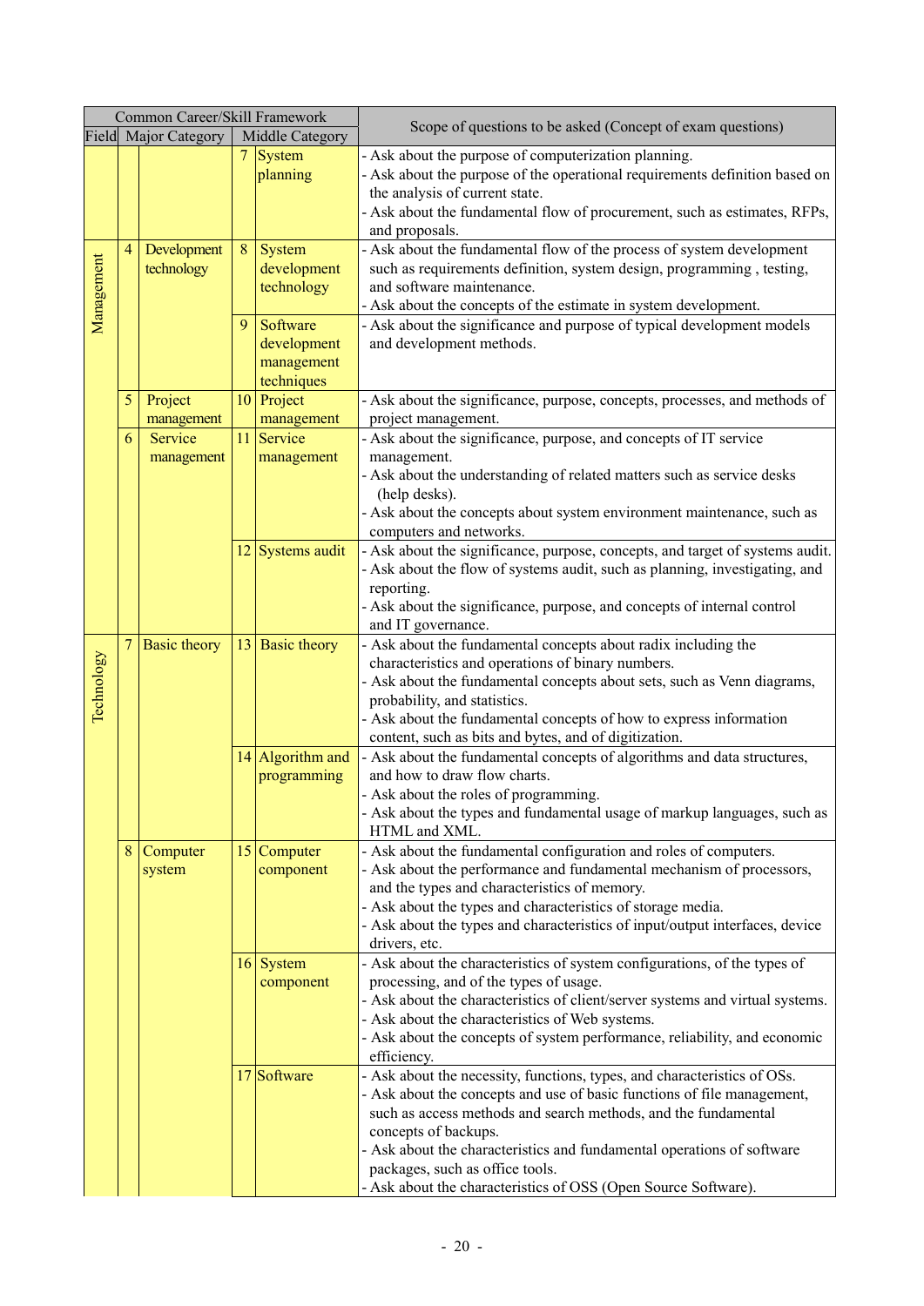| Common Career/Skill Framework | | | | | Scope of questions to be asked (Concept of exam questions) |
|---|---|---|---|---|---|
| Field | Major Category | | Middle Category | | |
| | | | 7 | System planning | - Ask about the purpose of computerization planning.<br>- Ask about the purpose of the operational requirements definition based on the analysis of current state.<br>- Ask about the fundamental flow of procurement, such as estimates, RFPs, and proposals. |
| Management | 4 | Development technology | 8 | System development technology | - Ask about the fundamental flow of the process of system development such as requirements definition, system design, programming , testing, and software maintenance.<br>- Ask about the concepts of the estimate in system development. |
| | | | 9 | Software development management techniques | - Ask about the significance and purpose of typical development models and development methods. |
| | 5 | Project management | 10 | Project management | - Ask about the significance, purpose, concepts, processes, and methods of project management. |
| | 6 | Service management | 11 | Service management | - Ask about the significance, purpose, and concepts of IT service management.<br>- Ask about the understanding of related matters such as service desks (help desks).<br>- Ask about the concepts about system environment maintenance, such as computers and networks. |
| | | | 12 | Systems audit | - Ask about the significance, purpose, concepts, and target of systems audit.<br>- Ask about the flow of systems audit, such as planning, investigating, and reporting.<br>- Ask about the significance, purpose, and concepts of internal control and IT governance. |
| Technology | 7 | Basic theory | 13 | Basic theory | - Ask about the fundamental concepts about radix including the characteristics and operations of binary numbers.<br>- Ask about the fundamental concepts about sets, such as Venn diagrams, probability, and statistics.<br>- Ask about the fundamental concepts of how to express information content, such as bits and bytes, and of digitization. |
| | | | 14 | Algorithm and programming | - Ask about the fundamental concepts of algorithms and data structures, and how to draw flow charts.<br>- Ask about the roles of programming.<br>- Ask about the types and fundamental usage of markup languages, such as HTML and XML. |
| | 8 | Computer system | 15 | Computer component | - Ask about the fundamental configuration and roles of computers.<br>- Ask about the performance and fundamental mechanism of processors, and the types and characteristics of memory.<br>- Ask about the types and characteristics of storage media.<br>- Ask about the types and characteristics of input/output interfaces, device drivers, etc. |
| | | | 16 | System component | - Ask about the characteristics of system configurations, of the types of processing, and of the types of usage.<br>- Ask about the characteristics of client/server systems and virtual systems.<br>- Ask about the characteristics of Web systems.<br>- Ask about the concepts of system performance, reliability, and economic efficiency. |
| | | | 17 | Software | - Ask about the necessity, functions, types, and characteristics of OSs.<br>- Ask about the concepts and use of basic functions of file management, such as access methods and search methods, and the fundamental concepts of backups.<br>- Ask about the characteristics and fundamental operations of software packages, such as office tools.<br>- Ask about the characteristics of OSS (Open Source Software). |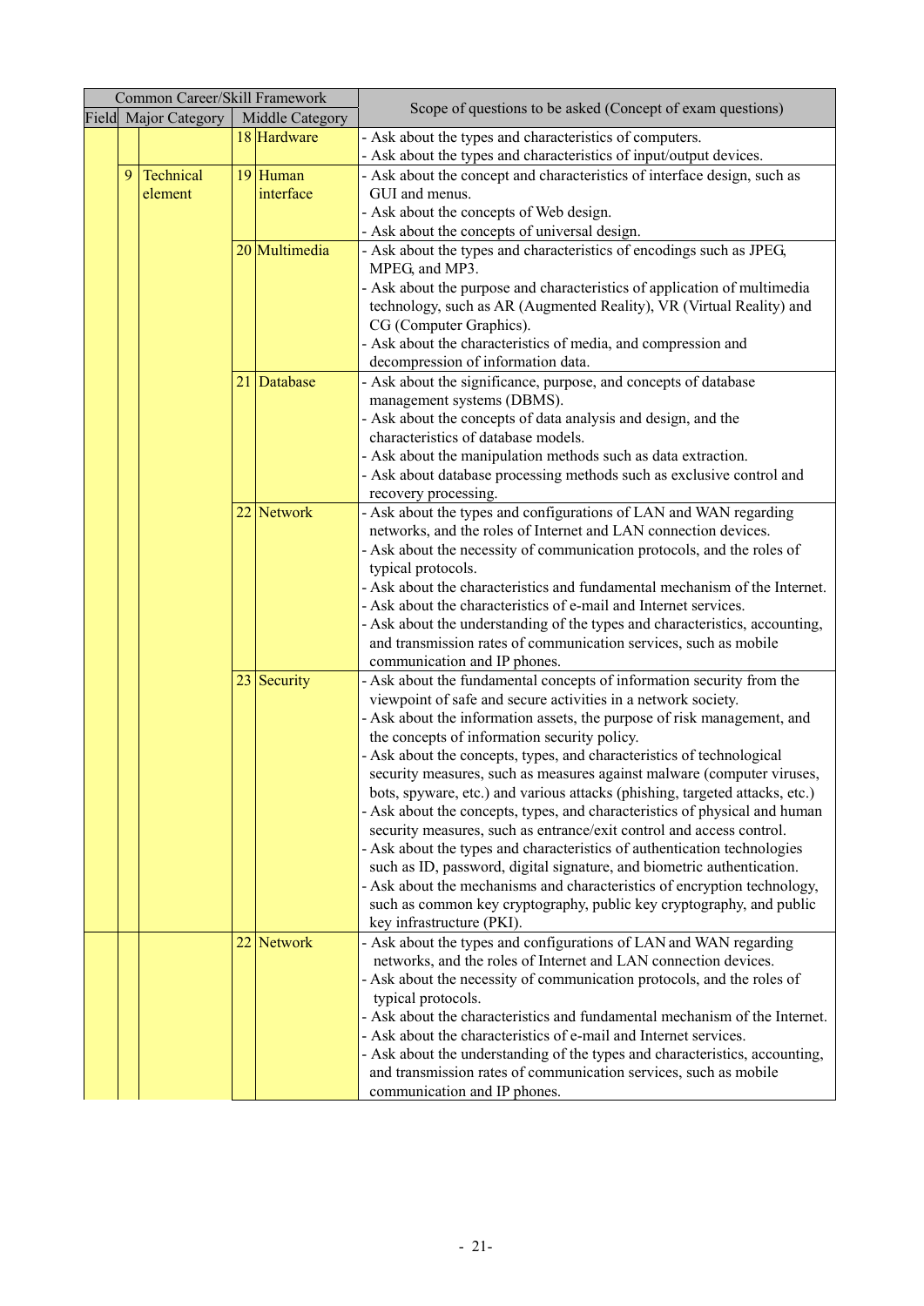| Common Career/Skill Framework | | | | | | Scope of questions to be asked (Concept of exam questions) |
|---|---|---|---|---|---|---|
| Field | Major Category | | Middle Category | | | |
| | | | 18 | Hardware | | - Ask about the types and characteristics of computers.<br>- Ask about the types and characteristics of input/output devices. |
| | 9 | Technical element | 19 | Human interface | | - Ask about the concept and characteristics of interface design, such as GUI and menus.<br>- Ask about the concepts of Web design.<br>- Ask about the concepts of universal design. |
| | | | 20 | Multimedia | | - Ask about the types and characteristics of encodings such as JPEG, MPEG, and MP3.<br>- Ask about the purpose and characteristics of application of multimedia technology, such as AR (Augmented Reality), VR (Virtual Reality) and CG (Computer Graphics).<br>- Ask about the characteristics of media, and compression and decompression of information data. |
| | | | 21 | Database | | - Ask about the significance, purpose, and concepts of database management systems (DBMS).<br>- Ask about the concepts of data analysis and design, and the characteristics of database models.<br>- Ask about the manipulation methods such as data extraction.<br>- Ask about database processing methods such as exclusive control and recovery processing. |
| | | | 22 | Network | | - Ask about the types and configurations of LAN and WAN regarding networks, and the roles of Internet and LAN connection devices.<br>- Ask about the necessity of communication protocols, and the roles of typical protocols.<br>- Ask about the characteristics and fundamental mechanism of the Internet.<br>- Ask about the characteristics of e-mail and Internet services.<br>- Ask about the understanding of the types and characteristics, accounting, and transmission rates of communication services, such as mobile communication and IP phones. |
| | | | 23 | Security | | - Ask about the fundamental concepts of information security from the viewpoint of safe and secure activities in a network society.<br>- Ask about the information assets, the purpose of risk management, and the concepts of information security policy.<br>- Ask about the concepts, types, and characteristics of technological security measures, such as measures against malware (computer viruses, bots, spyware, etc.) and various attacks (phishing, targeted attacks, etc.)<br>- Ask about the concepts, types, and characteristics of physical and human security measures, such as entrance/exit control and access control.<br>- Ask about the types and characteristics of authentication technologies such as ID, password, digital signature, and biometric authentication.<br>- Ask about the mechanisms and characteristics of encryption technology, such as common key cryptography, public key cryptography, and public key infrastructure (PKI). |
| | | | 22 | Network | | - Ask about the types and configurations of LAN and WAN regarding networks, and the roles of Internet and LAN connection devices.<br>- Ask about the necessity of communication protocols, and the roles of typical protocols.<br>- Ask about the characteristics and fundamental mechanism of the Internet.<br>- Ask about the characteristics of e-mail and Internet services.<br>- Ask about the understanding of the types and characteristics, accounting, and transmission rates of communication services, such as mobile communication and IP phones. |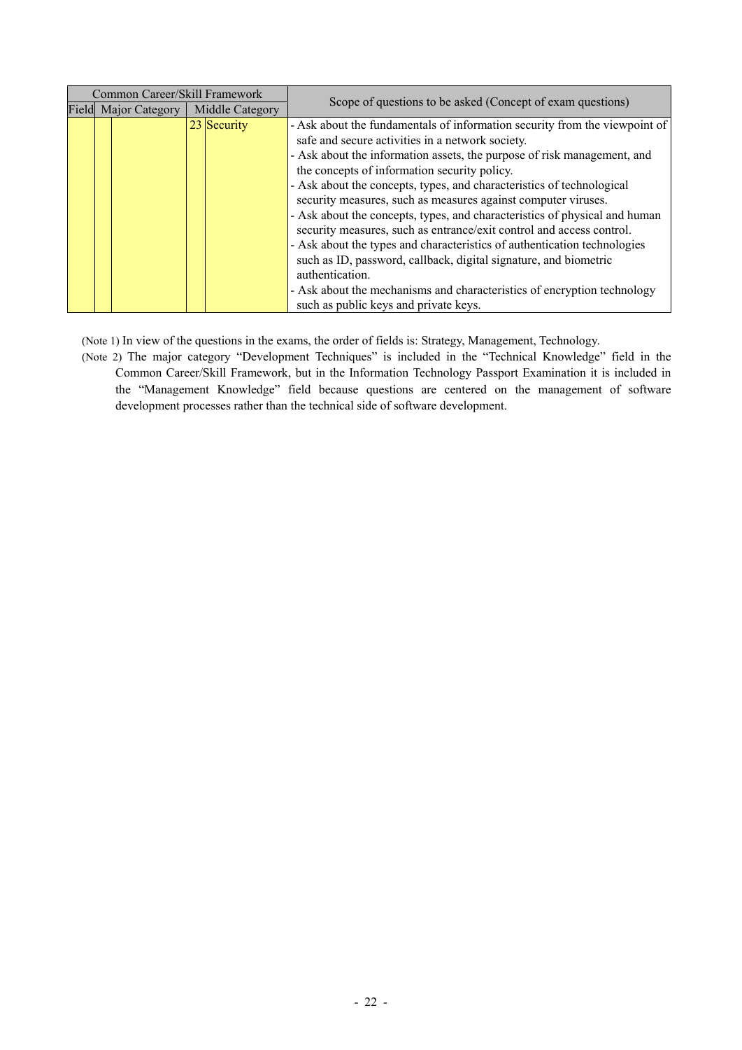| Common Career/Skill Framework | | | | | Scope of questions to be asked (Concept of exam questions) |
|---|---|---|---|---|---|
| Field | Major Category | | Middle Category | | |
| | | | 23 | Security | - Ask about the fundamentals of information security from the viewpoint of safe and secure activities in a network society.<br>- Ask about the information assets, the purpose of risk management, and the concepts of information security policy.<br>- Ask about the concepts, types, and characteristics of technological security measures, such as measures against computer viruses.<br>- Ask about the concepts, types, and characteristics of physical and human security measures, such as entrance/exit control and access control.<br>- Ask about the types and characteristics of authentication technologies such as ID, password, callback, digital signature, and biometric authentication.<br>- Ask about the mechanisms and characteristics of encryption technology such as public keys and private keys. |

(Note 1) In view of the questions in the exams, the order of fields is: Strategy, Management, Technology.

(Note 2) The major category "Development Techniques" is included in the "Technical Knowledge" field in the Common Career/Skill Framework, but in the Information Technology Passport Examination it is included in the "Management Knowledge" field because questions are centered on the management of software development processes rather than the technical side of software development.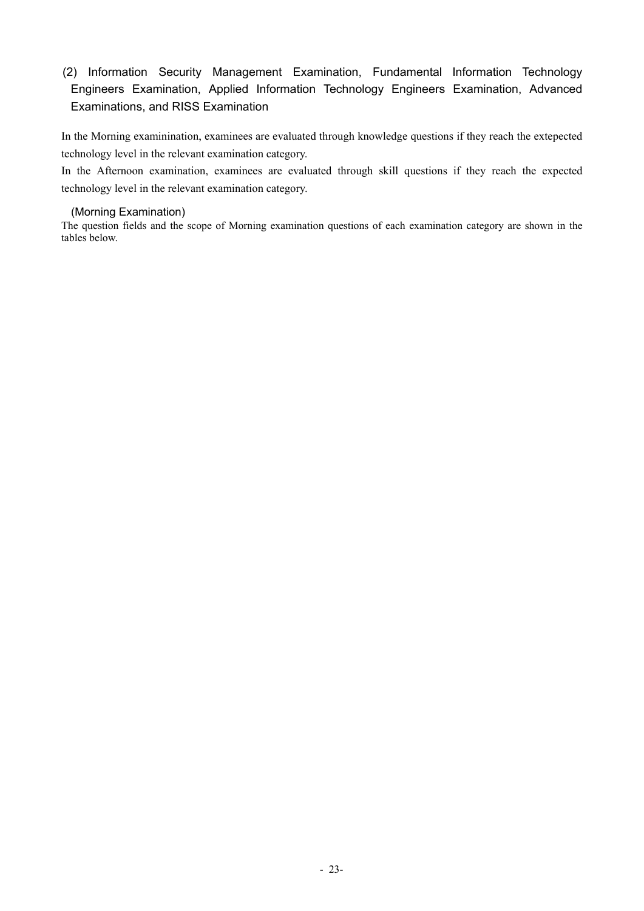## (2) Information Security Management Examination, Fundamental Information Technology Engineers Examination, Applied Information Technology Engineers Examination, Advanced Examinations, and RISS Examination

In the Morning examininination, examinees are evaluated through knowledge questions if they reach the extepected technology level in the relevant examination category.

In the Afternoon examination, examinees are evaluated through skill questions if they reach the expected technology level in the relevant examination category.

### (Morning Examination)

The question fields and the scope of Morning examination questions of each examination category are shown in the tables below.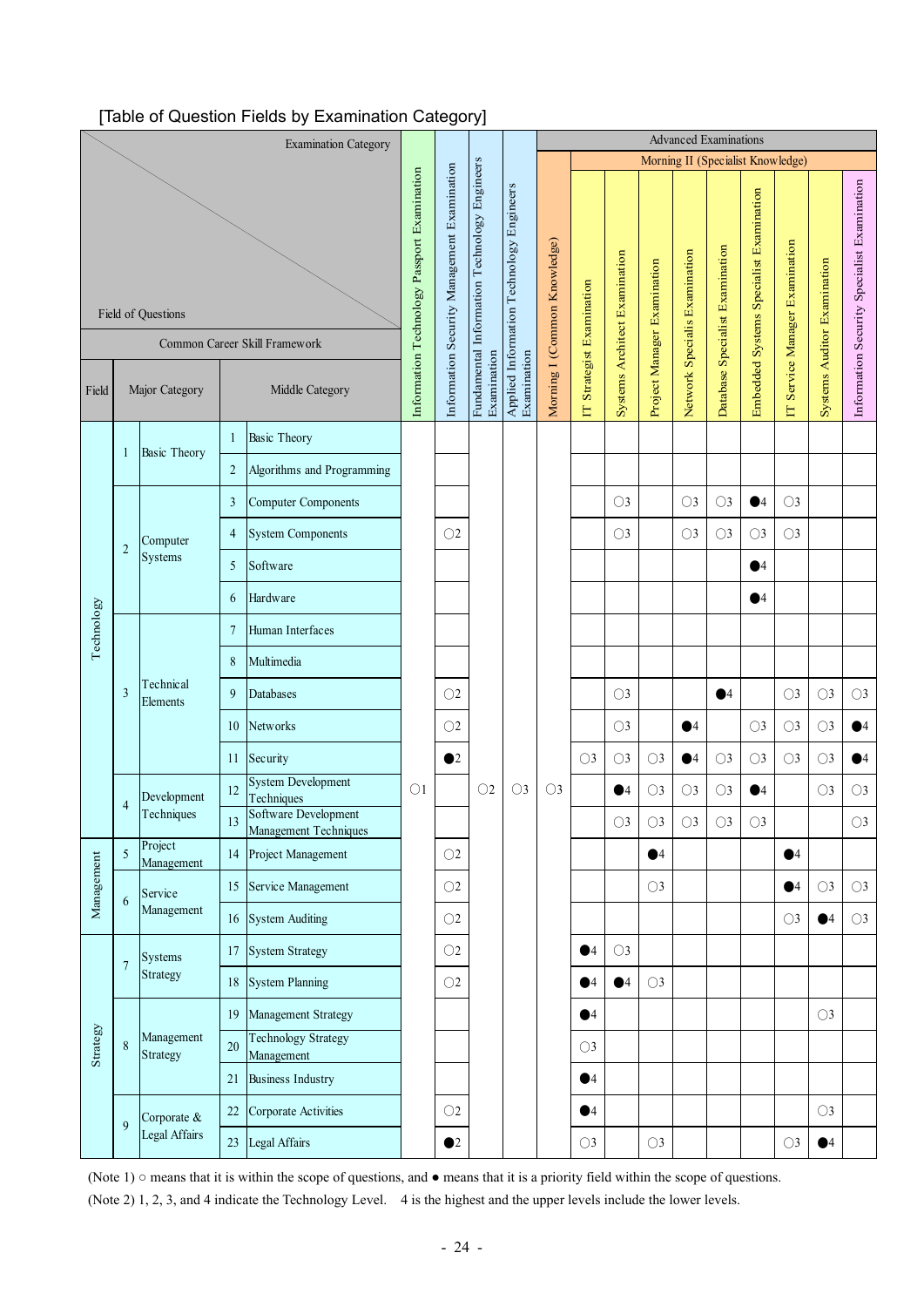[Table of Question Fields by Examination Category]

| Field | Major Category | | Middle Category | | Information Technology Passport Examination | Information Security Management Examination | Fundamental Information Technology Engineers Examination | Applied Information Technology Engineers Examination | Advanced Examinations: Morning I (Common Knowledge) | Advanced Examinations: Morning II (Specialist Knowledge) | | | | | | | | |
|---|---|---|---|---|---|---|---|---|---|---|---|---|---|---|---|---|---|---|
| | | | | | | | | | | IT Strategist Examination | Systems Architect Examination | Project Manager Examination | Network Specialis Examination | Database Specialist Examination | Embedded Systems Specialist Examination | IT Service Manager Examination | Systems Auditor Examination | Information Security Specialist Examination |
| Technology | 1 | Basic Theory | 1 | Basic Theory | ○1 | | ○2 | ○3 | ○3 | | | | | | | | | |
| Technology | 1 | Basic Theory | 2 | Algorithms and Programming | ○1 | | ○2 | ○3 | ○3 | | | | | | | | | |
| Technology | 2 | Computer Systems | 3 | Computer Components | ○1 | | ○2 | ○3 | ○3 | | ○3 | | ○3 | ○3 | ●4 | ○3 | | |
| Technology | 2 | Computer Systems | 4 | System Components | ○1 | ○2 | ○2 | ○3 | ○3 | | ○3 | | ○3 | ○3 | ○3 | ○3 | | |
| Technology | 2 | Computer Systems | 5 | Software | ○1 | | ○2 | ○3 | ○3 | | | | | | ●4 | | | |
| Technology | 2 | Computer Systems | 6 | Hardware | ○1 | | ○2 | ○3 | ○3 | | | | | | ●4 | | | |
| Technology | 3 | Technical Elements | 7 | Human Interfaces | ○1 | | ○2 | ○3 | ○3 | | | | | | | | | |
| Technology | 3 | Technical Elements | 8 | Multimedia | ○1 | | ○2 | ○3 | ○3 | | | | | | | | | |
| Technology | 3 | Technical Elements | 9 | Databases | ○1 | ○2 | ○2 | ○3 | ○3 | | ○3 | | | ●4 | | ○3 | ○3 | ○3 |
| Technology | 3 | Technical Elements | 10 | Networks | ○1 | ○2 | ○2 | ○3 | ○3 | | ○3 | | ●4 | | ○3 | ○3 | ○3 | ●4 |
| Technology | 3 | Technical Elements | 11 | Security | ○1 | ●2 | ○2 | ○3 | ○3 | ○3 | ○3 | ○3 | ●4 | ○3 | ○3 | ○3 | ○3 | ●4 |
| Technology | 4 | Development Techniques | 12 | System Development Techniques | ○1 | | ○2 | ○3 | ○3 | | ●4 | ○3 | ○3 | ○3 | ●4 | | ○3 | ○3 |
| Technology | 4 | Development Techniques | 13 | Software Development Management Techniques | ○1 | | ○2 | ○3 | ○3 | | ○3 | ○3 | ○3 | ○3 | ○3 | | | ○3 |
| Management | 5 | Project Management | 14 | Project Management | ○1 | ○2 | ○2 | ○3 | ○3 | | | ●4 | | | | ●4 | | |
| Management | 6 | Service Management | 15 | Service Management | ○1 | ○2 | ○2 | ○3 | ○3 | | | ○3 | | | | ●4 | ○3 | ○3 |
| Management | 6 | Service Management | 16 | System Auditing | ○1 | ○2 | ○2 | ○3 | ○3 | | | | | | | ○3 | ●4 | ○3 |
| Strategy | 7 | Systems Strategy | 17 | System Strategy | ○1 | ○2 | ○2 | ○3 | ○3 | ●4 | ○3 | | | | | | | |
| Strategy | 7 | Systems Strategy | 18 | System Planning | ○1 | ○2 | ○2 | ○3 | ○3 | ●4 | ●4 | ○3 | | | | | | |
| Strategy | 8 | Management Strategy | 19 | Management Strategy | ○1 | | ○2 | ○3 | ○3 | ●4 | | | | | | | ○3 | |
| Strategy | 8 | Management Strategy | 20 | Technology Strategy Management | ○1 | | ○2 | ○3 | ○3 | ○3 | | | | | | | | |
| Strategy | 8 | Management Strategy | 21 | Business Industry | ○1 | | ○2 | ○3 | ○3 | ●4 | | | | | | | | |
| Strategy | 9 | Corporate & Legal Affairs | 22 | Corporate Activities | ○1 | ○2 | ○2 | ○3 | ○3 | ●4 | | | | | | | ○3 | |
| Strategy | 9 | Corporate & Legal Affairs | 23 | Legal Affairs | ○1 | ●2 | ○2 | ○3 | ○3 | ○3 | | ○3 | | | | ○3 | ●4 | |

(Note 1) ○ means that it is within the scope of questions, and ● means that it is a priority field within the scope of questions.

(Note 2) 1, 2, 3, and 4 indicate the Technology Level. 4 is the highest and the upper levels include the lower levels.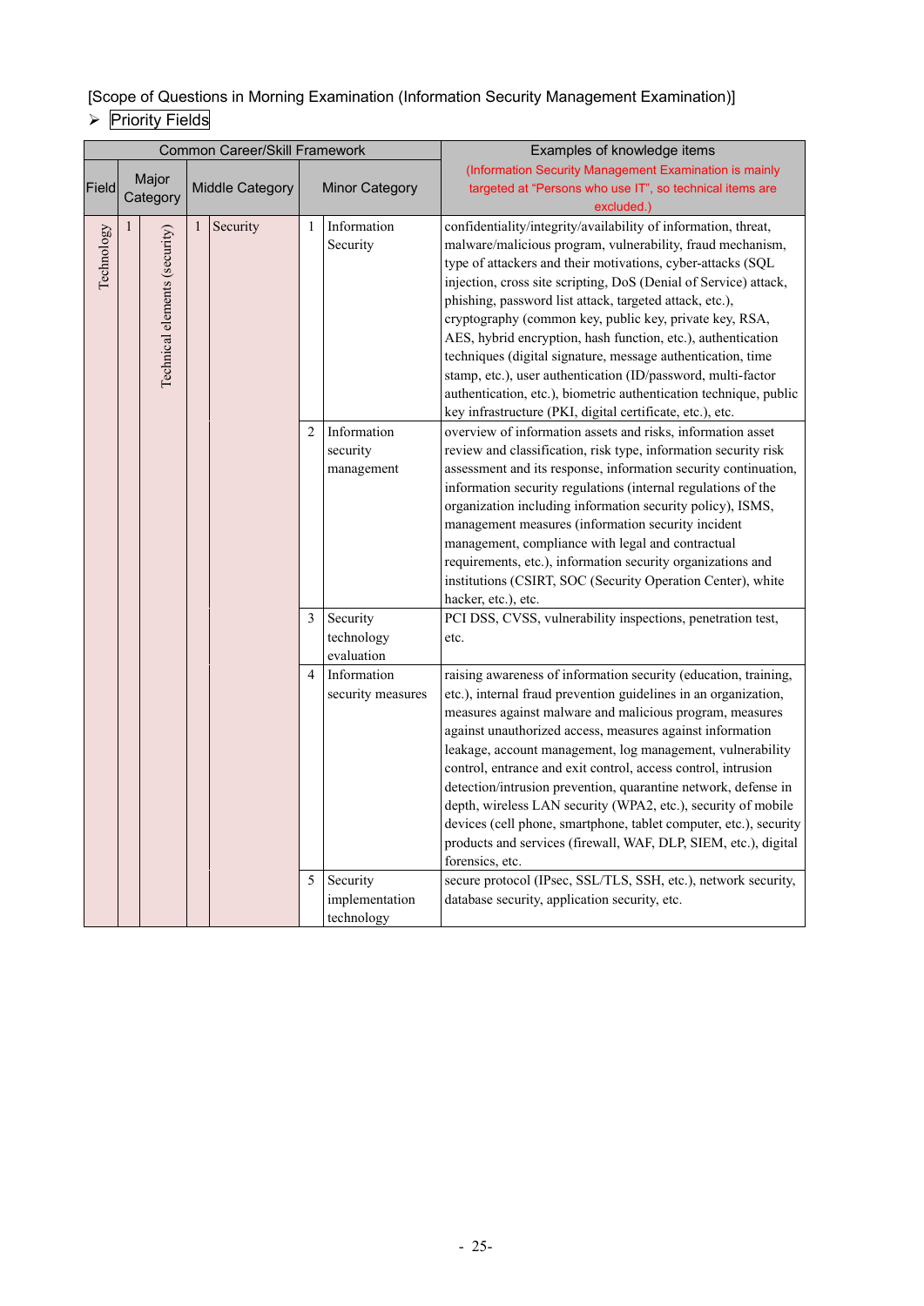[Scope of Questions in Morning Examination (Information Security Management Examination)]

➢ Priority Fields

| Common Career/Skill Framework | | | | | | | Examples of knowledge items |
|---|---|---|---|---|---|---|---|
| Field | Major Category | | Middle Category | | Minor Category | | (Information Security Management Examination is mainly targeted at "Persons who use IT", so technical items are excluded.) |
| Technology | 1 | Technical elements (security) | 1 | Security | 1 | Information Security | confidentiality/integrity/availability of information, threat, malware/malicious program, vulnerability, fraud mechanism, type of attackers and their motivations, cyber-attacks (SQL injection, cross site scripting, DoS (Denial of Service) attack, phishing, password list attack, targeted attack, etc.), cryptography (common key, public key, private key, RSA, AES, hybrid encryption, hash function, etc.), authentication techniques (digital signature, message authentication, time stamp, etc.), user authentication (ID/password, multi-factor authentication, etc.), biometric authentication technique, public key infrastructure (PKI, digital certificate, etc.), etc. |
| | | | | | 2 | Information security management | overview of information assets and risks, information asset review and classification, risk type, information security risk assessment and its response, information security continuation, information security regulations (internal regulations of the organization including information security policy), ISMS, management measures (information security incident management, compliance with legal and contractual requirements, etc.), information security organizations and institutions (CSIRT, SOC (Security Operation Center), white hacker, etc.), etc. |
| | | | | | 3 | Security technology evaluation | PCI DSS, CVSS, vulnerability inspections, penetration test, etc. |
| | | | | | 4 | Information security measures | raising awareness of information security (education, training, etc.), internal fraud prevention guidelines in an organization, measures against malware and malicious program, measures against unauthorized access, measures against information leakage, account management, log management, vulnerability control, entrance and exit control, access control, intrusion detection/intrusion prevention, quarantine network, defense in depth, wireless LAN security (WPA2, etc.), security of mobile devices (cell phone, smartphone, tablet computer, etc.), security products and services (firewall, WAF, DLP, SIEM, etc.), digital forensics, etc. |
| | | | | | 5 | Security implementation technology | secure protocol (IPsec, SSL/TLS, SSH, etc.), network security, database security, application security, etc. |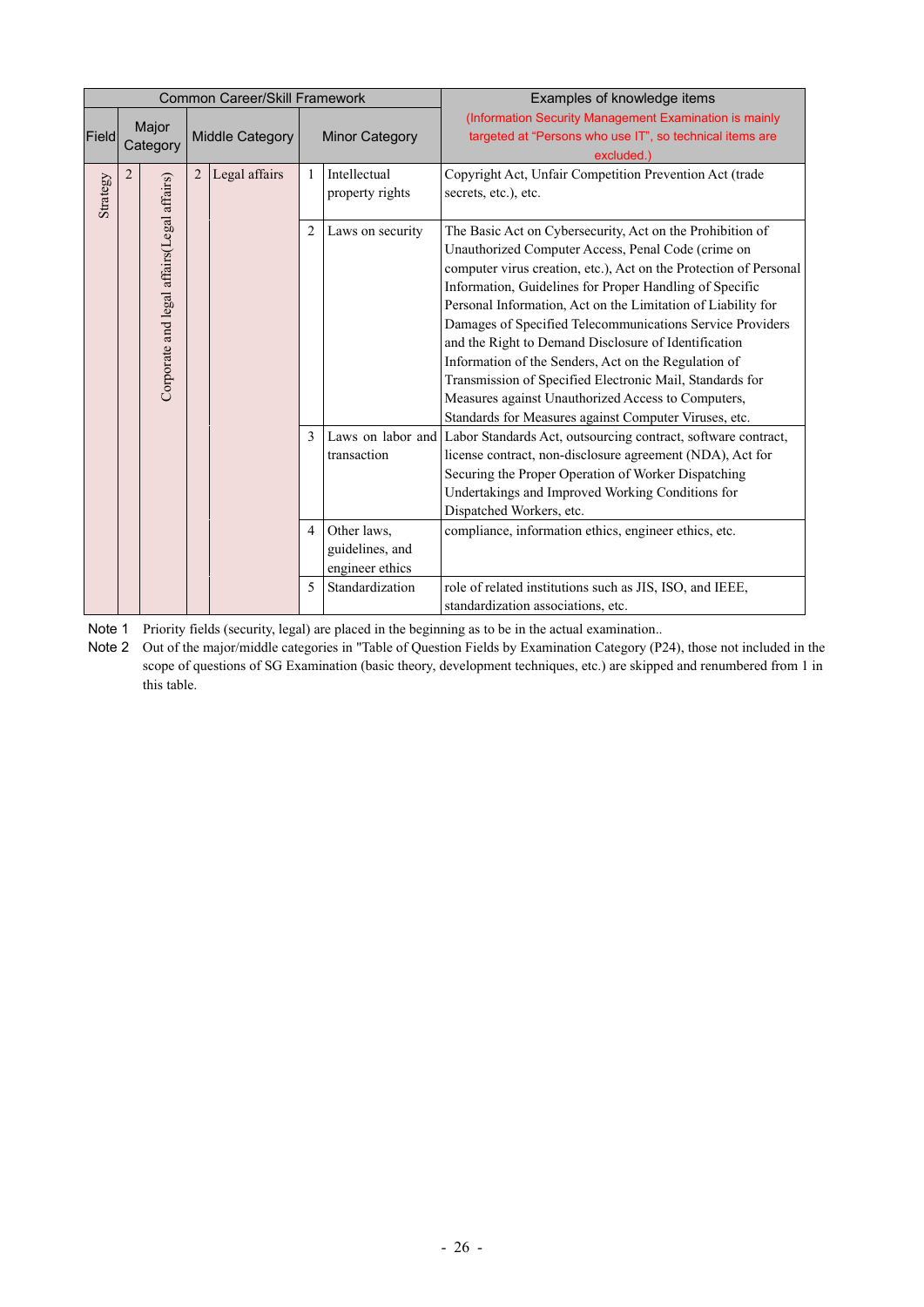| Common Career/Skill Framework | | | | | | | Examples of knowledge items |
|---|---|---|---|---|---|---|---|
| Field | Major Category | | Middle Category | | Minor Category | | (Information Security Management Examination is mainly targeted at "Persons who use IT", so technical items are excluded.) |
| Strategy | 2 | Corporate and legal affairs(Legal affairs) | 2 | Legal affairs | 1 | Intellectual property rights | Copyright Act, Unfair Competition Prevention Act (trade secrets, etc.), etc. |
| | | | | | 2 | Laws on security | The Basic Act on Cybersecurity, Act on the Prohibition of Unauthorized Computer Access, Penal Code (crime on computer virus creation, etc.), Act on the Protection of Personal Information, Guidelines for Proper Handling of Specific Personal Information, Act on the Limitation of Liability for Damages of Specified Telecommunications Service Providers and the Right to Demand Disclosure of Identification Information of the Senders, Act on the Regulation of Transmission of Specified Electronic Mail, Standards for Measures against Unauthorized Access to Computers, Standards for Measures against Computer Viruses, etc. |
| | | | | | 3 | Laws on labor and transaction | Labor Standards Act, outsourcing contract, software contract, license contract, non-disclosure agreement (NDA), Act for Securing the Proper Operation of Worker Dispatching Undertakings and Improved Working Conditions for Dispatched Workers, etc. |
| | | | | | 4 | Other laws, guidelines, and engineer ethics | compliance, information ethics, engineer ethics, etc. |
| | | | | | 5 | Standardization | role of related institutions such as JIS, ISO, and IEEE, standardization associations, etc. |

Note 1 Priority fields (security, legal) are placed in the beginning as to be in the actual examination..

Note 2 Out of the major/middle categories in "Table of Question Fields by Examination Category (P24), those not included in the scope of questions of SG Examination (basic theory, development techniques, etc.) are skipped and renumbered from 1 in this table.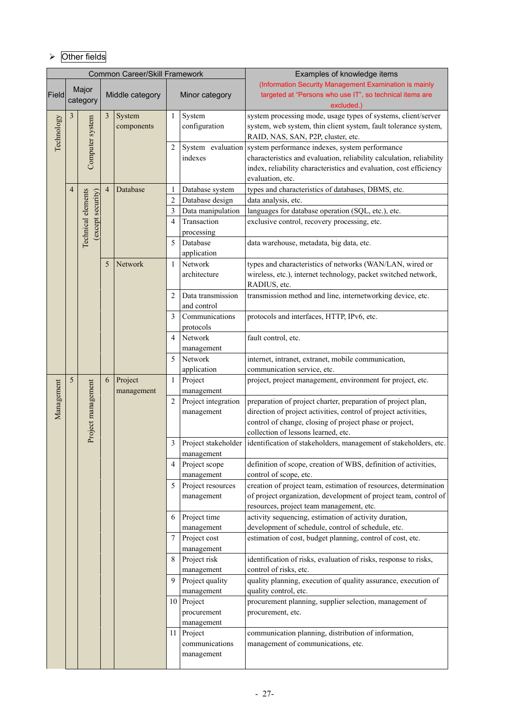➢ Other fields

| Common Career/Skill Framework | | | | | | | | Examples of knowledge items<br>(Information Security Management Examination is mainly targeted at "Persons who use IT", so technical items are excluded.) |
|---|---|---|---|---|---|---|---|---|
| Field | Major category | | Middle category | | Minor category | | | |
| Technology | 3 | Computer system | 3 | System components | 1 | System configuration | | system processing mode, usage types of systems, client/server system, web system, thin client system, fault tolerance system, RAID, NAS, SAN, P2P, cluster, etc. |
| | | | | | 2 | System evaluation indexes | | system performance indexes, system performance characteristics and evaluation, reliability calculation, reliability index, reliability characteristics and evaluation, cost efficiency evaluation, etc. |
| | 4 | Technical elements (except security) | 4 | Database | 1 | Database system | | types and characteristics of databases, DBMS, etc. |
| | | | | | 2 | Database design | | data analysis, etc. |
| | | | | | 3 | Data manipulation | | languages for database operation (SQL, etc.), etc. |
| | | | | | 4 | Transaction processing | | exclusive control, recovery processing, etc. |
| | | | | | 5 | Database application | | data warehouse, metadata, big data, etc. |
| | | | 5 | Network | 1 | Network architecture | | types and characteristics of networks (WAN/LAN, wired or wireless, etc.), internet technology, packet switched network, RADIUS, etc. |
| | | | | | 2 | Data transmission and control | | transmission method and line, internetworking device, etc. |
| | | | | | 3 | Communications protocols | | protocols and interfaces, HTTP, IPv6, etc. |
| | | | | | 4 | Network management | | fault control, etc. |
| | | | | | 5 | Network application | | internet, intranet, extranet, mobile communication, communication service, etc. |
| Management | 5 | Project management | 6 | Project management | 1 | Project management | | project, project management, environment for project, etc. |
| | | | | | 2 | Project integration management | | preparation of project charter, preparation of project plan, direction of project activities, control of project activities, control of change, closing of project phase or project, collection of lessons learned, etc. |
| | | | | | 3 | Project stakeholder management | | identification of stakeholders, management of stakeholders, etc. |
| | | | | | 4 | Project scope management | | definition of scope, creation of WBS, definition of activities, control of scope, etc. |
| | | | | | 5 | Project resources management | | creation of project team, estimation of resources, determination of project organization, development of project team, control of resources, project team management, etc. |
| | | | | | 6 | Project time management | | activity sequencing, estimation of activity duration, development of schedule, control of schedule, etc. |
| | | | | | 7 | Project cost management | | estimation of cost, budget planning, control of cost, etc. |
| | | | | | 8 | Project risk management | | identification of risks, evaluation of risks, response to risks, control of risks, etc. |
| | | | | | 9 | Project quality management | | quality planning, execution of quality assurance, execution of quality control, etc. |
| | | | | | 10 | Project procurement management | | procurement planning, supplier selection, management of procurement, etc. |
| | | | | | 11 | Project communications management | | communication planning, distribution of information, management of communications, etc. |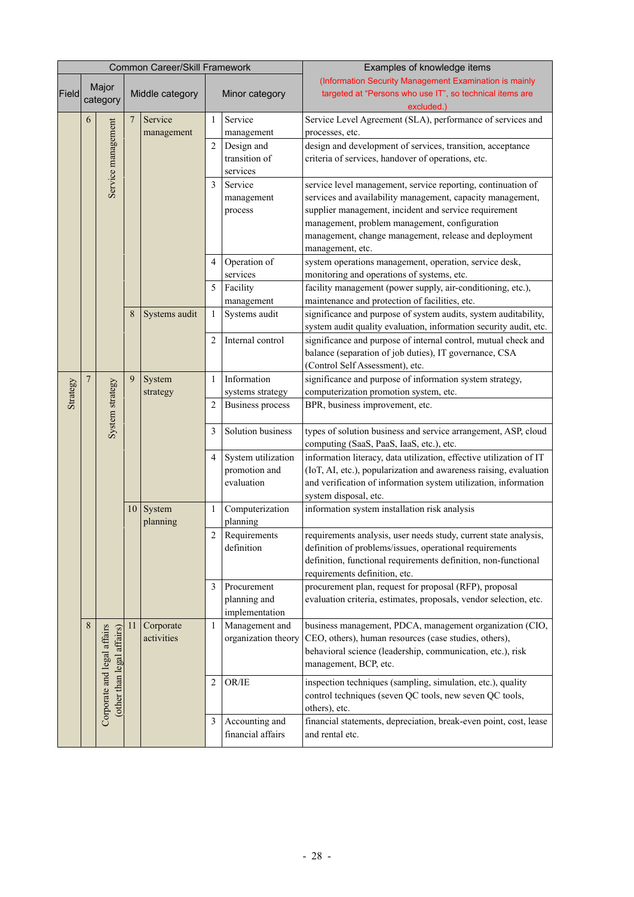| Common Career/Skill Framework | | | | | | | Examples of knowledge items |
|---|---|---|---|---|---|---|---|
| Field | Major category | | Middle category | | Minor category | | (Information Security Management Examination is mainly targeted at "Persons who use IT", so technical items are excluded.) |
| | 6 | Service management | 7 | Service management | 1 | Service management | Service Level Agreement (SLA), performance of services and processes, etc. |
| | | | | | 2 | Design and transition of services | design and development of services, transition, acceptance criteria of services, handover of operations, etc. |
| | | | | | 3 | Service management process | service level management, service reporting, continuation of services and availability management, capacity management, supplier management, incident and service requirement management, problem management, configuration management, change management, release and deployment management, etc. |
| | | | | | 4 | Operation of services | system operations management, operation, service desk, monitoring and operations of systems, etc. |
| | | | | | 5 | Facility management | facility management (power supply, air-conditioning, etc.), maintenance and protection of facilities, etc. |
| | | | 8 | Systems audit | 1 | Systems audit | significance and purpose of system audits, system auditability, system audit quality evaluation, information security audit, etc. |
| | | | | | 2 | Internal control | significance and purpose of internal control, mutual check and balance (separation of job duties), IT governance, CSA (Control Self Assessment), etc. |
| Strategy | 7 | System strategy | 9 | System strategy | 1 | Information systems strategy | significance and purpose of information system strategy, computerization promotion system, etc. |
| | | | | | 2 | Business process | BPR, business improvement, etc. |
| | | | | | 3 | Solution business | types of solution business and service arrangement, ASP, cloud computing (SaaS, PaaS, IaaS, etc.), etc. |
| | | | | | 4 | System utilization promotion and evaluation | information literacy, data utilization, effective utilization of IT (IoT, AI, etc.), popularization and awareness raising, evaluation and verification of information system utilization, information system disposal, etc. |
| | | | 10 | System planning | 1 | Computerization planning | information system installation risk analysis |
| | | | | | 2 | Requirements definition | requirements analysis, user needs study, current state analysis, definition of problems/issues, operational requirements definition, functional requirements definition, non-functional requirements definition, etc. |
| | | | | | 3 | Procurement planning and implementation | procurement plan, request for proposal (RFP), proposal evaluation criteria, estimates, proposals, vendor selection, etc. |
| | 8 | Corporate and legal affairs (other than legal affairs) | 11 | Corporate activities | 1 | Management and organization theory | business management, PDCA, management organization (CIO, CEO, others), human resources (case studies, others), behavioral science (leadership, communication, etc.), risk management, BCP, etc. |
| | | | | | 2 | OR/IE | inspection techniques (sampling, simulation, etc.), quality control techniques (seven QC tools, new seven QC tools, others), etc. |
| | | | | | 3 | Accounting and financial affairs | financial statements, depreciation, break-even point, cost, lease and rental etc. |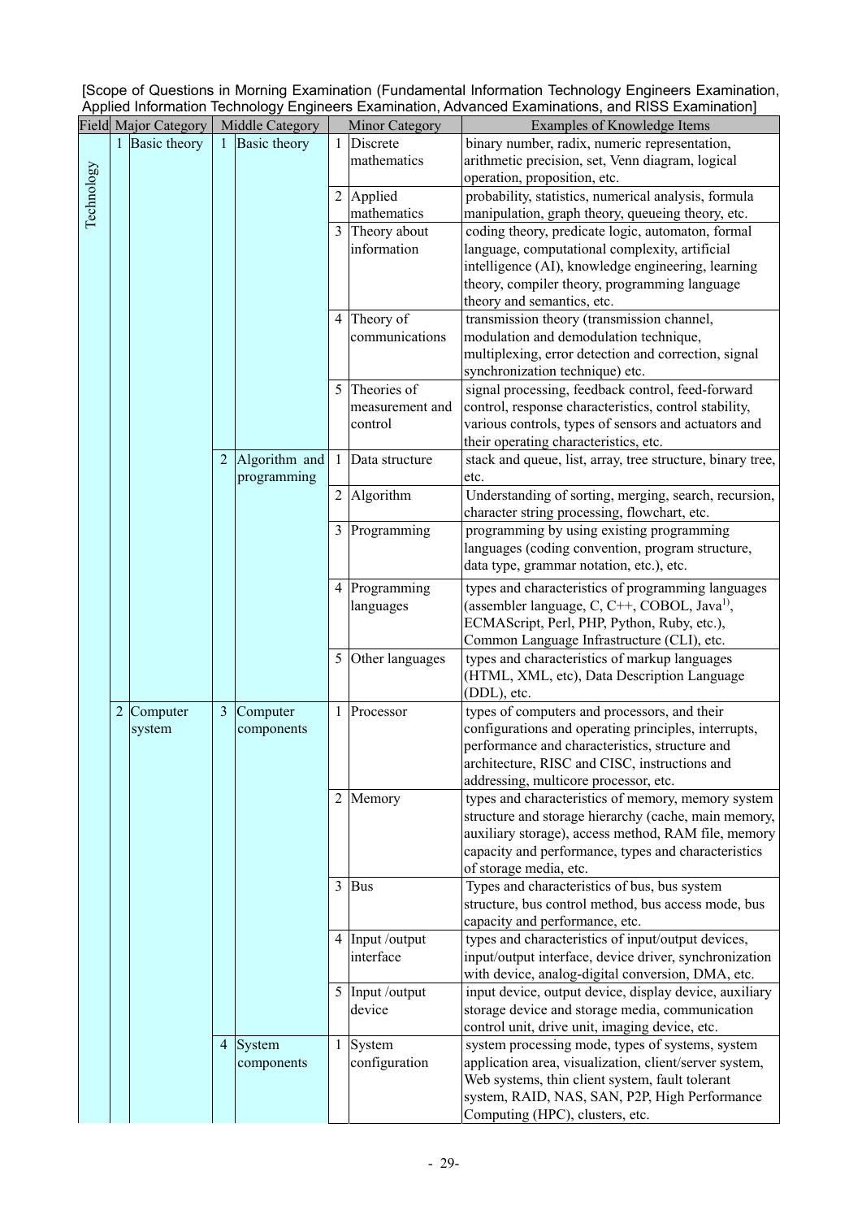[Scope of Questions in Morning Examination (Fundamental Information Technology Engineers Examination, Applied Information Technology Engineers Examination, Advanced Examinations, and RISS Examination]

| Field | Major Category | | Middle Category | | Minor Category | | Examples of Knowledge Items |
|---|---|---|---|---|---|---|---|
| Technology | 1 | Basic theory | 1 | Basic theory | 1 | Discrete mathematics | binary number, radix, numeric representation, arithmetic precision, set, Venn diagram, logical operation, proposition, etc. |
| | | | | | 2 | Applied mathematics | probability, statistics, numerical analysis, formula manipulation, graph theory, queueing theory, etc. |
| | | | | | 3 | Theory about information | coding theory, predicate logic, automaton, formal language, computational complexity, artificial intelligence (AI), knowledge engineering, learning theory, compiler theory, programming language theory and semantics, etc. |
| | | | | | 4 | Theory of communications | transmission theory (transmission channel, modulation and demodulation technique, multiplexing, error detection and correction, signal synchronization technique) etc. |
| | | | | | 5 | Theories of measurement and control | signal processing, feedback control, feed-forward control, response characteristics, control stability, various controls, types of sensors and actuators and their operating characteristics, etc. |
| | | | 2 | Algorithm and programming | 1 | Data structure | stack and queue, list, array, tree structure, binary tree, etc. |
| | | | | | 2 | Algorithm | Understanding of sorting, merging, search, recursion, character string processing, flowchart, etc. |
| | | | | | 3 | Programming | programming by using existing programming languages (coding convention, program structure, data type, grammar notation, etc.), etc. |
| | | | | | 4 | Programming languages | types and characteristics of programming languages (assembler language, C, C++, COBOL, Java[1]), ECMAScript, Perl, PHP, Python, Ruby, etc.), Common Language Infrastructure (CLI), etc. |
| | | | | | 5 | Other languages | types and characteristics of markup languages (HTML, XML, etc), Data Description Language (DDL), etc. |
| | 2 | Computer system | 3 | Computer components | 1 | Processor | types of computers and processors, and their configurations and operating principles, interrupts, performance and characteristics, structure and architecture, RISC and CISC, instructions and addressing, multicore processor, etc. |
| | | | | | 2 | Memory | types and characteristics of memory, memory system structure and storage hierarchy (cache, main memory, auxiliary storage), access method, RAM file, memory capacity and performance, types and characteristics of storage media, etc. |
| | | | | | 3 | Bus | Types and characteristics of bus, bus system structure, bus control method, bus access mode, bus capacity and performance, etc. |
| | | | | | 4 | Input /output interface | types and characteristics of input/output devices, input/output interface, device driver, synchronization with device, analog-digital conversion, DMA, etc. |
| | | | | | 5 | Input /output device | input device, output device, display device, auxiliary storage device and storage media, communication control unit, drive unit, imaging device, etc. |
| | | | 4 | System components | 1 | System configuration | system processing mode, types of systems, system application area, visualization, client/server system, Web systems, thin client system, fault tolerant system, RAID, NAS, SAN, P2P, High Performance Computing (HPC), clusters, etc. |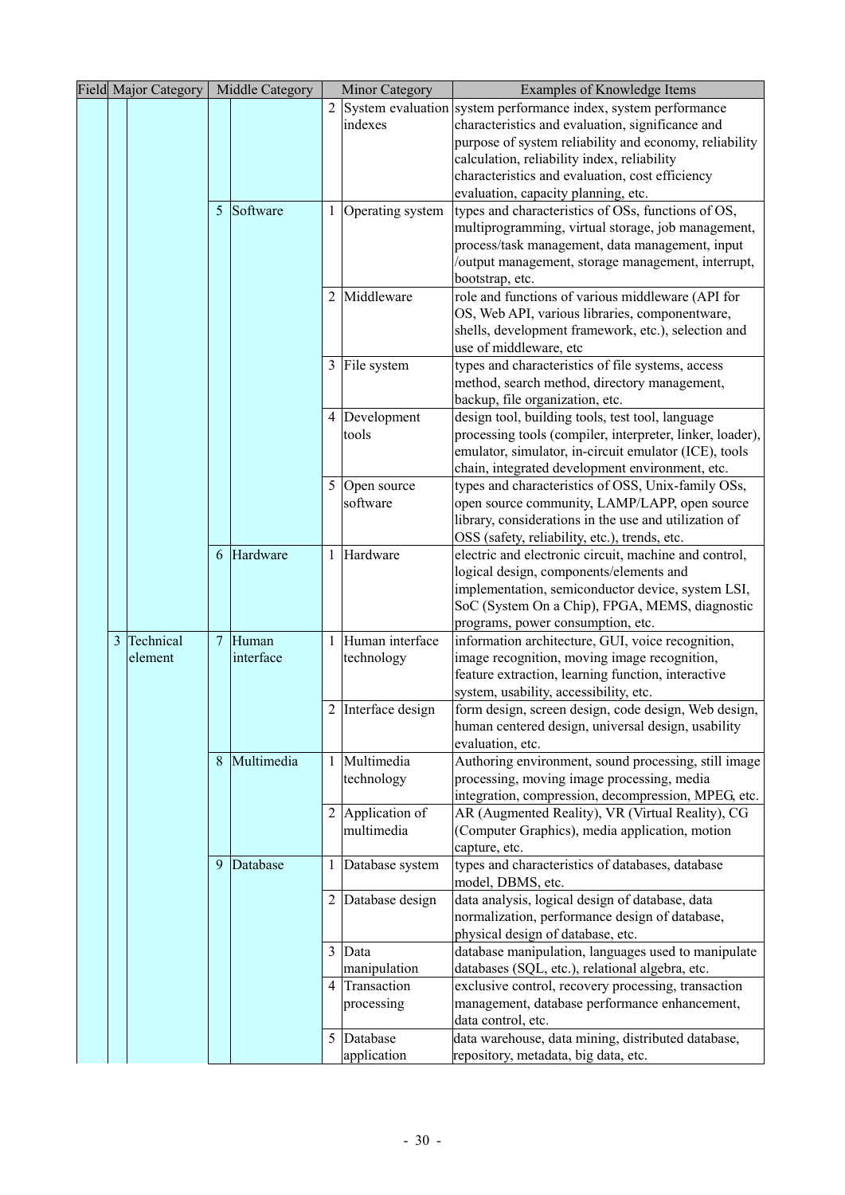| Field | Major Category | | Middle Category | | Minor Category | | Examples of Knowledge Items |
|---|---|---|---|---|---|---|---|
| | | | | | 2 | System evaluation indexes | system performance index, system performance characteristics and evaluation, significance and purpose of system reliability and economy, reliability calculation, reliability index, reliability characteristics and evaluation, cost efficiency evaluation, capacity planning, etc. |
| | | | 5 | Software | 1 | Operating system | types and characteristics of OSs, functions of OS, multiprogramming, virtual storage, job management, process/task management, data management, input /output management, storage management, interrupt, bootstrap, etc. |
| | | | | | 2 | Middleware | role and functions of various middleware (API for OS, Web API, various libraries, componentware, shells, development framework, etc.), selection and use of middleware, etc |
| | | | | | 3 | File system | types and characteristics of file systems, access method, search method, directory management, backup, file organization, etc. |
| | | | | | 4 | Development tools | design tool, building tools, test tool, language processing tools (compiler, interpreter, linker, loader), emulator, simulator, in-circuit emulator (ICE), tools chain, integrated development environment, etc. |
| | | | | | 5 | Open source software | types and characteristics of OSS, Unix-family OSs, open source community, LAMP/LAPP, open source library, considerations in the use and utilization of OSS (safety, reliability, etc.), trends, etc. |
| | | | 6 | Hardware | 1 | Hardware | electric and electronic circuit, machine and control, logical design, components/elements and implementation, semiconductor device, system LSI, SoC (System On a Chip), FPGA, MEMS, diagnostic programs, power consumption, etc. |
| | 3 | Technical element | 7 | Human interface | 1 | Human interface technology | information architecture, GUI, voice recognition, image recognition, moving image recognition, feature extraction, learning function, interactive system, usability, accessibility, etc. |
| | | | | | 2 | Interface design | form design, screen design, code design, Web design, human centered design, universal design, usability evaluation, etc. |
| | | | 8 | Multimedia | 1 | Multimedia technology | Authoring environment, sound processing, still image processing, moving image processing, media integration, compression, decompression, MPEG, etc. |
| | | | | | 2 | Application of multimedia | AR (Augmented Reality), VR (Virtual Reality), CG (Computer Graphics), media application, motion capture, etc. |
| | | | 9 | Database | 1 | Database system | types and characteristics of databases, database model, DBMS, etc. |
| | | | | | 2 | Database design | data analysis, logical design of database, data normalization, performance design of database, physical design of database, etc. |
| | | | | | 3 | Data manipulation | database manipulation, languages used to manipulate databases (SQL, etc.), relational algebra, etc. |
| | | | | | 4 | Transaction processing | exclusive control, recovery processing, transaction management, database performance enhancement, data control, etc. |
| | | | | | 5 | Database application | data warehouse, data mining, distributed database, repository, metadata, big data, etc. |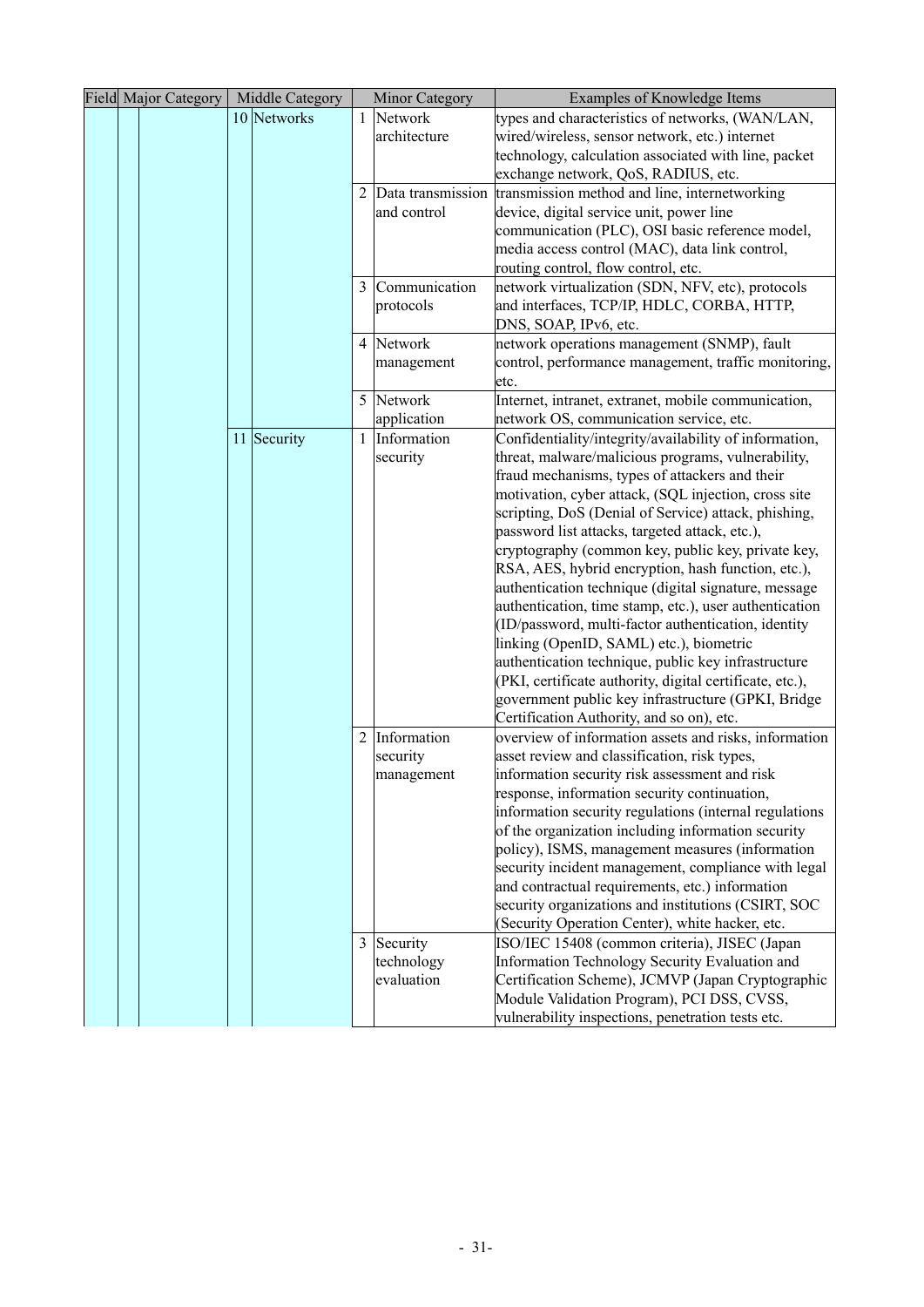| Field | Major Category | | Middle Category | | Minor Category | Examples of Knowledge Items |
|---|---|---|---|---|---|---|
| | | | 10 | Networks | 1 Network architecture | types and characteristics of networks, (WAN/LAN, wired/wireless, sensor network, etc.) internet technology, calculation associated with line, packet exchange network, QoS, RADIUS, etc. |
| | | | | | 2 Data transmission and control | transmission method and line, internetworking device, digital service unit, power line communication (PLC), OSI basic reference model, media access control (MAC), data link control, routing control, flow control, etc. |
| | | | | | 3 Communication protocols | network virtualization (SDN, NFV, etc), protocols and interfaces, TCP/IP, HDLC, CORBA, HTTP, DNS, SOAP, IPv6, etc. |
| | | | | | 4 Network management | network operations management (SNMP), fault control, performance management, traffic monitoring, etc. |
| | | | | | 5 Network application | Internet, intranet, extranet, mobile communication, network OS, communication service, etc. |
| | | | 11 | Security | 1 Information security | Confidentiality/integrity/availability of information, threat, malware/malicious programs, vulnerability, fraud mechanisms, types of attackers and their motivation, cyber attack, (SQL injection, cross site scripting, DoS (Denial of Service) attack, phishing, password list attacks, targeted attack, etc.), cryptography (common key, public key, private key, RSA, AES, hybrid encryption, hash function, etc.), authentication technique (digital signature, message authentication, time stamp, etc.), user authentication (ID/password, multi-factor authentication, identity linking (OpenID, SAML) etc.), biometric authentication technique, public key infrastructure (PKI, certificate authority, digital certificate, etc.), government public key infrastructure (GPKI, Bridge Certification Authority, and so on), etc. |
| | | | | | 2 Information security management | overview of information assets and risks, information asset review and classification, risk types, information security risk assessment and risk response, information security continuation, information security regulations (internal regulations of the organization including information security policy), ISMS, management measures (information security incident management, compliance with legal and contractual requirements, etc.) information security organizations and institutions (CSIRT, SOC (Security Operation Center), white hacker, etc. |
| | | | | | 3 Security technology evaluation | ISO/IEC 15408 (common criteria), JISEC (Japan Information Technology Security Evaluation and Certification Scheme), JCMVP (Japan Cryptographic Module Validation Program), PCI DSS, CVSS, vulnerability inspections, penetration tests etc. |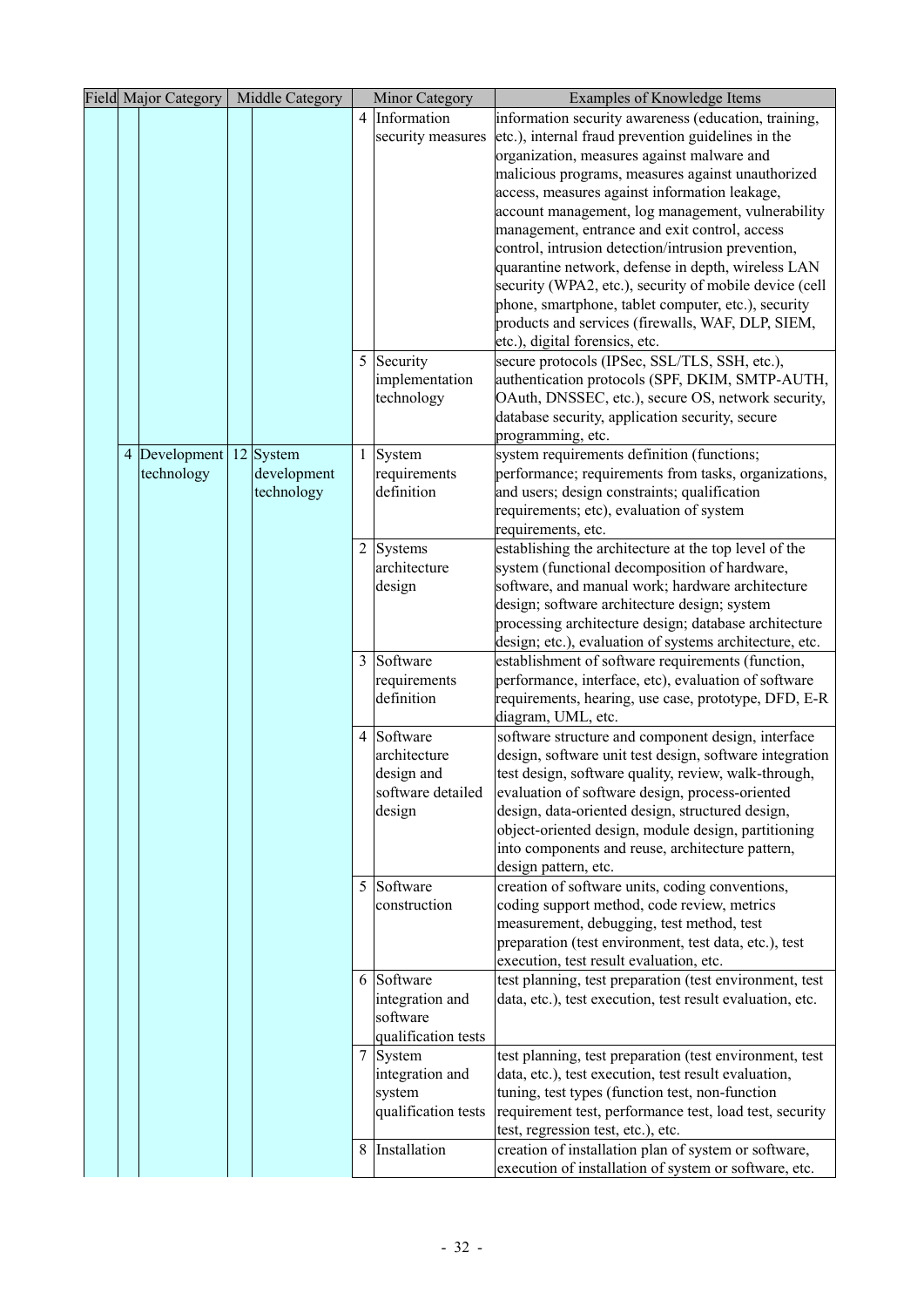| Field | | Major Category | | Middle Category | | Minor Category | Examples of Knowledge Items |
|---|---|---|---|---|---|---|---|
| | | | | | 4 | Information security measures | information security awareness (education, training, etc.), internal fraud prevention guidelines in the organization, measures against malware and malicious programs, measures against unauthorized access, measures against information leakage, account management, log management, vulnerability management, entrance and exit control, access control, intrusion detection/intrusion prevention, quarantine network, defense in depth, wireless LAN security (WPA2, etc.), security of mobile device (cell phone, smartphone, tablet computer, etc.), security products and services (firewalls, WAF, DLP, SIEM, etc.), digital forensics, etc. |
| | | | | | 5 | Security implementation technology | secure protocols (IPSec, SSL/TLS, SSH, etc.), authentication protocols (SPF, DKIM, SMTP-AUTH, OAuth, DNSSEC, etc.), secure OS, network security, database security, application security, secure programming, etc. |
| | 4 | Development technology | 12 | System development technology | 1 | System requirements definition | system requirements definition (functions; performance; requirements from tasks, organizations, and users; design constraints; qualification requirements; etc), evaluation of system requirements, etc. |
| | | | | | 2 | Systems architecture design | establishing the architecture at the top level of the system (functional decomposition of hardware, software, and manual work; hardware architecture design; software architecture design; system processing architecture design; database architecture design; etc.), evaluation of systems architecture, etc. |
| | | | | | 3 | Software requirements definition | establishment of software requirements (function, performance, interface, etc), evaluation of software requirements, hearing, use case, prototype, DFD, E-R diagram, UML, etc. |
| | | | | | 4 | Software architecture design and software detailed design | software structure and component design, interface design, software unit test design, software integration test design, software quality, review, walk-through, evaluation of software design, process-oriented design, data-oriented design, structured design, object-oriented design, module design, partitioning into components and reuse, architecture pattern, design pattern, etc. |
| | | | | | 5 | Software construction | creation of software units, coding conventions, coding support method, code review, metrics measurement, debugging, test method, test preparation (test environment, test data, etc.), test execution, test result evaluation, etc. |
| | | | | | 6 | Software integration and software qualification tests | test planning, test preparation (test environment, test data, etc.), test execution, test result evaluation, etc. |
| | | | | | 7 | System integration and system qualification tests | test planning, test preparation (test environment, test data, etc.), test execution, test result evaluation, tuning, test types (function test, non-function requirement test, performance test, load test, security test, regression test, etc.), etc. |
| | | | | | 8 | Installation | creation of installation plan of system or software, execution of installation of system or software, etc. |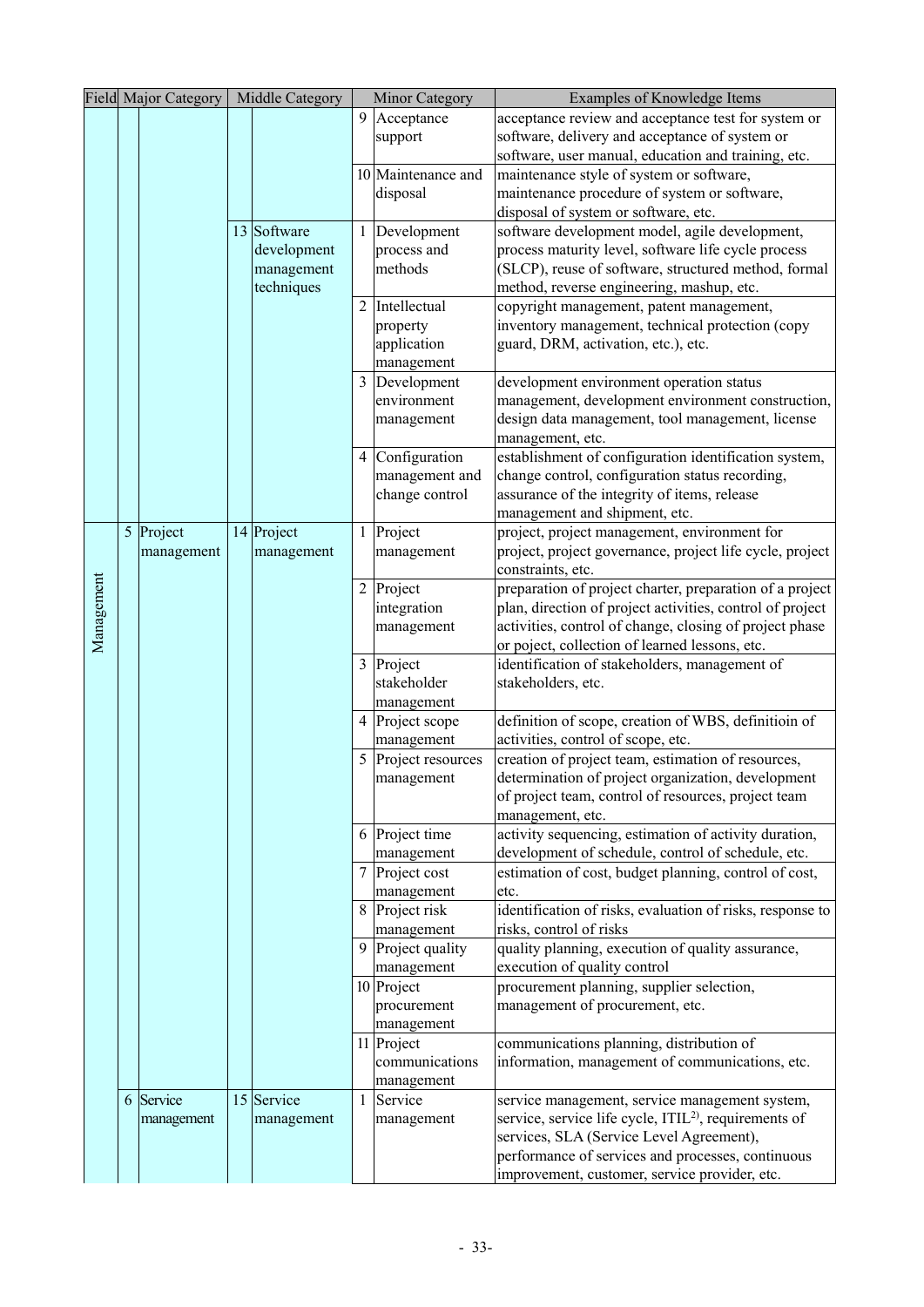| Field | | Major Category | | Middle Category | | Minor Category | Examples of Knowledge Items |
|---|---|---|---|---|---|---|---|
| | | | | | 9 | Acceptance support | acceptance review and acceptance test for system or software, delivery and acceptance of system or software, user manual, education and training, etc. |
| | | | | | 10 | Maintenance and disposal | maintenance style of system or software, maintenance procedure of system or software, disposal of system or software, etc. |
| | | | 13 | Software development management techniques | 1 | Development process and methods | software development model, agile development, process maturity level, software life cycle process (SLCP), reuse of software, structured method, formal method, reverse engineering, mashup, etc. |
| | | | | | 2 | Intellectual property application management | copyright management, patent management, inventory management, technical protection (copy guard, DRM, activation, etc.), etc. |
| | | | | | 3 | Development environment management | development environment operation status management, development environment construction, design data management, tool management, license management, etc. |
| | | | | | 4 | Configuration management and change control | establishment of configuration identification system, change control, configuration status recording, assurance of the integrity of items, release management and shipment, etc. |
| Management | 5 | Project management | 14 | Project management | 1 | Project management | project, project management, environment for project, project governance, project life cycle, project constraints, etc. |
| | | | | | 2 | Project integration management | preparation of project charter, preparation of a project plan, direction of project activities, control of project activities, control of change, closing of project phase or poject, collection of learned lessons, etc. |
| | | | | | 3 | Project stakeholder management | identification of stakeholders, management of stakeholders, etc. |
| | | | | | 4 | Project scope management | definition of scope, creation of WBS, definitioin of activities, control of scope, etc. |
| | | | | | 5 | Project resources management | creation of project team, estimation of resources, determination of project organization, development of project team, control of resources, project team management, etc. |
| | | | | | 6 | Project time management | activity sequencing, estimation of activity duration, development of schedule, control of schedule, etc. |
| | | | | | 7 | Project cost management | estimation of cost, budget planning, control of cost, etc. |
| | | | | | 8 | Project risk management | identification of risks, evaluation of risks, response to risks, control of risks |
| | | | | | 9 | Project quality management | quality planning, execution of quality assurance, execution of quality control |
| | | | | | 10 | Project procurement management | procurement planning, supplier selection, management of procurement, etc. |
| | | | | | 11 | Project communications management | communications planning, distribution of information, management of communications, etc. |
| | 6 | Service management | 15 | Service management | 1 | Service management | service management, service management system, service, service life cycle, ITIL[2]), requirements of services, SLA (Service Level Agreement), performance of services and processes, continuous improvement, customer, service provider, etc. |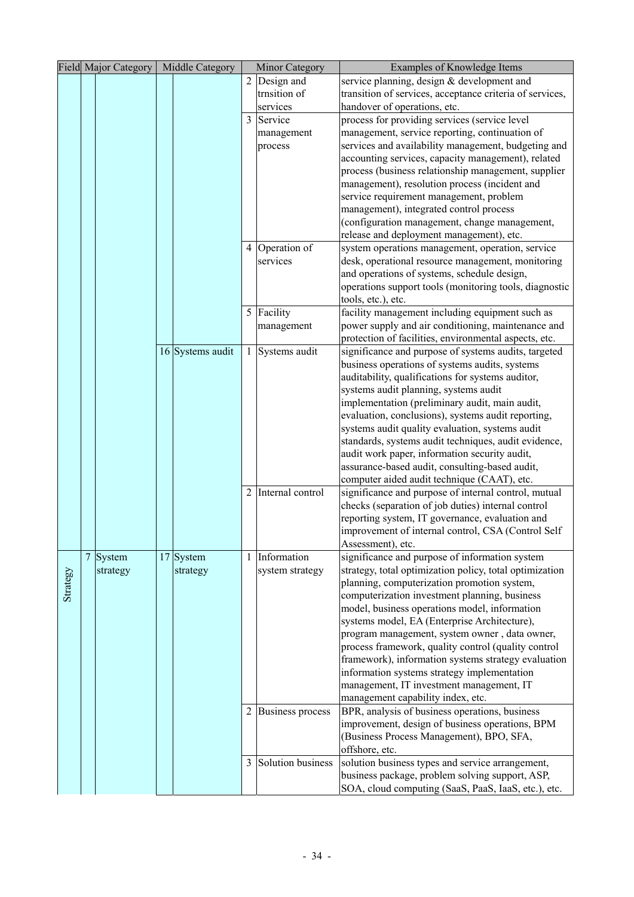| Field | | Major Category | | Middle Category | | Minor Category | Examples of Knowledge Items |
|---|---|---|---|---|---|---|---|
| | | | | | 2 | Design and trnsition of services | service planning, design & development and transition of services, acceptance criteria of services, handover of operations, etc. |
| | | | | | 3 | Service management process | process for providing services (service level management, service reporting, continuation of services and availability management, budgeting and accounting services, capacity management), related process (business relationship management, supplier management), resolution process (incident and service requirement management, problem management), integrated control process (configuration management, change management, release and deployment management), etc. |
| | | | | | 4 | Operation of services | system operations management, operation, service desk, operational resource management, monitoring and operations of systems, schedule design, operations support tools (monitoring tools, diagnostic tools, etc.), etc. |
| | | | | | 5 | Facility management | facility management including equipment such as power supply and air conditioning, maintenance and protection of facilities, environmental aspects, etc. |
| | | | 16 | Systems audit | 1 | Systems audit | significance and purpose of systems audits, targeted business operations of systems audits, systems auditability, qualifications for systems auditor, systems audit planning, systems audit implementation (preliminary audit, main audit, evaluation, conclusions), systems audit reporting, systems audit quality evaluation, systems audit standards, systems audit techniques, audit evidence, audit work paper, information security audit, assurance-based audit, consulting-based audit, computer aided audit technique (CAAT), etc. |
| | | | | | 2 | Internal control | significance and purpose of internal control, mutual checks (separation of job duties) internal control reporting system, IT governance, evaluation and improvement of internal control, CSA (Control Self Assessment), etc. |
| Strategy | 7 | System strategy | 17 | System strategy | 1 | Information system strategy | significance and purpose of information system strategy, total optimization policy, total optimization planning, computerization promotion system, computerization investment planning, business model, business operations model, information systems model, EA (Enterprise Architecture), program management, system owner , data owner, process framework, quality control (quality control framework), information systems strategy evaluation information systems strategy implementation management, IT investment management, IT management capability index, etc. |
| | | | | | 2 | Business process | BPR, analysis of business operations, business improvement, design of business operations, BPM (Business Process Management), BPO, SFA, offshore, etc. |
| | | | | | 3 | Solution business | solution business types and service arrangement, business package, problem solving support, ASP, SOA, cloud computing (SaaS, PaaS, IaaS, etc.), etc. |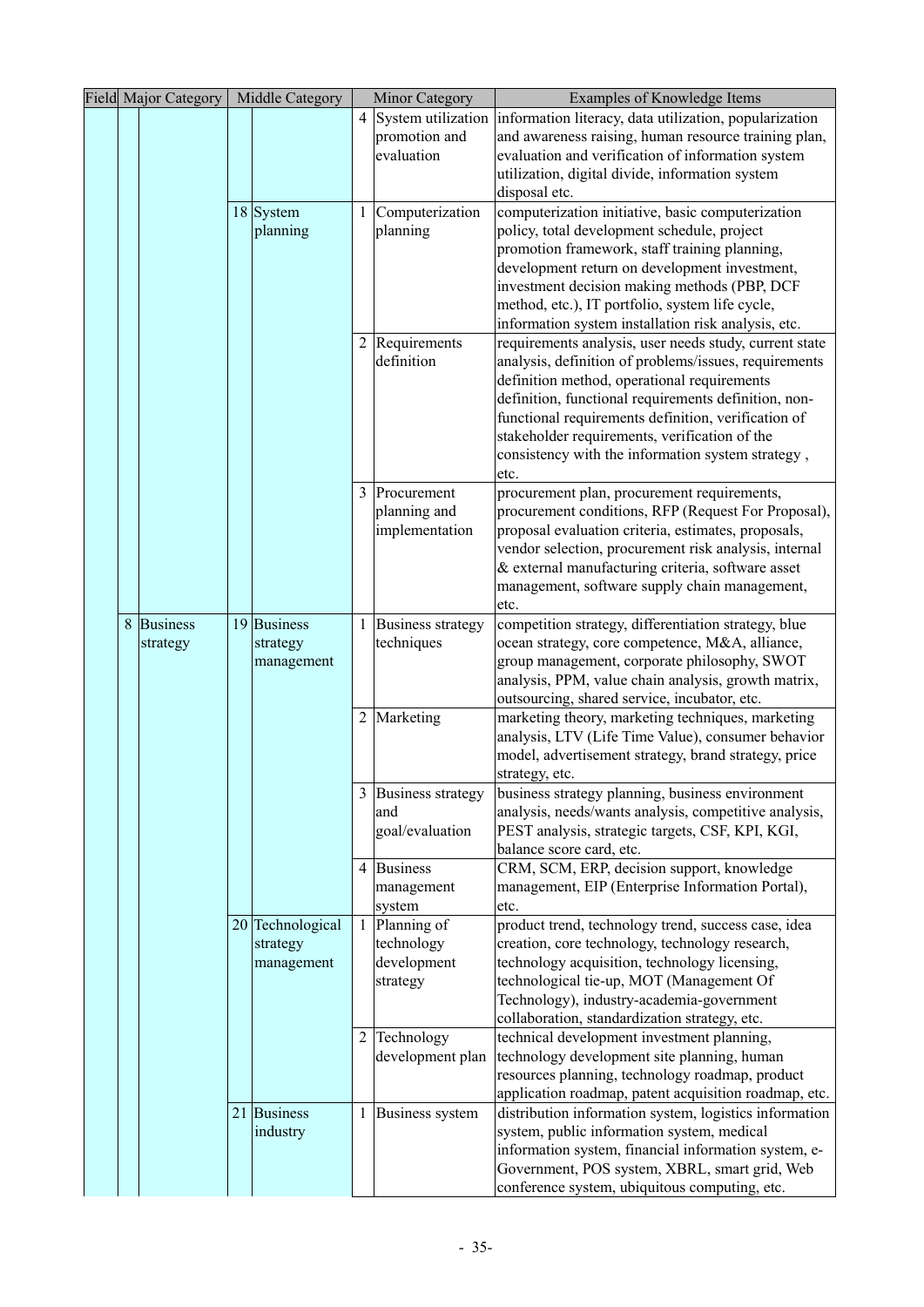| Field | | Major Category | | Middle Category | | Minor Category | Examples of Knowledge Items |
|---|---|---|---|---|---|---|---|
| | | | | | 4 | System utilization promotion and evaluation | information literacy, data utilization, popularization and awareness raising, human resource training plan, evaluation and verification of information system utilization, digital divide, information system disposal etc. |
| | | | 18 | System planning | 1 | Computerization planning | computerization initiative, basic computerization policy, total development schedule, project promotion framework, staff training planning, development return on development investment, investment decision making methods (PBP, DCF method, etc.), IT portfolio, system life cycle, information system installation risk analysis, etc. |
| | | | | | 2 | Requirements definition | requirements analysis, user needs study, current state analysis, definition of problems/issues, requirements definition method, operational requirements definition, functional requirements definition, non-functional requirements definition, verification of stakeholder requirements, verification of the consistency with the information system strategy , etc. |
| | | | | | 3 | Procurement planning and implementation | procurement plan, procurement requirements, procurement conditions, RFP (Request For Proposal), proposal evaluation criteria, estimates, proposals, vendor selection, procurement risk analysis, internal & external manufacturing criteria, software asset management, software supply chain management, etc. |
| | 8 | Business strategy | 19 | Business strategy management | 1 | Business strategy techniques | competition strategy, differentiation strategy, blue ocean strategy, core competence, M&A, alliance, group management, corporate philosophy, SWOT analysis, PPM, value chain analysis, growth matrix, outsourcing, shared service, incubator, etc. |
| | | | | | 2 | Marketing | marketing theory, marketing techniques, marketing analysis, LTV (Life Time Value), consumer behavior model, advertisement strategy, brand strategy, price strategy, etc. |
| | | | | | 3 | Business strategy and goal/evaluation | business strategy planning, business environment analysis, needs/wants analysis, competitive analysis, PEST analysis, strategic targets, CSF, KPI, KGI, balance score card, etc. |
| | | | | | 4 | Business management system | CRM, SCM, ERP, decision support, knowledge management, EIP (Enterprise Information Portal), etc. |
| | | | 20 | Technological strategy management | 1 | Planning of technology development strategy | product trend, technology trend, success case, idea creation, core technology, technology research, technology acquisition, technology licensing, technological tie-up, MOT (Management Of Technology), industry-academia-government collaboration, standardization strategy, etc. |
| | | | | | 2 | Technology development plan | technical development investment planning, technology development site planning, human resources planning, technology roadmap, product application roadmap, patent acquisition roadmap, etc. |
| | | | 21 | Business industry | 1 | Business system | distribution information system, logistics information system, public information system, medical information system, financial information system, e-Government, POS system, XBRL, smart grid, Web conference system, ubiquitous computing, etc. |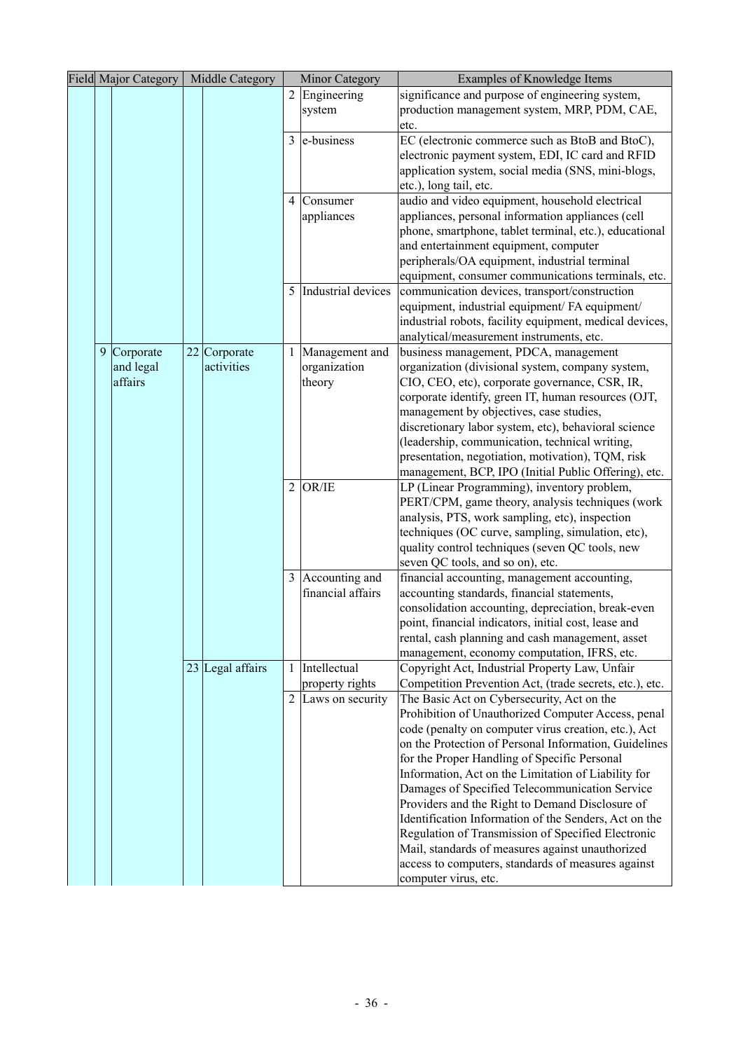| Field | Major Category | | Middle Category | | Minor Category | | Examples of Knowledge Items |
|---|---|---|---|---|---|---|---|
| | | | | | 2 | Engineering system | significance and purpose of engineering system, production management system, MRP, PDM, CAE, etc. |
| | | | | | 3 | e-business | EC (electronic commerce such as BtoB and BtoC), electronic payment system, EDI, IC card and RFID application system, social media (SNS, mini-blogs, etc.), long tail, etc. |
| | | | | | 4 | Consumer appliances | audio and video equipment, household electrical appliances, personal information appliances (cell phone, smartphone, tablet terminal, etc.), educational and entertainment equipment, computer peripherals/OA equipment, industrial terminal equipment, consumer communications terminals, etc. |
| | | | | | 5 | Industrial devices | communication devices, transport/construction equipment, industrial equipment/ FA equipment/ industrial robots, facility equipment, medical devices, analytical/measurement instruments, etc. |
| | 9 | Corporate and legal affairs | 22 | Corporate activities | 1 | Management and organization theory | business management, PDCA, management organization (divisional system, company system, CIO, CEO, etc), corporate governance, CSR, IR, corporate identify, green IT, human resources (OJT, management by objectives, case studies, discretionary labor system, etc), behavioral science (leadership, communication, technical writing, presentation, negotiation, motivation), TQM, risk management, BCP, IPO (Initial Public Offering), etc. |
| | | | | | 2 | OR/IE | LP (Linear Programming), inventory problem, PERT/CPM, game theory, analysis techniques (work analysis, PTS, work sampling, etc), inspection techniques (OC curve, sampling, simulation, etc), quality control techniques (seven QC tools, new seven QC tools, and so on), etc. |
| | | | | | 3 | Accounting and financial affairs | financial accounting, management accounting, accounting standards, financial statements, consolidation accounting, depreciation, break-even point, financial indicators, initial cost, lease and rental, cash planning and cash management, asset management, economy computation, IFRS, etc. |
| | | | 23 | Legal affairs | 1 | Intellectual property rights | Copyright Act, Industrial Property Law, Unfair Competition Prevention Act, (trade secrets, etc.), etc. |
| | | | | | 2 | Laws on security | The Basic Act on Cybersecurity, Act on the Prohibition of Unauthorized Computer Access, penal code (penalty on computer virus creation, etc.), Act on the Protection of Personal Information, Guidelines for the Proper Handling of Specific Personal Information, Act on the Limitation of Liability for Damages of Specified Telecommunication Service Providers and the Right to Demand Disclosure of Identification Information of the Senders, Act on the Regulation of Transmission of Specified Electronic Mail, standards of measures against unauthorized access to computers, standards of measures against computer virus, etc. |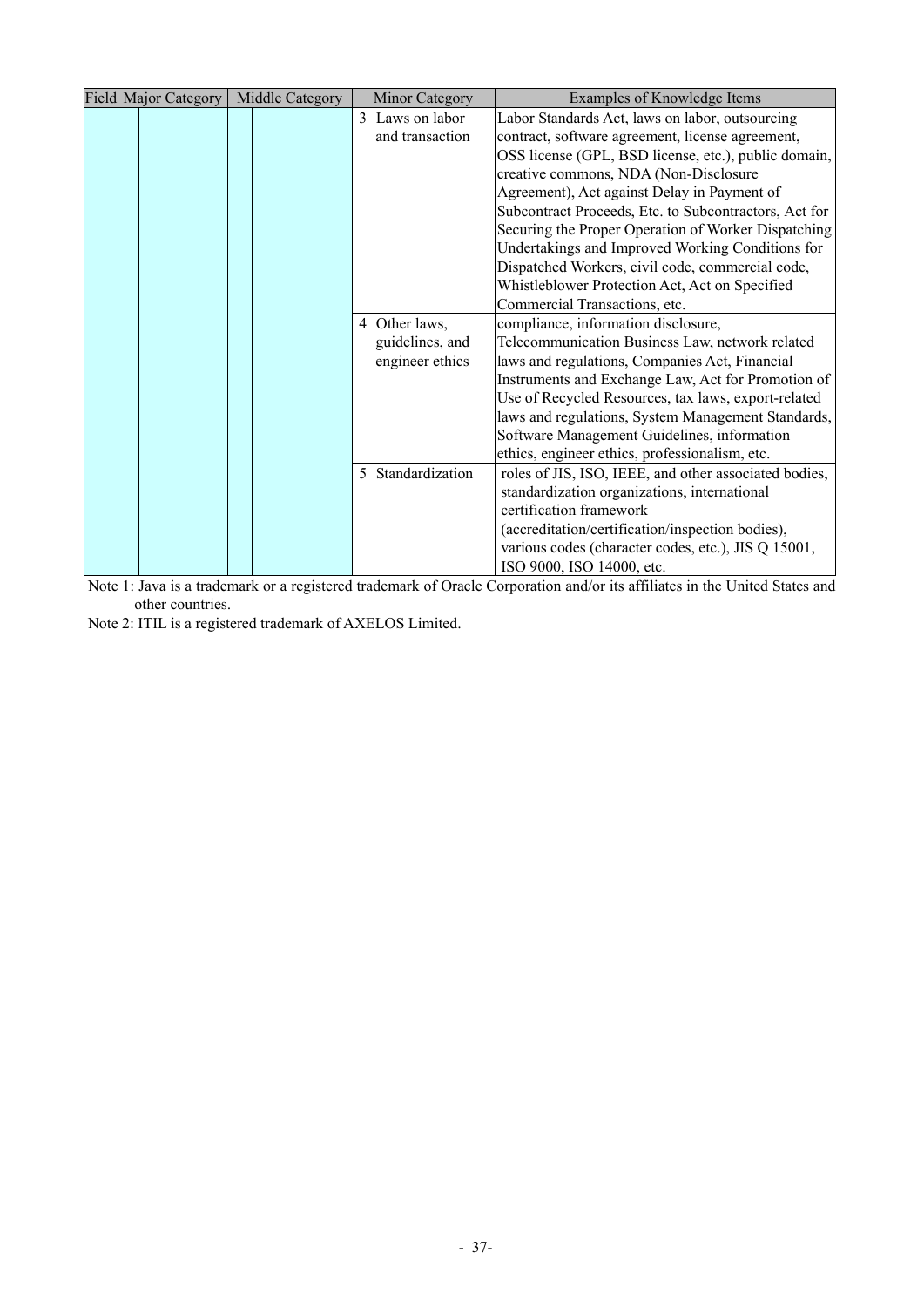| Field | | Major Category | | Middle Category | | Minor Category | Examples of Knowledge Items |
|---|---|---|---|---|---|---|---|
| | | | | | 3 | Laws on labor and transaction | Labor Standards Act, laws on labor, outsourcing contract, software agreement, license agreement, OSS license (GPL, BSD license, etc.), public domain, creative commons, NDA (Non-Disclosure Agreement), Act against Delay in Payment of Subcontract Proceeds, Etc. to Subcontractors, Act for Securing the Proper Operation of Worker Dispatching Undertakings and Improved Working Conditions for Dispatched Workers, civil code, commercial code, Whistleblower Protection Act, Act on Specified Commercial Transactions, etc. |
| | | | | | 4 | Other laws, guidelines, and engineer ethics | compliance, information disclosure, Telecommunication Business Law, network related laws and regulations, Companies Act, Financial Instruments and Exchange Law, Act for Promotion of Use of Recycled Resources, tax laws, export-related laws and regulations, System Management Standards, Software Management Guidelines, information ethics, engineer ethics, professionalism, etc. |
| | | | | | 5 | Standardization | roles of JIS, ISO, IEEE, and other associated bodies, standardization organizations, international certification framework (accreditation/certification/inspection bodies), various codes (character codes, etc.), JIS Q 15001, ISO 9000, ISO 14000, etc. |

Note 1: Java is a trademark or a registered trademark of Oracle Corporation and/or its affiliates in the United States and other countries.

Note 2: ITIL is a registered trademark of AXELOS Limited.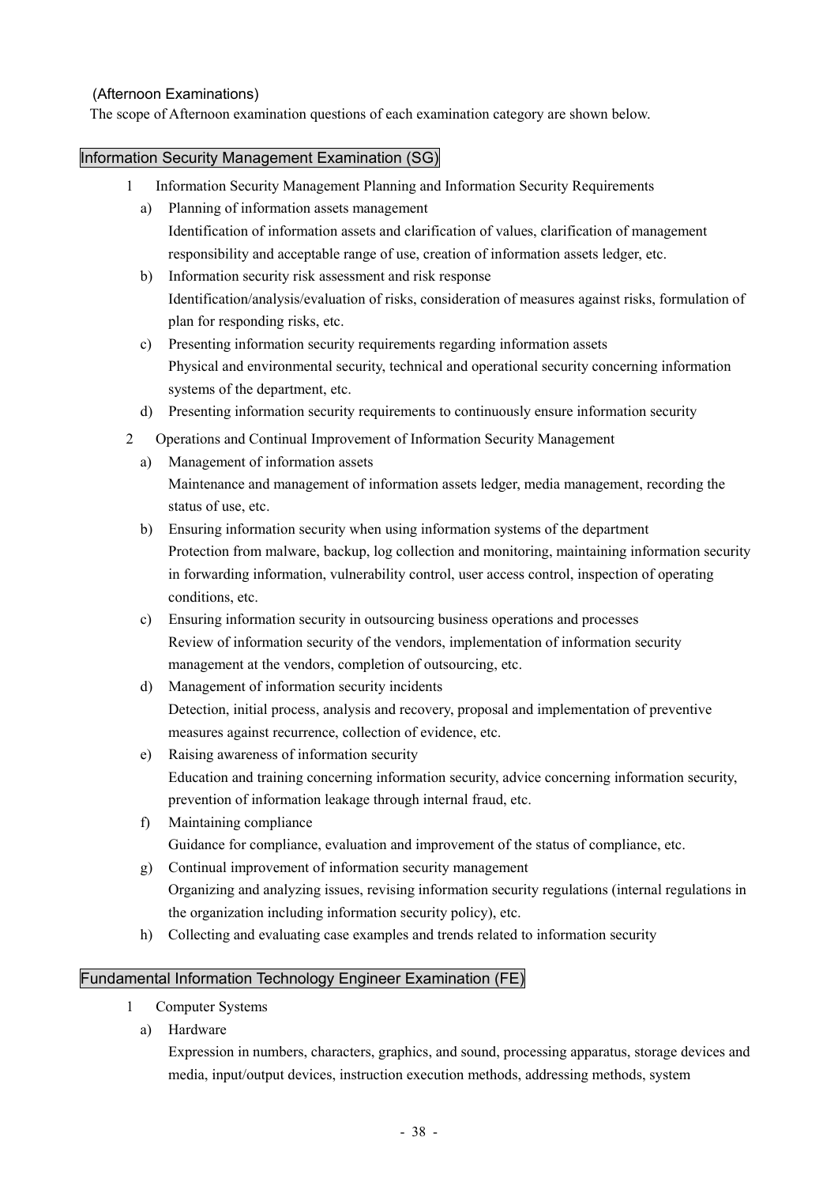(Afternoon Examinations)

The scope of Afternoon examination questions of each examination category are shown below.

## Information Security Management Examination (SG)

1 Information Security Management Planning and Information Security Requirements

a) Planning of information assets management
Identification of information assets and clarification of values, clarification of management responsibility and acceptable range of use, creation of information assets ledger, etc.

b) Information security risk assessment and risk response
Identification/analysis/evaluation of risks, consideration of measures against risks, formulation of plan for responding risks, etc.

c) Presenting information security requirements regarding information assets
Physical and environmental security, technical and operational security concerning information systems of the department, etc.

d) Presenting information security requirements to continuously ensure information security

2 Operations and Continual Improvement of Information Security Management

a) Management of information assets
Maintenance and management of information assets ledger, media management, recording the status of use, etc.

b) Ensuring information security when using information systems of the department
Protection from malware, backup, log collection and monitoring, maintaining information security in forwarding information, vulnerability control, user access control, inspection of operating conditions, etc.

c) Ensuring information security in outsourcing business operations and processes
Review of information security of the vendors, implementation of information security management at the vendors, completion of outsourcing, etc.

d) Management of information security incidents
Detection, initial process, analysis and recovery, proposal and implementation of preventive measures against recurrence, collection of evidence, etc.

e) Raising awareness of information security
Education and training concerning information security, advice concerning information security, prevention of information leakage through internal fraud, etc.

f) Maintaining compliance
Guidance for compliance, evaluation and improvement of the status of compliance, etc.

g) Continual improvement of information security management
Organizing and analyzing issues, revising information security regulations (internal regulations in the organization including information security policy), etc.

h) Collecting and evaluating case examples and trends related to information security

## Fundamental Information Technology Engineer Examination (FE)

1 Computer Systems

a) Hardware
Expression in numbers, characters, graphics, and sound, processing apparatus, storage devices and media, input/output devices, instruction execution methods, addressing methods, system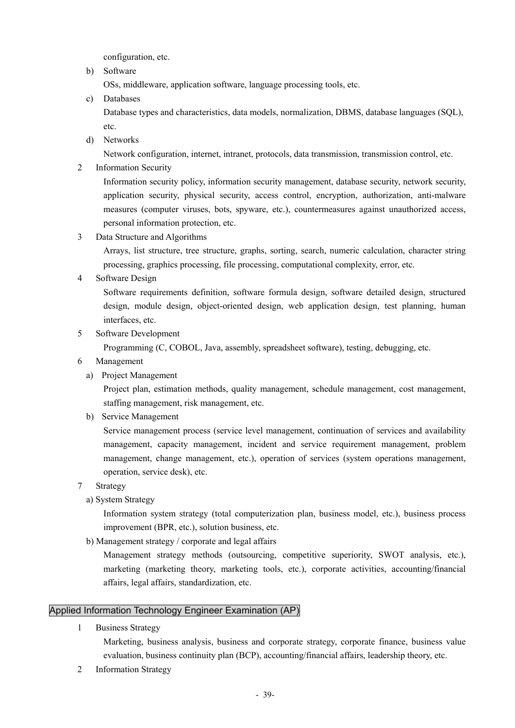configuration, etc.

b) Software

OSs, middleware, application software, language processing tools, etc.

c) Databases

Database types and characteristics, data models, normalization, DBMS, database languages (SQL), etc.

d) Networks

Network configuration, internet, intranet, protocols, data transmission, transmission control, etc.

2 Information Security

Information security policy, information security management, database security, network security, application security, physical security, access control, encryption, authorization, anti-malware measures (computer viruses, bots, spyware, etc.), countermeasures against unauthorized access, personal information protection, etc.

3 Data Structure and Algorithms

Arrays, list structure, tree structure, graphs, sorting, search, numeric calculation, character string processing, graphics processing, file processing, computational complexity, error, etc.

4 Software Design

Software requirements definition, software formula design, software detailed design, structured design, module design, object-oriented design, web application design, test planning, human interfaces, etc.

5 Software Development

Programming (C, COBOL, Java, assembly, spreadsheet software), testing, debugging, etc.

6 Management

a) Project Management

Project plan, estimation methods, quality management, schedule management, cost management, staffing management, risk management, etc.

b) Service Management

Service management process (service level management, continuation of services and availability management, capacity management, incident and service requirement management, problem management, change management, etc.), operation of services (system operations management, operation, service desk), etc.

7 Strategy

a) System Strategy

Information system strategy (total computerization plan, business model, etc.), business process improvement (BPR, etc.), solution business, etc.

b) Management strategy / corporate and legal affairs

Management strategy methods (outsourcing, competitive superiority, SWOT analysis, etc.), marketing (marketing theory, marketing tools, etc.), corporate activities, accounting/financial affairs, legal affairs, standardization, etc.

## Applied Information Technology Engineer Examination (AP)

1 Business Strategy

Marketing, business analysis, business and corporate strategy, corporate finance, business value evaluation, business continuity plan (BCP), accounting/financial affairs, leadership theory, etc.

2 Information Strategy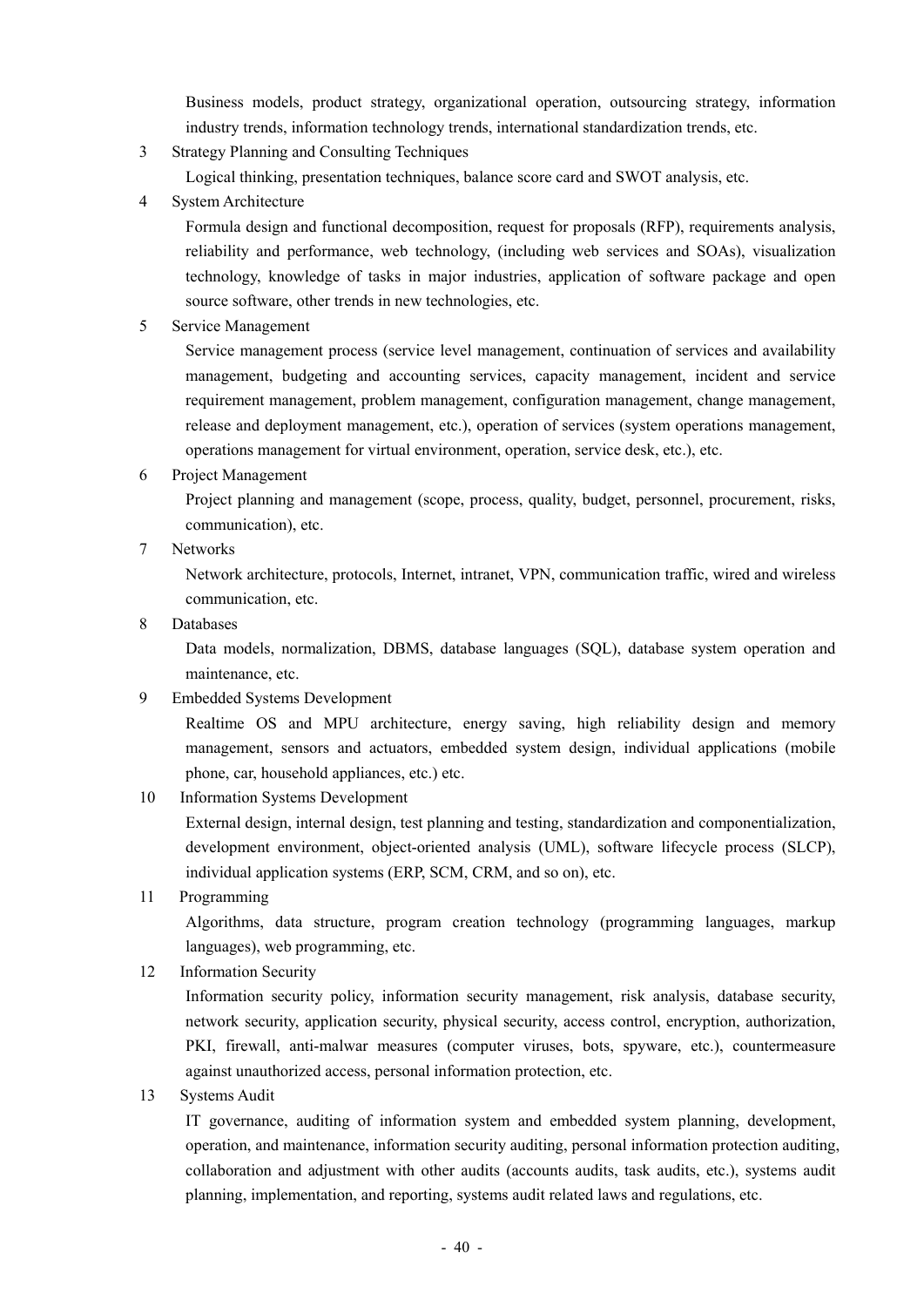Business models, product strategy, organizational operation, outsourcing strategy, information industry trends, information technology trends, international standardization trends, etc.

3 Strategy Planning and Consulting Techniques

Logical thinking, presentation techniques, balance score card and SWOT analysis, etc.

4 System Architecture

Formula design and functional decomposition, request for proposals (RFP), requirements analysis, reliability and performance, web technology, (including web services and SOAs), visualization technology, knowledge of tasks in major industries, application of software package and open source software, other trends in new technologies, etc.

5 Service Management

Service management process (service level management, continuation of services and availability management, budgeting and accounting services, capacity management, incident and service requirement management, problem management, configuration management, change management, release and deployment management, etc.), operation of services (system operations management, operations management for virtual environment, operation, service desk, etc.), etc.

6 Project Management

Project planning and management (scope, process, quality, budget, personnel, procurement, risks, communication), etc.

7 Networks

Network architecture, protocols, Internet, intranet, VPN, communication traffic, wired and wireless communication, etc.

8 Databases

Data models, normalization, DBMS, database languages (SQL), database system operation and maintenance, etc.

9 Embedded Systems Development

Realtime OS and MPU architecture, energy saving, high reliability design and memory management, sensors and actuators, embedded system design, individual applications (mobile phone, car, household appliances, etc.) etc.

10 Information Systems Development

External design, internal design, test planning and testing, standardization and componentialization, development environment, object-oriented analysis (UML), software lifecycle process (SLCP), individual application systems (ERP, SCM, CRM, and so on), etc.

11 Programming

Algorithms, data structure, program creation technology (programming languages, markup languages), web programming, etc.

12 Information Security

Information security policy, information security management, risk analysis, database security, network security, application security, physical security, access control, encryption, authorization, PKI, firewall, anti-malwar measures (computer viruses, bots, spyware, etc.), countermeasure against unauthorized access, personal information protection, etc.

13 Systems Audit

IT governance, auditing of information system and embedded system planning, development, operation, and maintenance, information security auditing, personal information protection auditing, collaboration and adjustment with other audits (accounts audits, task audits, etc.), systems audit planning, implementation, and reporting, systems audit related laws and regulations, etc.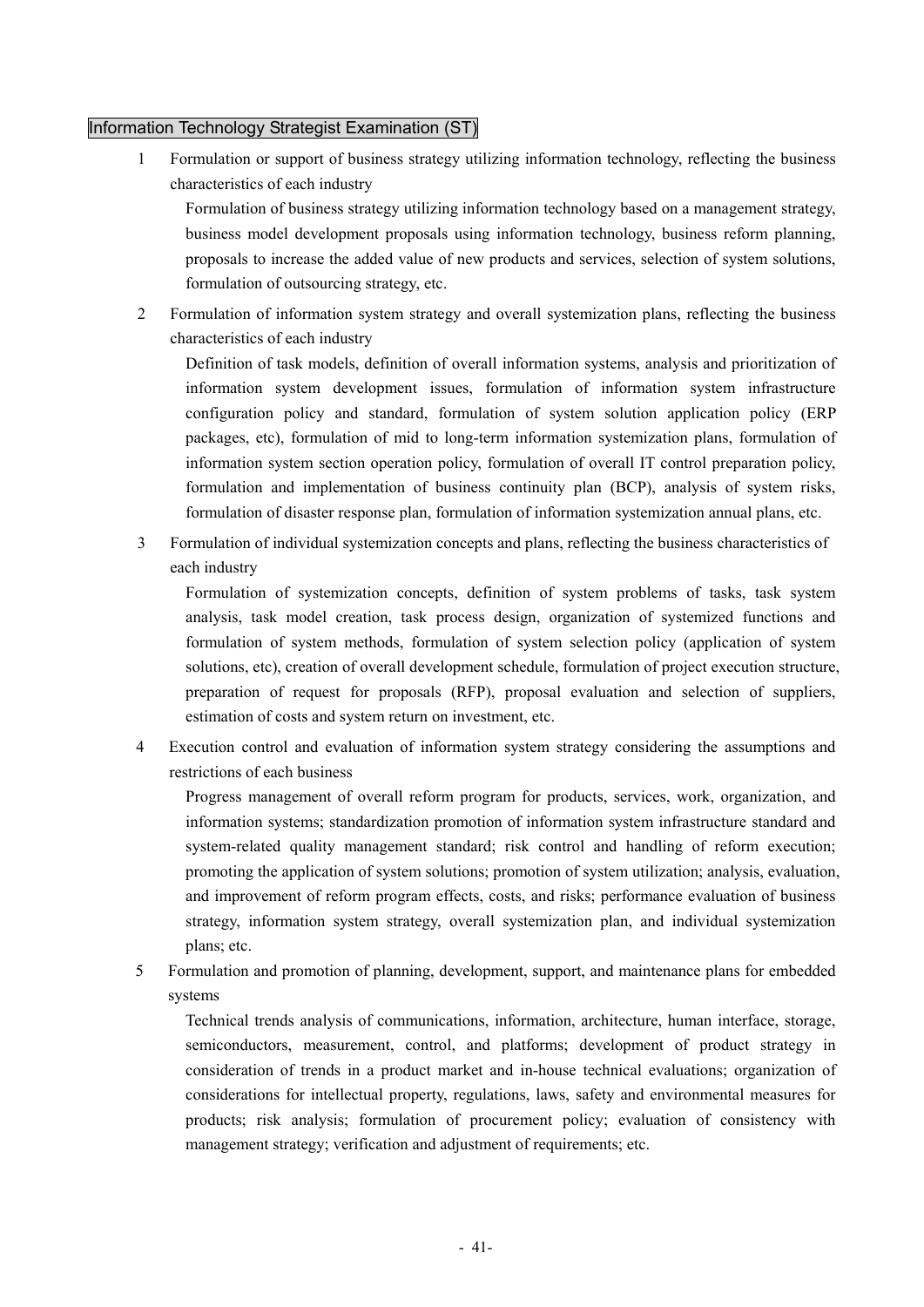## Information Technology Strategist Examination (ST)

1. Formulation or support of business strategy utilizing information technology, reflecting the business characteristics of each industry

   Formulation of business strategy utilizing information technology based on a management strategy, business model development proposals using information technology, business reform planning, proposals to increase the added value of new products and services, selection of system solutions, formulation of outsourcing strategy, etc.

2. Formulation of information system strategy and overall systemization plans, reflecting the business characteristics of each industry

   Definition of task models, definition of overall information systems, analysis and prioritization of information system development issues, formulation of information system infrastructure configuration policy and standard, formulation of system solution application policy (ERP packages, etc), formulation of mid to long-term information systemization plans, formulation of information system section operation policy, formulation of overall IT control preparation policy, formulation and implementation of business continuity plan (BCP), analysis of system risks, formulation of disaster response plan, formulation of information systemization annual plans, etc.

3. Formulation of individual systemization concepts and plans, reflecting the business characteristics of each industry

   Formulation of systemization concepts, definition of system problems of tasks, task system analysis, task model creation, task process design, organization of systemized functions and formulation of system methods, formulation of system selection policy (application of system solutions, etc), creation of overall development schedule, formulation of project execution structure, preparation of request for proposals (RFP), proposal evaluation and selection of suppliers, estimation of costs and system return on investment, etc.

4. Execution control and evaluation of information system strategy considering the assumptions and restrictions of each business

   Progress management of overall reform program for products, services, work, organization, and information systems; standardization promotion of information system infrastructure standard and system-related quality management standard; risk control and handling of reform execution; promoting the application of system solutions; promotion of system utilization; analysis, evaluation, and improvement of reform program effects, costs, and risks; performance evaluation of business strategy, information system strategy, overall systemization plan, and individual systemization plans; etc.

5. Formulation and promotion of planning, development, support, and maintenance plans for embedded systems

   Technical trends analysis of communications, information, architecture, human interface, storage, semiconductors, measurement, control, and platforms; development of product strategy in consideration of trends in a product market and in-house technical evaluations; organization of considerations for intellectual property, regulations, laws, safety and environmental measures for products; risk analysis; formulation of procurement policy; evaluation of consistency with management strategy; verification and adjustment of requirements; etc.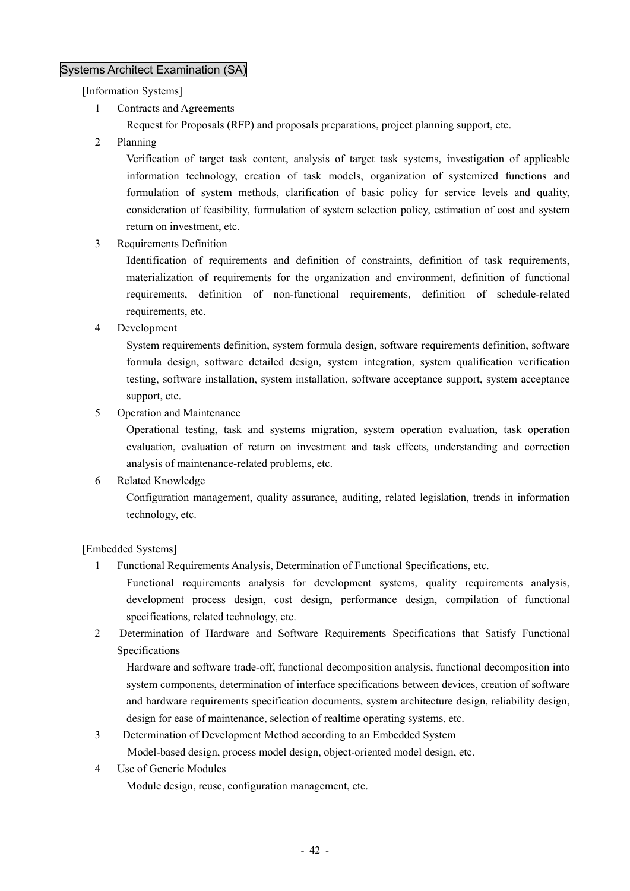## Systems Architect Examination (SA)

[Information Systems]

1. Contracts and Agreements

   Request for Proposals (RFP) and proposals preparations, project planning support, etc.

2. Planning

   Verification of target task content, analysis of target task systems, investigation of applicable information technology, creation of task models, organization of systemized functions and formulation of system methods, clarification of basic policy for service levels and quality, consideration of feasibility, formulation of system selection policy, estimation of cost and system return on investment, etc.

3. Requirements Definition

   Identification of requirements and definition of constraints, definition of task requirements, materialization of requirements for the organization and environment, definition of functional requirements, definition of non-functional requirements, definition of schedule-related requirements, etc.

4. Development

   System requirements definition, system formula design, software requirements definition, software formula design, software detailed design, system integration, system qualification verification testing, software installation, system installation, software acceptance support, system acceptance support, etc.

5. Operation and Maintenance

   Operational testing, task and systems migration, system operation evaluation, task operation evaluation, evaluation of return on investment and task effects, understanding and correction analysis of maintenance-related problems, etc.

6. Related Knowledge

   Configuration management, quality assurance, auditing, related legislation, trends in information technology, etc.

[Embedded Systems]

1. Functional Requirements Analysis, Determination of Functional Specifications, etc.

   Functional requirements analysis for development systems, quality requirements analysis, development process design, cost design, performance design, compilation of functional specifications, related technology, etc.

2. Determination of Hardware and Software Requirements Specifications that Satisfy Functional Specifications

   Hardware and software trade-off, functional decomposition analysis, functional decomposition into system components, determination of interface specifications between devices, creation of software and hardware requirements specification documents, system architecture design, reliability design, design for ease of maintenance, selection of realtime operating systems, etc.

3. Determination of Development Method according to an Embedded System

   Model-based design, process model design, object-oriented model design, etc.

4. Use of Generic Modules

   Module design, reuse, configuration management, etc.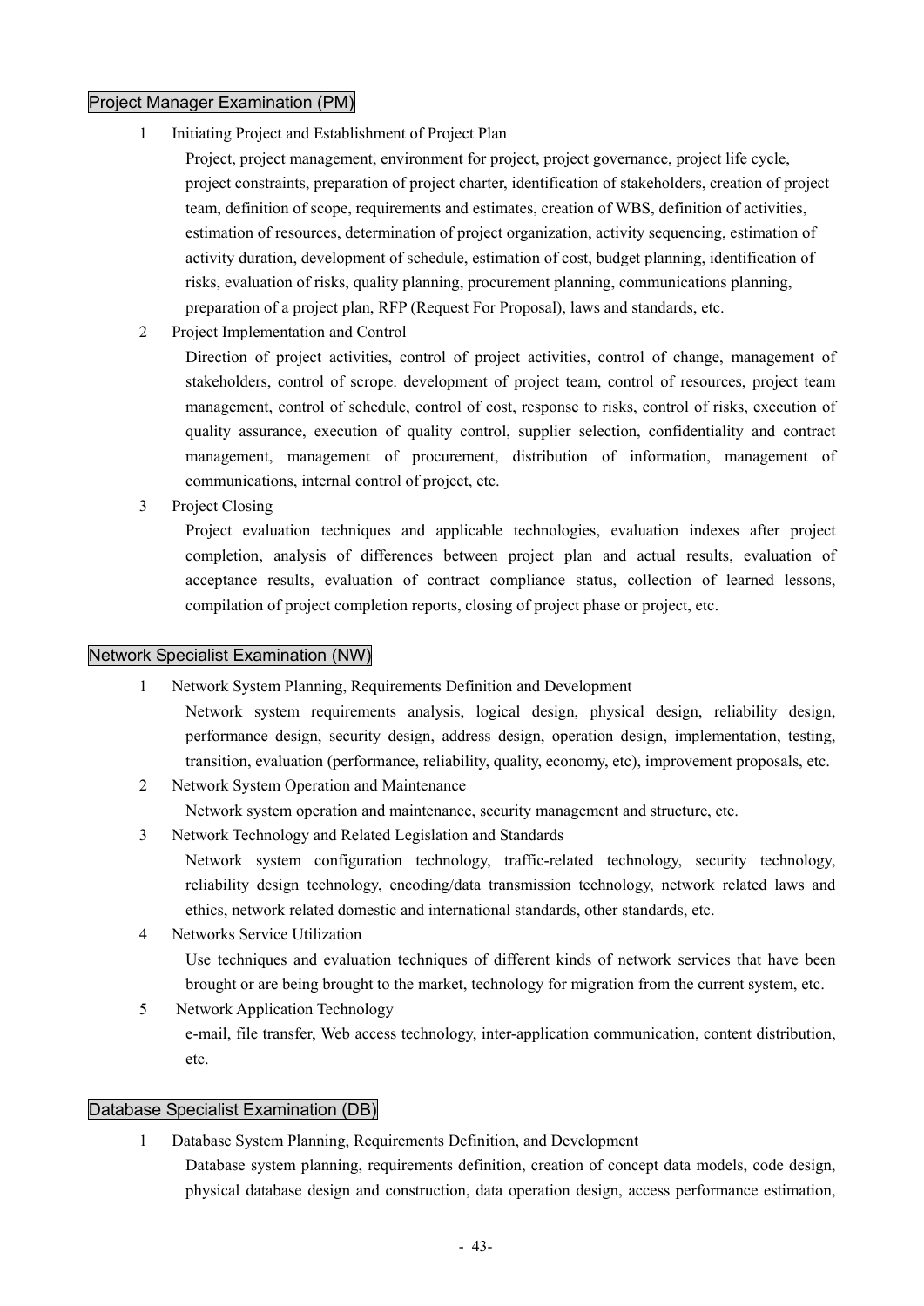## Project Manager Examination (PM)

1. Initiating Project and Establishment of Project Plan

   Project, project management, environment for project, project governance, project life cycle, project constraints, preparation of project charter, identification of stakeholders, creation of project team, definition of scope, requirements and estimates, creation of WBS, definition of activities, estimation of resources, determination of project organization, activity sequencing, estimation of activity duration, development of schedule, estimation of cost, budget planning, identification of risks, evaluation of risks, quality planning, procurement planning, communications planning, preparation of a project plan, RFP (Request For Proposal), laws and standards, etc.

2. Project Implementation and Control

   Direction of project activities, control of project activities, control of change, management of stakeholders, control of scrope. development of project team, control of resources, project team management, control of schedule, control of cost, response to risks, control of risks, execution of quality assurance, execution of quality control, supplier selection, confidentiality and contract management, management of procurement, distribution of information, management of communications, internal control of project, etc.

3. Project Closing

   Project evaluation techniques and applicable technologies, evaluation indexes after project completion, analysis of differences between project plan and actual results, evaluation of acceptance results, evaluation of contract compliance status, collection of learned lessons, compilation of project completion reports, closing of project phase or project, etc.

## Network Specialist Examination (NW)

1. Network System Planning, Requirements Definition and Development

   Network system requirements analysis, logical design, physical design, reliability design, performance design, security design, address design, operation design, implementation, testing, transition, evaluation (performance, reliability, quality, economy, etc), improvement proposals, etc.

2. Network System Operation and Maintenance

   Network system operation and maintenance, security management and structure, etc.

3. Network Technology and Related Legislation and Standards

   Network system configuration technology, traffic-related technology, security technology, reliability design technology, encoding/data transmission technology, network related laws and ethics, network related domestic and international standards, other standards, etc.

4. Networks Service Utilization

   Use techniques and evaluation techniques of different kinds of network services that have been brought or are being brought to the market, technology for migration from the current system, etc.

5. Network Application Technology

   e-mail, file transfer, Web access technology, inter-application communication, content distribution, etc.

## Database Specialist Examination (DB)

1. Database System Planning, Requirements Definition, and Development

   Database system planning, requirements definition, creation of concept data models, code design, physical database design and construction, data operation design, access performance estimation,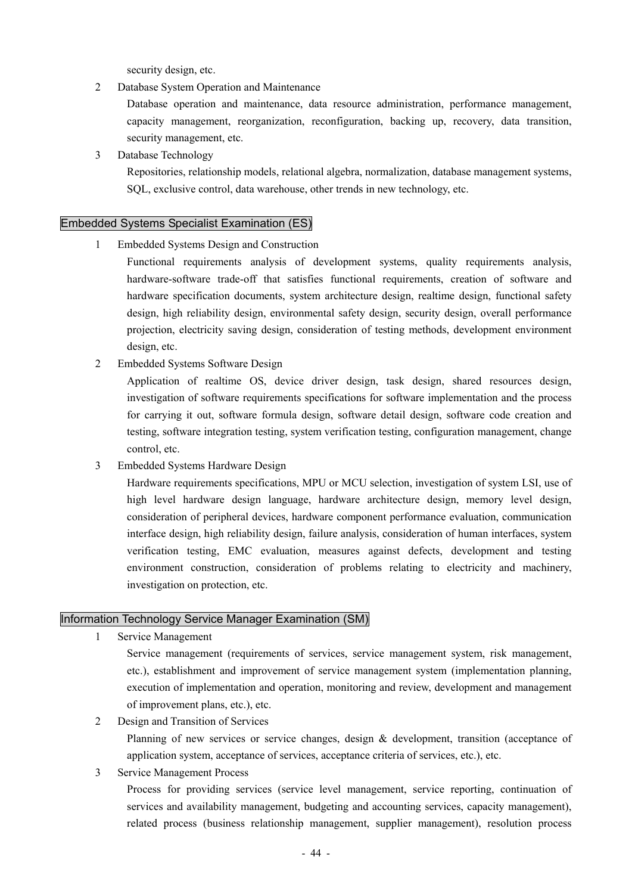security design, etc.

2 Database System Operation and Maintenance

Database operation and maintenance, data resource administration, performance management, capacity management, reorganization, reconfiguration, backing up, recovery, data transition, security management, etc.

3 Database Technology

Repositories, relationship models, relational algebra, normalization, database management systems, SQL, exclusive control, data warehouse, other trends in new technology, etc.

## Embedded Systems Specialist Examination (ES)

1 Embedded Systems Design and Construction

Functional requirements analysis of development systems, quality requirements analysis, hardware-software trade-off that satisfies functional requirements, creation of software and hardware specification documents, system architecture design, realtime design, functional safety design, high reliability design, environmental safety design, security design, overall performance projection, electricity saving design, consideration of testing methods, development environment design, etc.

2 Embedded Systems Software Design

Application of realtime OS, device driver design, task design, shared resources design, investigation of software requirements specifications for software implementation and the process for carrying it out, software formula design, software detail design, software code creation and testing, software integration testing, system verification testing, configuration management, change control, etc.

3 Embedded Systems Hardware Design

Hardware requirements specifications, MPU or MCU selection, investigation of system LSI, use of high level hardware design language, hardware architecture design, memory level design, consideration of peripheral devices, hardware component performance evaluation, communication interface design, high reliability design, failure analysis, consideration of human interfaces, system verification testing, EMC evaluation, measures against defects, development and testing environment construction, consideration of problems relating to electricity and machinery, investigation on protection, etc.

## Information Technology Service Manager Examination (SM)

1 Service Management

Service management (requirements of services, service management system, risk management, etc.), establishment and improvement of service management system (implementation planning, execution of implementation and operation, monitoring and review, development and management of improvement plans, etc.), etc.

2 Design and Transition of Services

Planning of new services or service changes, design & development, transition (acceptance of application system, acceptance of services, acceptance criteria of services, etc.), etc.

3 Service Management Process

Process for providing services (service level management, service reporting, continuation of services and availability management, budgeting and accounting services, capacity management), related process (business relationship management, supplier management), resolution process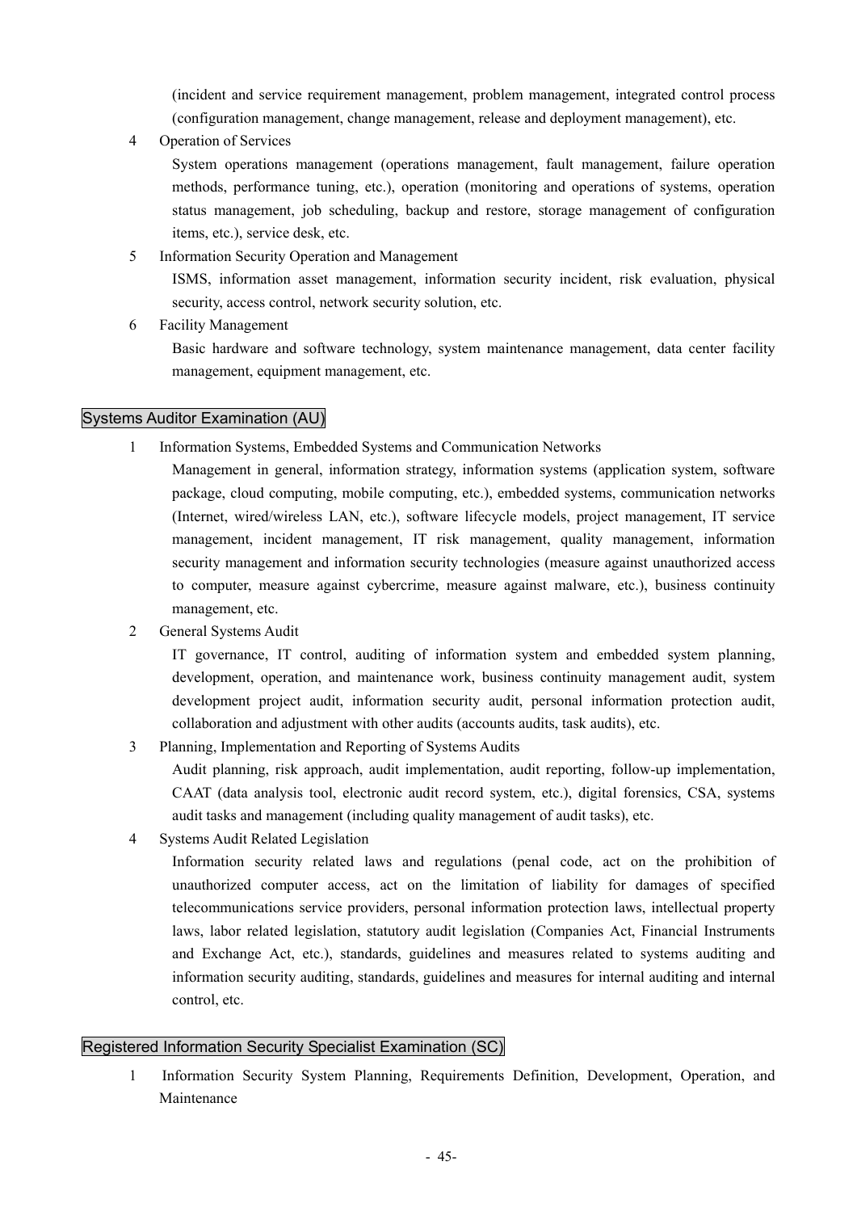(incident and service requirement management, problem management, integrated control process (configuration management, change management, release and deployment management), etc.

4 Operation of Services

System operations management (operations management, fault management, failure operation methods, performance tuning, etc.), operation (monitoring and operations of systems, operation status management, job scheduling, backup and restore, storage management of configuration items, etc.), service desk, etc.

5 Information Security Operation and Management

ISMS, information asset management, information security incident, risk evaluation, physical security, access control, network security solution, etc.

6 Facility Management

Basic hardware and software technology, system maintenance management, data center facility management, equipment management, etc.

## Systems Auditor Examination (AU)

1 Information Systems, Embedded Systems and Communication Networks

Management in general, information strategy, information systems (application system, software package, cloud computing, mobile computing, etc.), embedded systems, communication networks (Internet, wired/wireless LAN, etc.), software lifecycle models, project management, IT service management, incident management, IT risk management, quality management, information security management and information security technologies (measure against unauthorized access to computer, measure against cybercrime, measure against malware, etc.), business continuity management, etc.

2 General Systems Audit

IT governance, IT control, auditing of information system and embedded system planning, development, operation, and maintenance work, business continuity management audit, system development project audit, information security audit, personal information protection audit, collaboration and adjustment with other audits (accounts audits, task audits), etc.

3 Planning, Implementation and Reporting of Systems Audits

Audit planning, risk approach, audit implementation, audit reporting, follow-up implementation, CAAT (data analysis tool, electronic audit record system, etc.), digital forensics, CSA, systems audit tasks and management (including quality management of audit tasks), etc.

4 Systems Audit Related Legislation

Information security related laws and regulations (penal code, act on the prohibition of unauthorized computer access, act on the limitation of liability for damages of specified telecommunications service providers, personal information protection laws, intellectual property laws, labor related legislation, statutory audit legislation (Companies Act, Financial Instruments and Exchange Act, etc.), standards, guidelines and measures related to systems auditing and information security auditing, standards, guidelines and measures for internal auditing and internal control, etc.

## Registered Information Security Specialist Examination (SC)

1 Information Security System Planning, Requirements Definition, Development, Operation, and Maintenance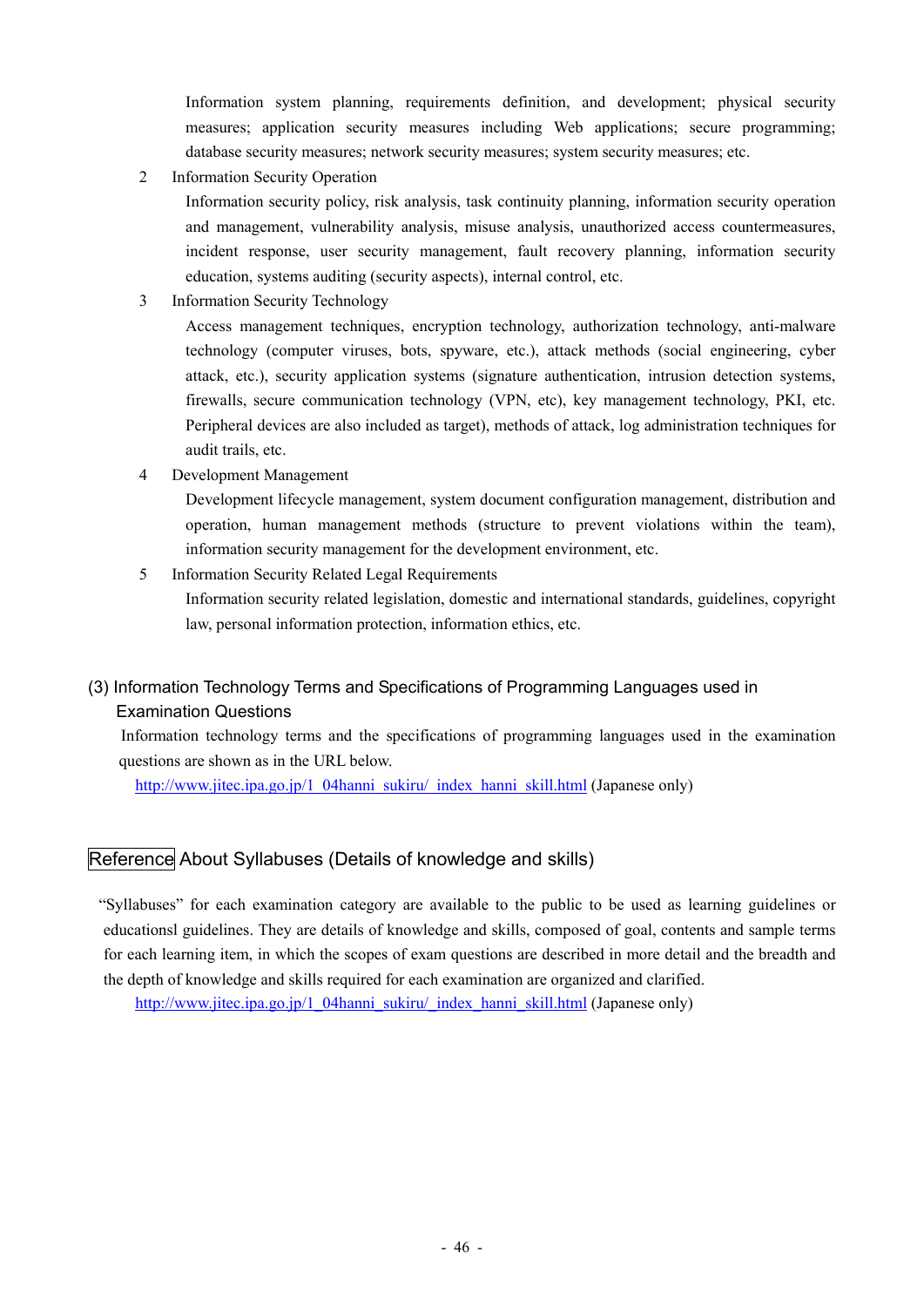Information system planning, requirements definition, and development; physical security measures; application security measures including Web applications; secure programming; database security measures; network security measures; system security measures; etc.

2 Information Security Operation

Information security policy, risk analysis, task continuity planning, information security operation and management, vulnerability analysis, misuse analysis, unauthorized access countermeasures, incident response, user security management, fault recovery planning, information security education, systems auditing (security aspects), internal control, etc.

3 Information Security Technology

Access management techniques, encryption technology, authorization technology, anti-malware technology (computer viruses, bots, spyware, etc.), attack methods (social engineering, cyber attack, etc.), security application systems (signature authentication, intrusion detection systems, firewalls, secure communication technology (VPN, etc), key management technology, PKI, etc. Peripheral devices are also included as target), methods of attack, log administration techniques for audit trails, etc.

4 Development Management

Development lifecycle management, system document configuration management, distribution and operation, human management methods (structure to prevent violations within the team), information security management for the development environment, etc.

5 Information Security Related Legal Requirements

Information security related legislation, domestic and international standards, guidelines, copyright law, personal information protection, information ethics, etc.

### (3) Information Technology Terms and Specifications of Programming Languages used in Examination Questions

Information technology terms and the specifications of programming languages used in the examination questions are shown as in the URL below.

http://www.jitec.ipa.go.jp/1_04hanni_sukiru/_index_hanni_skill.html (Japanese only)

## Reference About Syllabuses (Details of knowledge and skills)

"Syllabuses" for each examination category are available to the public to be used as learning guidelines or educationsl guidelines. They are details of knowledge and skills, composed of goal, contents and sample terms for each learning item, in which the scopes of exam questions are described in more detail and the breadth and the depth of knowledge and skills required for each examination are organized and clarified.

http://www.jitec.ipa.go.jp/1_04hanni_sukiru/_index_hanni_skill.html (Japanese only)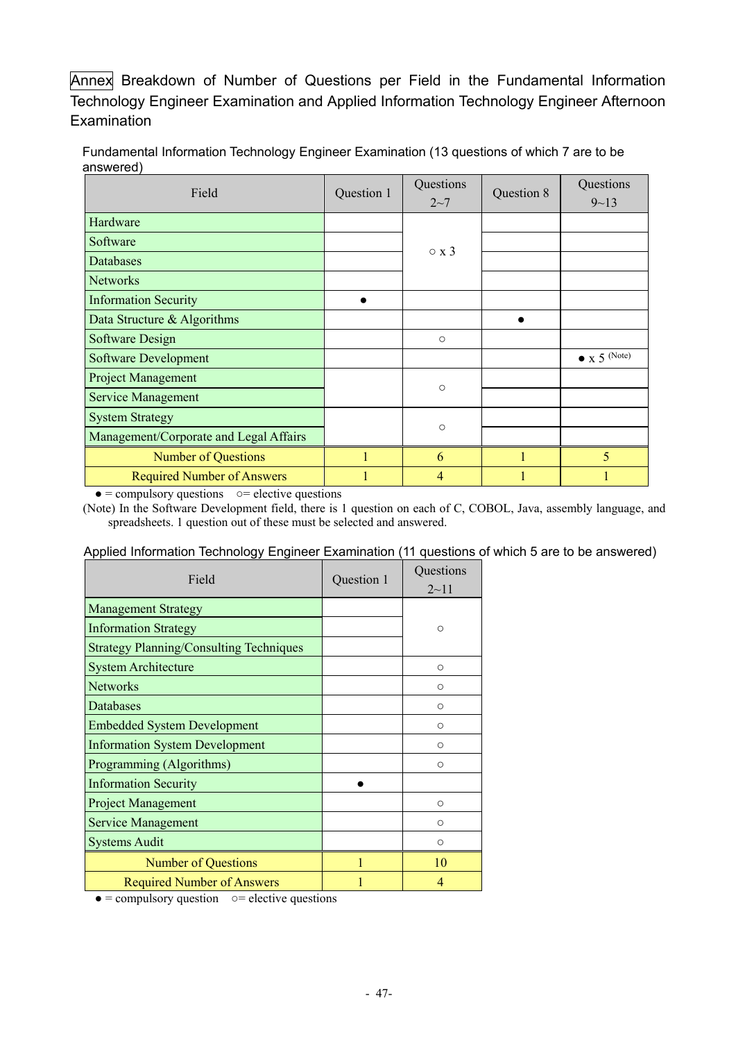Annex Breakdown of Number of Questions per Field in the Fundamental Information Technology Engineer Examination and Applied Information Technology Engineer Afternoon Examination

Fundamental Information Technology Engineer Examination (13 questions of which 7 are to be answered)

| Field | Question 1 | Questions 2~7 | Question 8 | Questions 9~13 |
|---|---|---|---|---|
| Hardware | | ○ x 3 | | |
| Software | | | | |
| Databases | | | | |
| Networks | | | | |
| Information Security | ● | | | |
| Data Structure & Algorithms | | | ● | |
| Software Design | | ○ | | |
| Software Development | | | | ● x 5 (Note) |
| Project Management | | ○ | | |
| Service Management | | | | |
| System Strategy | | ○ | | |
| Management/Corporate and Legal Affairs | | | | |
| Number of Questions | 1 | 6 | 1 | 5 |
| Required Number of Answers | 1 | 4 | 1 | 1 |

● = compulsory questions ○= elective questions

(Note) In the Software Development field, there is 1 question on each of C, COBOL, Java, assembly language, and spreadsheets. 1 question out of these must be selected and answered.

Applied Information Technology Engineer Examination (11 questions of which 5 are to be answered)

| Field | Question 1 | Questions 2~11 |
|---|---|---|
| Management Strategy | | ○ |
| Information Strategy | | |
| Strategy Planning/Consulting Techniques | | |
| System Architecture | | ○ |
| Networks | | ○ |
| Databases | | ○ |
| Embedded System Development | | ○ |
| Information System Development | | ○ |
| Programming (Algorithms) | | ○ |
| Information Security | ● | |
| Project Management | | ○ |
| Service Management | | ○ |
| Systems Audit | | ○ |
| Number of Questions | 1 | 10 |
| Required Number of Answers | 1 | 4 |

● = compulsory question ○= elective questions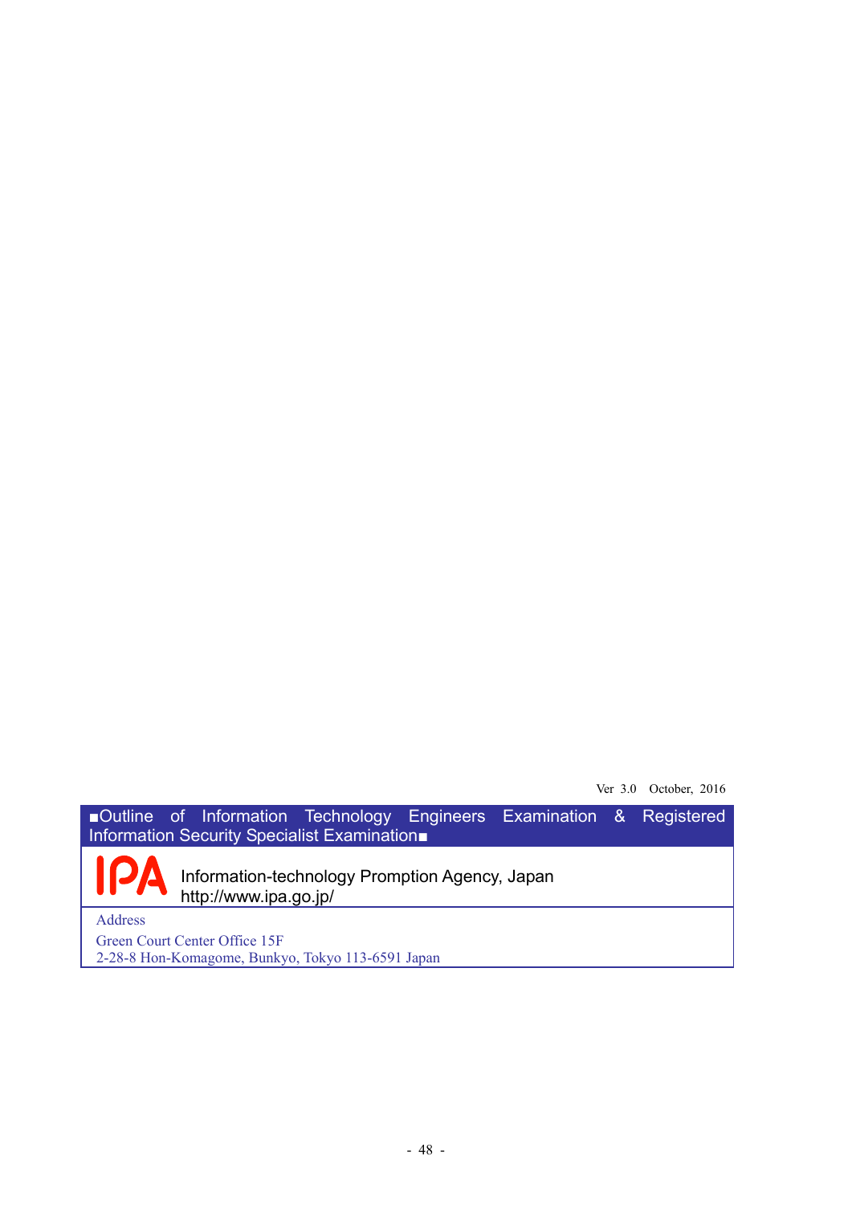Ver 3.0 October, 2016

■Outline of Information Technology Engineers Examination & Registered Information Security Specialist Examination■

IPA Information-technology Promption Agency, Japan
http://www.ipa.go.jp/

Address
Green Court Center Office 15F
2-28-8 Hon-Komagome, Bunkyo, Tokyo 113-6591 Japan